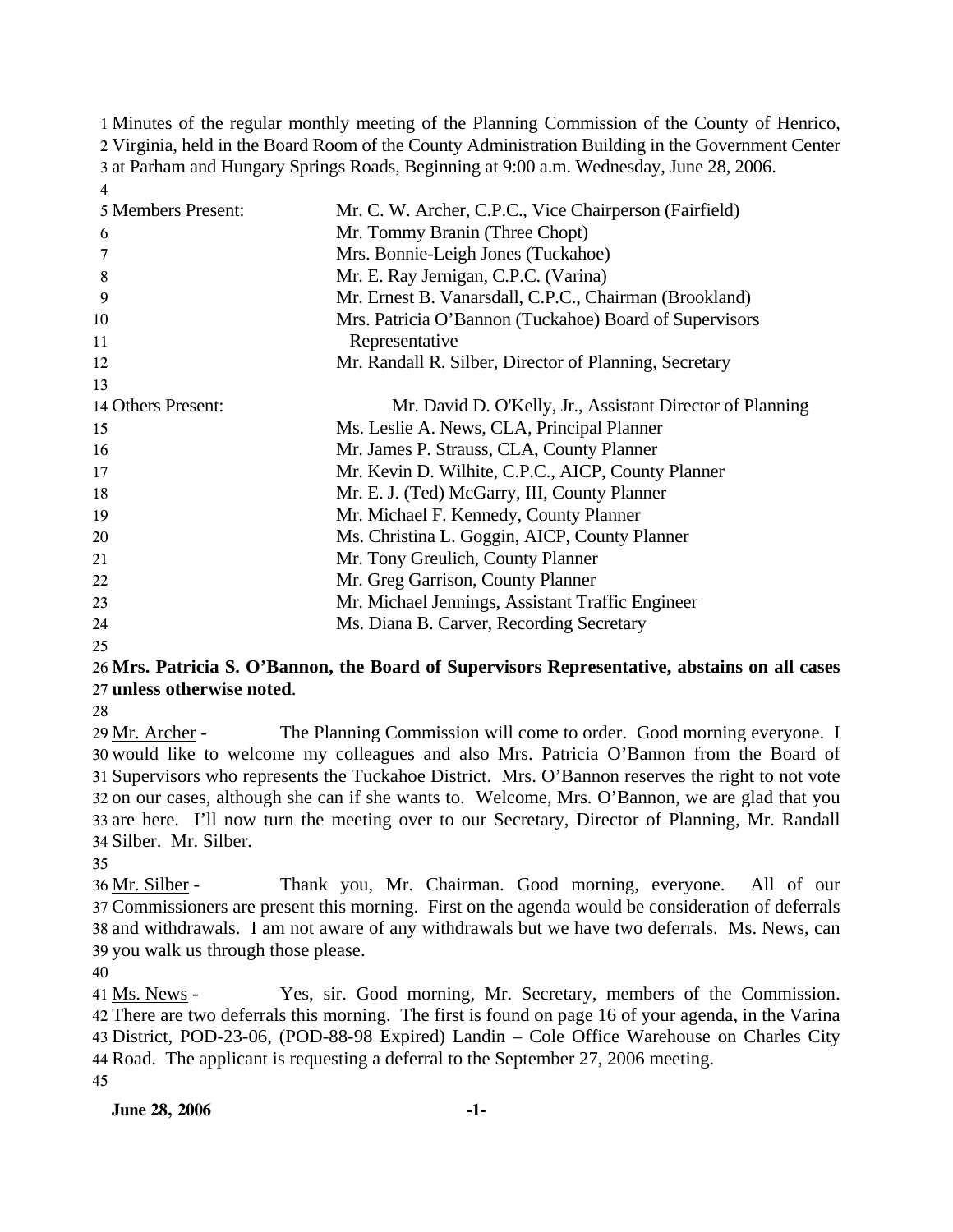Minutes of the regular monthly meeting of the Planning Commission of the County of Henrico, Virginia, held in the Board Room of the County Administration Building in the Government Center at Parham and Hungary Springs Roads, Beginning at 9:00 a.m. Wednesday, June 28, 2006.

| | |
|---|---|
| Members Present: | Mr. C. W. Archer, C.P.C., Vice Chairperson (Fairfield) |
| | Mr. Tommy Branin (Three Chopt) |
| | Mrs. Bonnie-Leigh Jones (Tuckahoe) |
| | Mr. E. Ray Jernigan, C.P.C. (Varina) |
| | Mr. Ernest B. Vanarsdall, C.P.C., Chairman (Brookland) |
| | Mrs. Patricia O'Bannon (Tuckahoe) Board of Supervisors Representative |
| | Mr. Randall R. Silber, Director of Planning, Secretary |
| Others Present: | Mr. David D. O'Kelly, Jr., Assistant Director of Planning |
| | Ms. Leslie A. News, CLA, Principal Planner |
| | Mr. James P. Strauss, CLA, County Planner |
| | Mr. Kevin D. Wilhite, C.P.C., AICP, County Planner |
| | Mr. E. J. (Ted) McGarry, III, County Planner |
| | Mr. Michael F. Kennedy, County Planner |
| | Ms. Christina L. Goggin, AICP, County Planner |
| | Mr. Tony Greulich, County Planner |
| | Mr. Greg Garrison, County Planner |
| | Mr. Michael Jennings, Assistant Traffic Engineer |
| | Ms. Diana B. Carver, Recording Secretary |

**Mrs. Patricia S. O'Bannon, the Board of Supervisors Representative, abstains on all cases unless otherwise noted**.

Mr. Archer - The Planning Commission will come to order. Good morning everyone. I would like to welcome my colleagues and also Mrs. Patricia O'Bannon from the Board of Supervisors who represents the Tuckahoe District. Mrs. O'Bannon reserves the right to not vote on our cases, although she can if she wants to. Welcome, Mrs. O'Bannon, we are glad that you are here. I'll now turn the meeting over to our Secretary, Director of Planning, Mr. Randall Silber. Mr. Silber.

Mr. Silber - Thank you, Mr. Chairman. Good morning, everyone. All of our Commissioners are present this morning. First on the agenda would be consideration of deferrals and withdrawals. I am not aware of any withdrawals but we have two deferrals. Ms. News, can you walk us through those please.

Ms. News - Yes, sir. Good morning, Mr. Secretary, members of the Commission. There are two deferrals this morning. The first is found on page 16 of your agenda, in the Varina District, POD-23-06, (POD-88-98 Expired) Landin – Cole Office Warehouse on Charles City Road. The applicant is requesting a deferral to the September 27, 2006 meeting.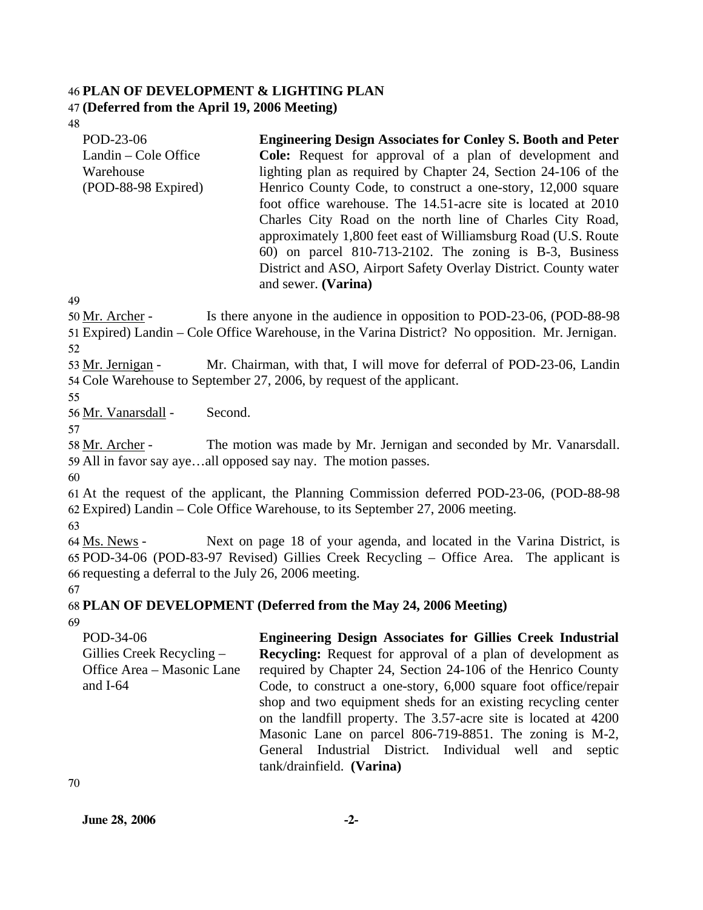**PLAN OF DEVELOPMENT & LIGHTING PLAN**
**(Deferred from the April 19, 2006 Meeting)**

| | |
|---|---|
| POD-23-06<br>Landin – Cole Office Warehouse<br>(POD-88-98 Expired) | **Engineering Design Associates for Conley S. Booth and Peter Cole:** Request for approval of a plan of development and lighting plan as required by Chapter 24, Section 24-106 of the Henrico County Code, to construct a one-story, 12,000 square foot office warehouse. The 14.51-acre site is located at 2010 Charles City Road on the north line of Charles City Road, approximately 1,800 feet east of Williamsburg Road (U.S. Route 60) on parcel 810-713-2102. The zoning is B-3, Business District and ASO, Airport Safety Overlay District. County water and sewer. **(Varina)** |

Mr. Archer - Is there anyone in the audience in opposition to POD-23-06, (POD-88-98 Expired) Landin – Cole Office Warehouse, in the Varina District? No opposition. Mr. Jernigan.

Mr. Jernigan - Mr. Chairman, with that, I will move for deferral of POD-23-06, Landin Cole Warehouse to September 27, 2006, by request of the applicant.

Mr. Vanarsdall - Second.

Mr. Archer - The motion was made by Mr. Jernigan and seconded by Mr. Vanarsdall. All in favor say aye…all opposed say nay. The motion passes.

At the request of the applicant, the Planning Commission deferred POD-23-06, (POD-88-98 Expired) Landin – Cole Office Warehouse, to its September 27, 2006 meeting.

Ms. News - Next on page 18 of your agenda, and located in the Varina District, is POD-34-06 (POD-83-97 Revised) Gillies Creek Recycling – Office Area. The applicant is requesting a deferral to the July 26, 2006 meeting.

**PLAN OF DEVELOPMENT (Deferred from the May 24, 2006 Meeting)**

| | |
|---|---|
| POD-34-06<br>Gillies Creek Recycling – Office Area – Masonic Lane and I-64 | **Engineering Design Associates for Gillies Creek Industrial Recycling:** Request for approval of a plan of development as required by Chapter 24, Section 24-106 of the Henrico County Code, to construct a one-story, 6,000 square foot office/repair shop and two equipment sheds for an existing recycling center on the landfill property. The 3.57-acre site is located at 4200 Masonic Lane on parcel 806-719-8851. The zoning is M-2, General Industrial District. Individual well and septic tank/drainfield. **(Varina)** |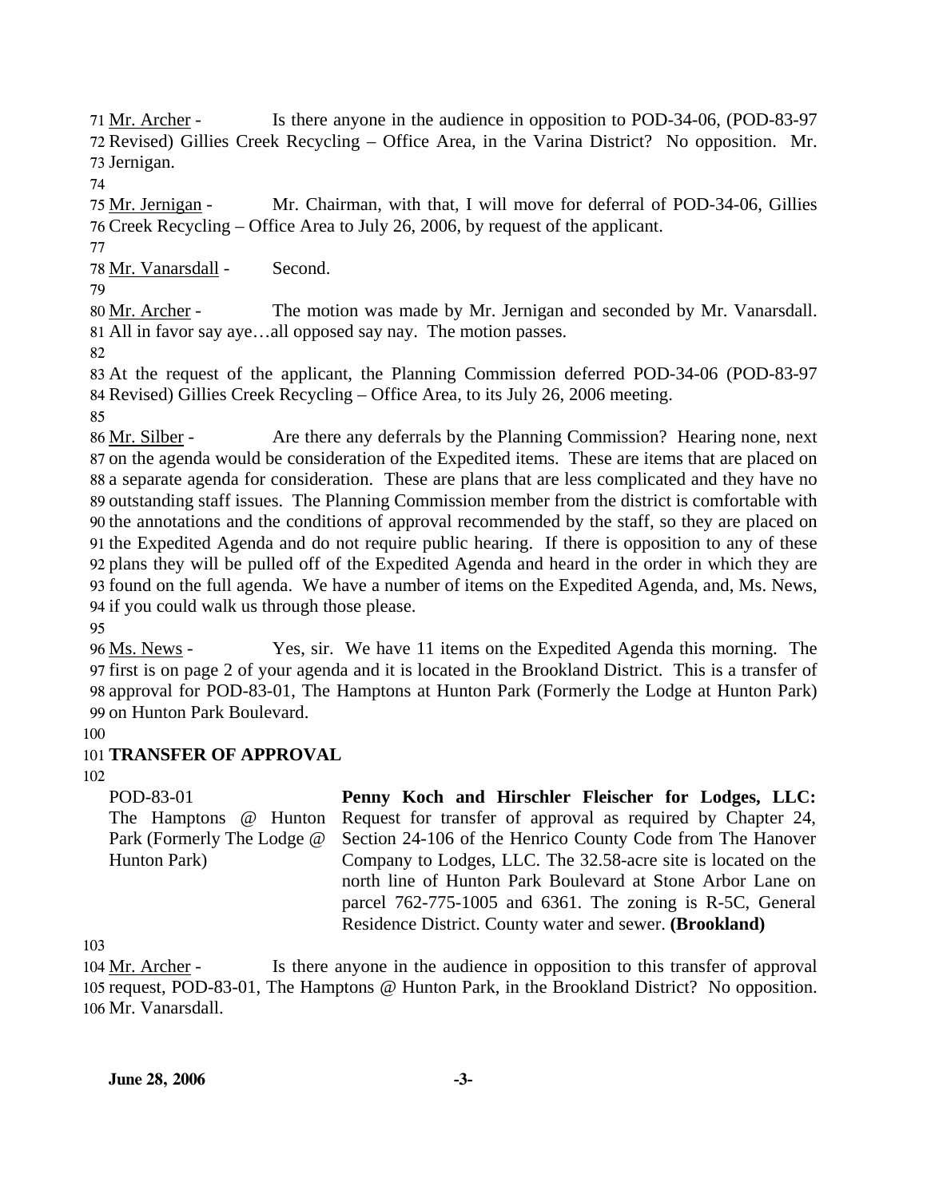Mr. Archer - Is there anyone in the audience in opposition to POD-34-06, (POD-83-97 Revised) Gillies Creek Recycling – Office Area, in the Varina District? No opposition. Mr. Jernigan.

Mr. Jernigan - Mr. Chairman, with that, I will move for deferral of POD-34-06, Gillies Creek Recycling – Office Area to July 26, 2006, by request of the applicant.

Mr. Vanarsdall - Second.

Mr. Archer - The motion was made by Mr. Jernigan and seconded by Mr. Vanarsdall. All in favor say aye…all opposed say nay. The motion passes.

At the request of the applicant, the Planning Commission deferred POD-34-06 (POD-83-97 Revised) Gillies Creek Recycling – Office Area, to its July 26, 2006 meeting.

Mr. Silber - Are there any deferrals by the Planning Commission? Hearing none, next on the agenda would be consideration of the Expedited items. These are items that are placed on a separate agenda for consideration. These are plans that are less complicated and they have no outstanding staff issues. The Planning Commission member from the district is comfortable with the annotations and the conditions of approval recommended by the staff, so they are placed on the Expedited Agenda and do not require public hearing. If there is opposition to any of these plans they will be pulled off of the Expedited Agenda and heard in the order in which they are found on the full agenda. We have a number of items on the Expedited Agenda, and, Ms. News, if you could walk us through those please.

Ms. News - Yes, sir. We have 11 items on the Expedited Agenda this morning. The first is on page 2 of your agenda and it is located in the Brookland District. This is a transfer of approval for POD-83-01, The Hamptons at Hunton Park (Formerly the Lodge at Hunton Park) on Hunton Park Boulevard.

**TRANSFER OF APPROVAL**

| | |
|---|---|
| POD-83-01<br>The Hamptons @ Hunton Park (Formerly The Lodge @ Hunton Park) | **Penny Koch and Hirschler Fleischer for Lodges, LLC:** Request for transfer of approval as required by Chapter 24, Section 24-106 of the Henrico County Code from The Hanover Company to Lodges, LLC. The 32.58-acre site is located on the north line of Hunton Park Boulevard at Stone Arbor Lane on parcel 762-775-1005 and 6361. The zoning is R-5C, General Residence District. County water and sewer. **(Brookland)** |

Mr. Archer - Is there anyone in the audience in opposition to this transfer of approval request, POD-83-01, The Hamptons @ Hunton Park, in the Brookland District? No opposition. Mr. Vanarsdall.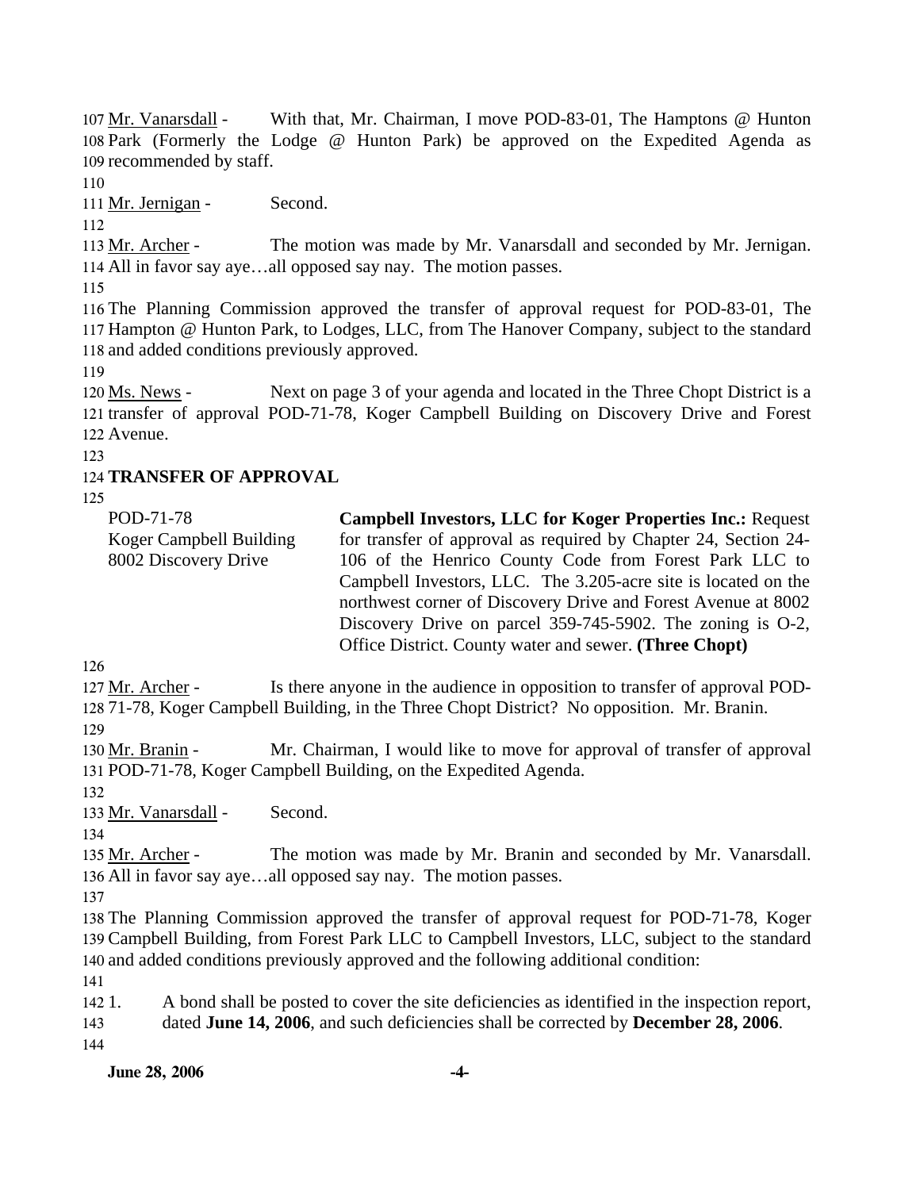Mr. Vanarsdall - With that, Mr. Chairman, I move POD-83-01, The Hamptons @ Hunton Park (Formerly the Lodge @ Hunton Park) be approved on the Expedited Agenda as recommended by staff.

Mr. Jernigan - Second.

Mr. Archer - The motion was made by Mr. Vanarsdall and seconded by Mr. Jernigan. All in favor say aye…all opposed say nay. The motion passes.

The Planning Commission approved the transfer of approval request for POD-83-01, The Hampton @ Hunton Park, to Lodges, LLC, from The Hanover Company, subject to the standard and added conditions previously approved.

Ms. News - Next on page 3 of your agenda and located in the Three Chopt District is a transfer of approval POD-71-78, Koger Campbell Building on Discovery Drive and Forest Avenue.

**TRANSFER OF APPROVAL**

POD-71-78
Koger Campbell Building
8002 Discovery Drive

**Campbell Investors, LLC for Koger Properties Inc.:** Request for transfer of approval as required by Chapter 24, Section 24-106 of the Henrico County Code from Forest Park LLC to Campbell Investors, LLC. The 3.205-acre site is located on the northwest corner of Discovery Drive and Forest Avenue at 8002 Discovery Drive on parcel 359-745-5902. The zoning is O-2, Office District. County water and sewer. **(Three Chopt)**

Mr. Archer - Is there anyone in the audience in opposition to transfer of approval POD-71-78, Koger Campbell Building, in the Three Chopt District? No opposition. Mr. Branin.

Mr. Branin - Mr. Chairman, I would like to move for approval of transfer of approval POD-71-78, Koger Campbell Building, on the Expedited Agenda.

Mr. Vanarsdall - Second.

Mr. Archer - The motion was made by Mr. Branin and seconded by Mr. Vanarsdall. All in favor say aye…all opposed say nay. The motion passes.

The Planning Commission approved the transfer of approval request for POD-71-78, Koger Campbell Building, from Forest Park LLC to Campbell Investors, LLC, subject to the standard and added conditions previously approved and the following additional condition:

1. A bond shall be posted to cover the site deficiencies as identified in the inspection report, dated **June 14, 2006**, and such deficiencies shall be corrected by **December 28, 2006**.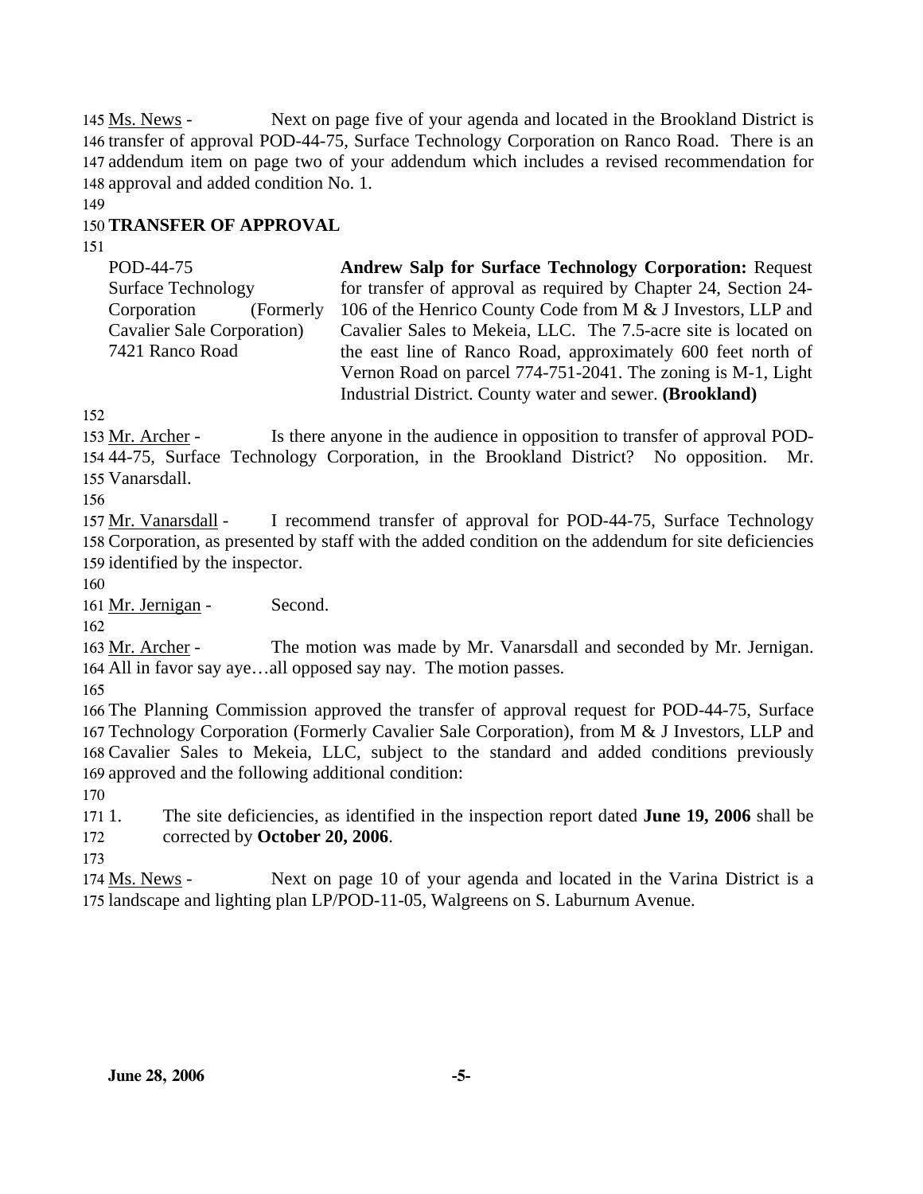Ms. News - Next on page five of your agenda and located in the Brookland District is transfer of approval POD-44-75, Surface Technology Corporation on Ranco Road. There is an addendum item on page two of your addendum which includes a revised recommendation for approval and added condition No. 1.

**TRANSFER OF APPROVAL**

| | |
|---|---|
| POD-44-75<br>Surface Technology Corporation (Formerly Cavalier Sale Corporation)<br>7421 Ranco Road | **Andrew Salp for Surface Technology Corporation:** Request for transfer of approval as required by Chapter 24, Section 24-106 of the Henrico County Code from M & J Investors, LLP and Cavalier Sales to Mekeia, LLC. The 7.5-acre site is located on the east line of Ranco Road, approximately 600 feet north of Vernon Road on parcel 774-751-2041. The zoning is M-1, Light Industrial District. County water and sewer. **(Brookland)** |

Mr. Archer - Is there anyone in the audience in opposition to transfer of approval POD-44-75, Surface Technology Corporation, in the Brookland District? No opposition. Mr. Vanarsdall.

Mr. Vanarsdall - I recommend transfer of approval for POD-44-75, Surface Technology Corporation, as presented by staff with the added condition on the addendum for site deficiencies identified by the inspector.

Mr. Jernigan - Second.

Mr. Archer - The motion was made by Mr. Vanarsdall and seconded by Mr. Jernigan. All in favor say aye…all opposed say nay. The motion passes.

The Planning Commission approved the transfer of approval request for POD-44-75, Surface Technology Corporation (Formerly Cavalier Sale Corporation), from M & J Investors, LLP and Cavalier Sales to Mekeia, LLC, subject to the standard and added conditions previously approved and the following additional condition:

1. The site deficiencies, as identified in the inspection report dated **June 19, 2006** shall be corrected by **October 20, 2006**.

Ms. News - Next on page 10 of your agenda and located in the Varina District is a landscape and lighting plan LP/POD-11-05, Walgreens on S. Laburnum Avenue.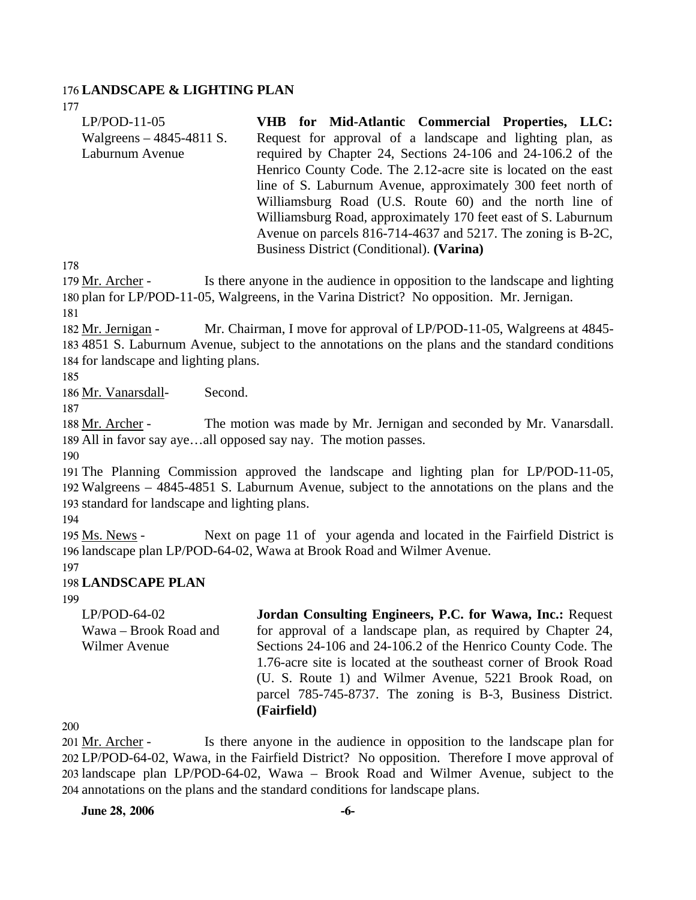**LANDSCAPE & LIGHTING PLAN**

| | |
|---|---|
| LP/POD-11-05<br>Walgreens – 4845-4811 S. Laburnum Avenue | **VHB for Mid-Atlantic Commercial Properties, LLC:** Request for approval of a landscape and lighting plan, as required by Chapter 24, Sections 24-106 and 24-106.2 of the Henrico County Code. The 2.12-acre site is located on the east line of S. Laburnum Avenue, approximately 300 feet north of Williamsburg Road (U.S. Route 60) and the north line of Williamsburg Road, approximately 170 feet east of S. Laburnum Avenue on parcels 816-714-4637 and 5217. The zoning is B-2C, Business District (Conditional). **(Varina)** |

Mr. Archer - Is there anyone in the audience in opposition to the landscape and lighting plan for LP/POD-11-05, Walgreens, in the Varina District? No opposition. Mr. Jernigan.

Mr. Jernigan - Mr. Chairman, I move for approval of LP/POD-11-05, Walgreens at 4845-4851 S. Laburnum Avenue, subject to the annotations on the plans and the standard conditions for landscape and lighting plans.

Mr. Vanarsdall- Second.

Mr. Archer - The motion was made by Mr. Jernigan and seconded by Mr. Vanarsdall. All in favor say aye…all opposed say nay. The motion passes.

The Planning Commission approved the landscape and lighting plan for LP/POD-11-05, Walgreens – 4845-4851 S. Laburnum Avenue, subject to the annotations on the plans and the standard for landscape and lighting plans.

Ms. News - Next on page 11 of your agenda and located in the Fairfield District is landscape plan LP/POD-64-02, Wawa at Brook Road and Wilmer Avenue.

**LANDSCAPE PLAN**

| | |
|---|---|
| LP/POD-64-02<br>Wawa – Brook Road and Wilmer Avenue | **Jordan Consulting Engineers, P.C. for Wawa, Inc.:** Request for approval of a landscape plan, as required by Chapter 24, Sections 24-106 and 24-106.2 of the Henrico County Code. The 1.76-acre site is located at the southeast corner of Brook Road (U. S. Route 1) and Wilmer Avenue, 5221 Brook Road, on parcel 785-745-8737. The zoning is B-3, Business District. **(Fairfield)** |

Mr. Archer - Is there anyone in the audience in opposition to the landscape plan for LP/POD-64-02, Wawa, in the Fairfield District? No opposition. Therefore I move approval of landscape plan LP/POD-64-02, Wawa – Brook Road and Wilmer Avenue, subject to the annotations on the plans and the standard conditions for landscape plans.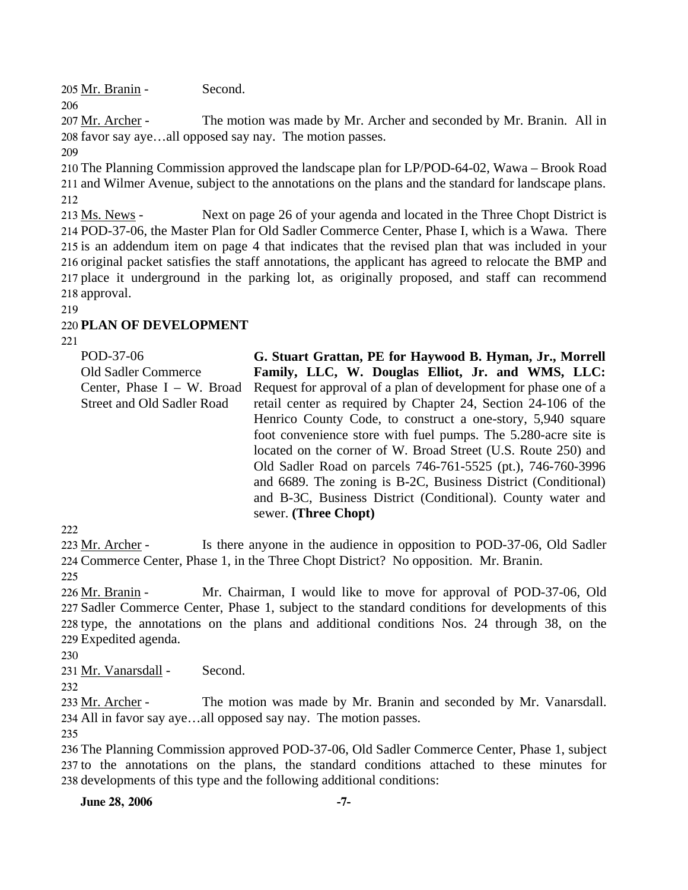205 Mr. Branin - Second.

206

207 Mr. Archer - The motion was made by Mr. Archer and seconded by Mr. Branin. All in 208 favor say aye…all opposed say nay. The motion passes.

209

210 The Planning Commission approved the landscape plan for LP/POD-64-02, Wawa – Brook Road 211 and Wilmer Avenue, subject to the annotations on the plans and the standard for landscape plans.

212

213 Ms. News - Next on page 26 of your agenda and located in the Three Chopt District is 214 POD-37-06, the Master Plan for Old Sadler Commerce Center, Phase I, which is a Wawa. There 215 is an addendum item on page 4 that indicates that the revised plan that was included in your 216 original packet satisfies the staff annotations, the applicant has agreed to relocate the BMP and 217 place it underground in the parking lot, as originally proposed, and staff can recommend 218 approval.

219

220 **PLAN OF DEVELOPMENT**

221

| | |
|---|---|
| POD-37-06<br>Old Sadler Commerce Center, Phase I – W. Broad Street and Old Sadler Road | **G. Stuart Grattan, PE for Haywood B. Hyman, Jr., Morrell Family, LLC, W. Douglas Elliot, Jr. and WMS, LLC:** Request for approval of a plan of development for phase one of a retail center as required by Chapter 24, Section 24-106 of the Henrico County Code, to construct a one-story, 5,940 square foot convenience store with fuel pumps. The 5.280-acre site is located on the corner of W. Broad Street (U.S. Route 250) and Old Sadler Road on parcels 746-761-5525 (pt.), 746-760-3996 and 6689. The zoning is B-2C, Business District (Conditional) and B-3C, Business District (Conditional). County water and sewer. **(Three Chopt)** |

222

223 Mr. Archer - Is there anyone in the audience in opposition to POD-37-06, Old Sadler 224 Commerce Center, Phase 1, in the Three Chopt District? No opposition. Mr. Branin.

225

226 Mr. Branin - Mr. Chairman, I would like to move for approval of POD-37-06, Old 227 Sadler Commerce Center, Phase 1, subject to the standard conditions for developments of this 228 type, the annotations on the plans and additional conditions Nos. 24 through 38, on the 229 Expedited agenda.

230

231 Mr. Vanarsdall - Second.

232

233 Mr. Archer - The motion was made by Mr. Branin and seconded by Mr. Vanarsdall. 234 All in favor say aye…all opposed say nay. The motion passes.

235

236 The Planning Commission approved POD-37-06, Old Sadler Commerce Center, Phase 1, subject 237 to the annotations on the plans, the standard conditions attached to these minutes for 238 developments of this type and the following additional conditions:

**June 28, 2006**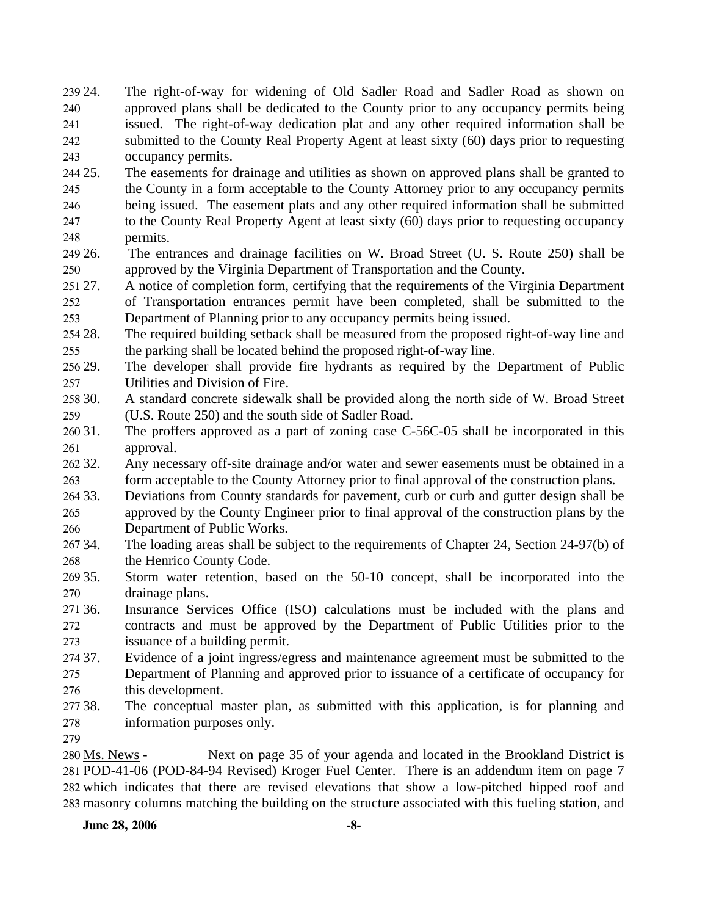24. The right-of-way for widening of Old Sadler Road and Sadler Road as shown on approved plans shall be dedicated to the County prior to any occupancy permits being issued. The right-of-way dedication plat and any other required information shall be submitted to the County Real Property Agent at least sixty (60) days prior to requesting occupancy permits.
25. The easements for drainage and utilities as shown on approved plans shall be granted to the County in a form acceptable to the County Attorney prior to any occupancy permits being issued. The easement plats and any other required information shall be submitted to the County Real Property Agent at least sixty (60) days prior to requesting occupancy permits.
26. The entrances and drainage facilities on W. Broad Street (U. S. Route 250) shall be approved by the Virginia Department of Transportation and the County.
27. A notice of completion form, certifying that the requirements of the Virginia Department of Transportation entrances permit have been completed, shall be submitted to the Department of Planning prior to any occupancy permits being issued.
28. The required building setback shall be measured from the proposed right-of-way line and the parking shall be located behind the proposed right-of-way line.
29. The developer shall provide fire hydrants as required by the Department of Public Utilities and Division of Fire.
30. A standard concrete sidewalk shall be provided along the north side of W. Broad Street (U.S. Route 250) and the south side of Sadler Road.
31. The proffers approved as a part of zoning case C-56C-05 shall be incorporated in this approval.
32. Any necessary off-site drainage and/or water and sewer easements must be obtained in a form acceptable to the County Attorney prior to final approval of the construction plans.
33. Deviations from County standards for pavement, curb or curb and gutter design shall be approved by the County Engineer prior to final approval of the construction plans by the Department of Public Works.
34. The loading areas shall be subject to the requirements of Chapter 24, Section 24-97(b) of the Henrico County Code.
35. Storm water retention, based on the 50-10 concept, shall be incorporated into the drainage plans.
36. Insurance Services Office (ISO) calculations must be included with the plans and contracts and must be approved by the Department of Public Utilities prior to the issuance of a building permit.
37. Evidence of a joint ingress/egress and maintenance agreement must be submitted to the Department of Planning and approved prior to issuance of a certificate of occupancy for this development.
38. The conceptual master plan, as submitted with this application, is for planning and information purposes only.

Ms. News - Next on page 35 of your agenda and located in the Brookland District is POD-41-06 (POD-84-94 Revised) Kroger Fuel Center. There is an addendum item on page 7 which indicates that there are revised elevations that show a low-pitched hipped roof and masonry columns matching the building on the structure associated with this fueling station, and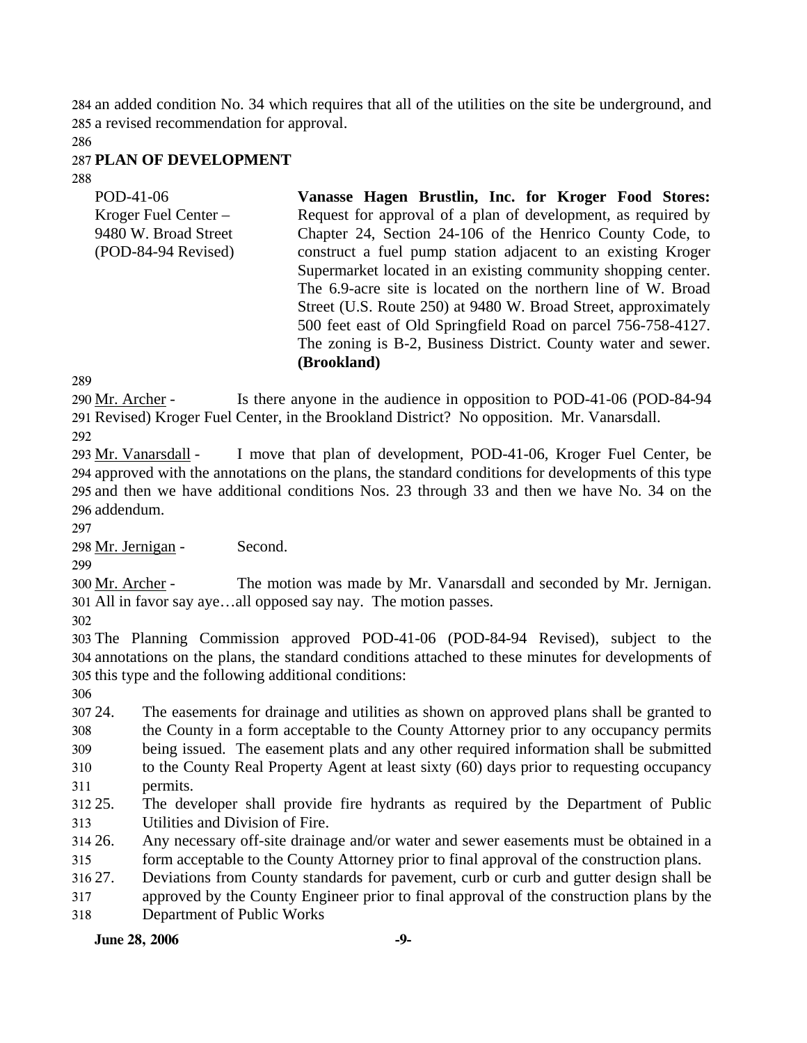an added condition No. 34 which requires that all of the utilities on the site be underground, and a revised recommendation for approval.

## PLAN OF DEVELOPMENT

POD-41-06
Kroger Fuel Center –
9480 W. Broad Street
(POD-84-94 Revised)

**Vanasse Hagen Brustlin, Inc. for Kroger Food Stores:** Request for approval of a plan of development, as required by Chapter 24, Section 24-106 of the Henrico County Code, to construct a fuel pump station adjacent to an existing Kroger Supermarket located in an existing community shopping center. The 6.9-acre site is located on the northern line of W. Broad Street (U.S. Route 250) at 9480 W. Broad Street, approximately 500 feet east of Old Springfield Road on parcel 756-758-4127. The zoning is B-2, Business District. County water and sewer. **(Brookland)**

Mr. Archer - Is there anyone in the audience in opposition to POD-41-06 (POD-84-94 Revised) Kroger Fuel Center, in the Brookland District? No opposition. Mr. Vanarsdall.

Mr. Vanarsdall - I move that plan of development, POD-41-06, Kroger Fuel Center, be approved with the annotations on the plans, the standard conditions for developments of this type and then we have additional conditions Nos. 23 through 33 and then we have No. 34 on the addendum.

Mr. Jernigan - Second.

Mr. Archer - The motion was made by Mr. Vanarsdall and seconded by Mr. Jernigan. All in favor say aye…all opposed say nay. The motion passes.

The Planning Commission approved POD-41-06 (POD-84-94 Revised), subject to the annotations on the plans, the standard conditions attached to these minutes for developments of this type and the following additional conditions:

24. The easements for drainage and utilities as shown on approved plans shall be granted to the County in a form acceptable to the County Attorney prior to any occupancy permits being issued. The easement plats and any other required information shall be submitted to the County Real Property Agent at least sixty (60) days prior to requesting occupancy permits.
25. The developer shall provide fire hydrants as required by the Department of Public Utilities and Division of Fire.
26. Any necessary off-site drainage and/or water and sewer easements must be obtained in a form acceptable to the County Attorney prior to final approval of the construction plans.
27. Deviations from County standards for pavement, curb or curb and gutter design shall be approved by the County Engineer prior to final approval of the construction plans by the Department of Public Works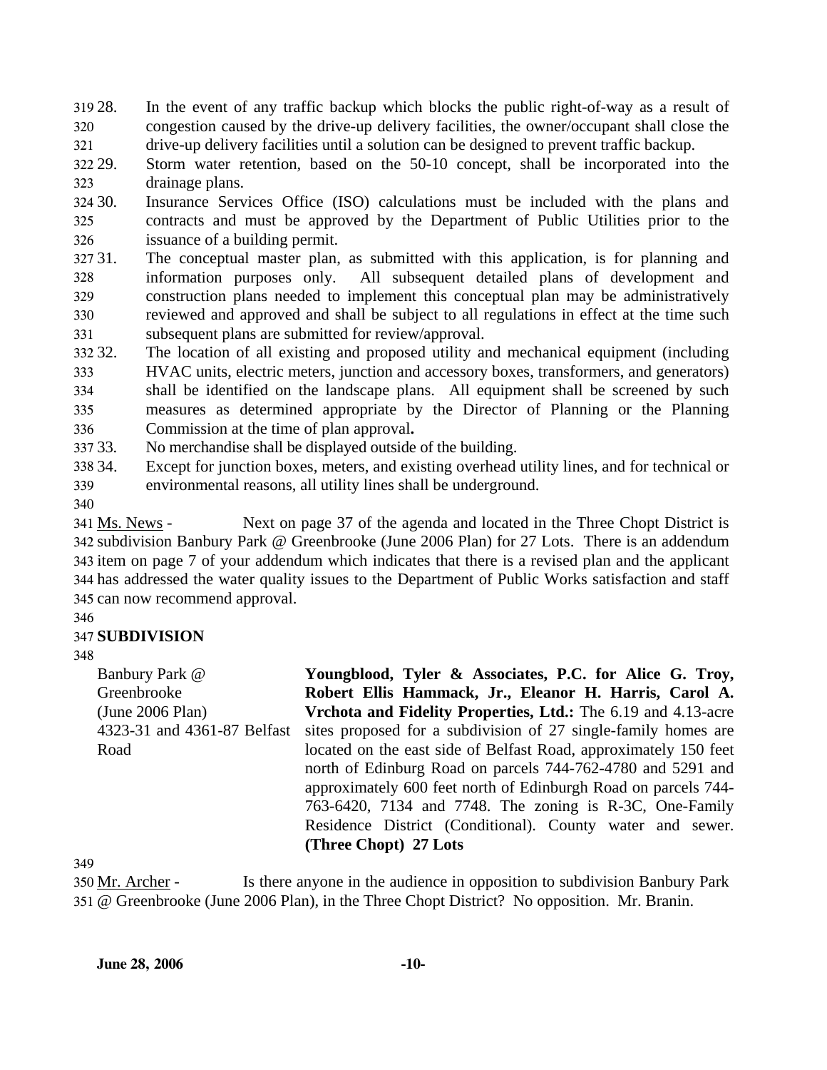28. In the event of any traffic backup which blocks the public right-of-way as a result of congestion caused by the drive-up delivery facilities, the owner/occupant shall close the drive-up delivery facilities until a solution can be designed to prevent traffic backup.
29. Storm water retention, based on the 50-10 concept, shall be incorporated into the drainage plans.
30. Insurance Services Office (ISO) calculations must be included with the plans and contracts and must be approved by the Department of Public Utilities prior to the issuance of a building permit.
31. The conceptual master plan, as submitted with this application, is for planning and information purposes only. All subsequent detailed plans of development and construction plans needed to implement this conceptual plan may be administratively reviewed and approved and shall be subject to all regulations in effect at the time such subsequent plans are submitted for review/approval.
32. The location of all existing and proposed utility and mechanical equipment (including HVAC units, electric meters, junction and accessory boxes, transformers, and generators) shall be identified on the landscape plans. All equipment shall be screened by such measures as determined appropriate by the Director of Planning or the Planning Commission at the time of plan approval**.**
33. No merchandise shall be displayed outside of the building.
34. Except for junction boxes, meters, and existing overhead utility lines, and for technical or environmental reasons, all utility lines shall be underground.

Ms. News - Next on page 37 of the agenda and located in the Three Chopt District is subdivision Banbury Park @ Greenbrooke (June 2006 Plan) for 27 Lots. There is an addendum item on page 7 of your addendum which indicates that there is a revised plan and the applicant has addressed the water quality issues to the Department of Public Works satisfaction and staff can now recommend approval.

**SUBDIVISION**

| | |
|---|---|
| Banbury Park @ Greenbrooke (June 2006 Plan) 4323-31 and 4361-87 Belfast Road | **Youngblood, Tyler & Associates, P.C. for Alice G. Troy, Robert Ellis Hammack, Jr., Eleanor H. Harris, Carol A. Vrchota and Fidelity Properties, Ltd.:** The 6.19 and 4.13-acre sites proposed for a subdivision of 27 single-family homes are located on the east side of Belfast Road, approximately 150 feet north of Edinburg Road on parcels 744-762-4780 and 5291 and approximately 600 feet north of Edinburgh Road on parcels 744-763-6420, 7134 and 7748. The zoning is R-3C, One-Family Residence District (Conditional). County water and sewer. **(Three Chopt) 27 Lots** |

Mr. Archer - Is there anyone in the audience in opposition to subdivision Banbury Park @ Greenbrooke (June 2006 Plan), in the Three Chopt District? No opposition. Mr. Branin.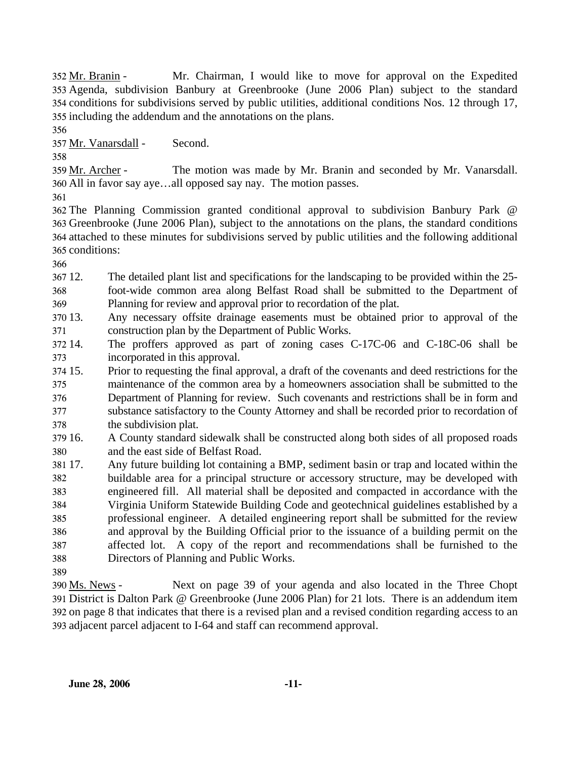Mr. Branin - Mr. Chairman, I would like to move for approval on the Expedited Agenda, subdivision Banbury at Greenbrooke (June 2006 Plan) subject to the standard conditions for subdivisions served by public utilities, additional conditions Nos. 12 through 17, including the addendum and the annotations on the plans.

Mr. Vanarsdall - Second.

Mr. Archer - The motion was made by Mr. Branin and seconded by Mr. Vanarsdall. All in favor say aye…all opposed say nay. The motion passes.

The Planning Commission granted conditional approval to subdivision Banbury Park @ Greenbrooke (June 2006 Plan), subject to the annotations on the plans, the standard conditions attached to these minutes for subdivisions served by public utilities and the following additional conditions:

12. The detailed plant list and specifications for the landscaping to be provided within the 25-foot-wide common area along Belfast Road shall be submitted to the Department of Planning for review and approval prior to recordation of the plat.
13. Any necessary offsite drainage easements must be obtained prior to approval of the construction plan by the Department of Public Works.
14. The proffers approved as part of zoning cases C-17C-06 and C-18C-06 shall be incorporated in this approval.
15. Prior to requesting the final approval, a draft of the covenants and deed restrictions for the maintenance of the common area by a homeowners association shall be submitted to the Department of Planning for review. Such covenants and restrictions shall be in form and substance satisfactory to the County Attorney and shall be recorded prior to recordation of the subdivision plat.
16. A County standard sidewalk shall be constructed along both sides of all proposed roads and the east side of Belfast Road.
17. Any future building lot containing a BMP, sediment basin or trap and located within the buildable area for a principal structure or accessory structure, may be developed with engineered fill. All material shall be deposited and compacted in accordance with the Virginia Uniform Statewide Building Code and geotechnical guidelines established by a professional engineer. A detailed engineering report shall be submitted for the review and approval by the Building Official prior to the issuance of a building permit on the affected lot. A copy of the report and recommendations shall be furnished to the Directors of Planning and Public Works.

Ms. News - Next on page 39 of your agenda and also located in the Three Chopt District is Dalton Park @ Greenbrooke (June 2006 Plan) for 21 lots. There is an addendum item on page 8 that indicates that there is a revised plan and a revised condition regarding access to an adjacent parcel adjacent to I-64 and staff can recommend approval.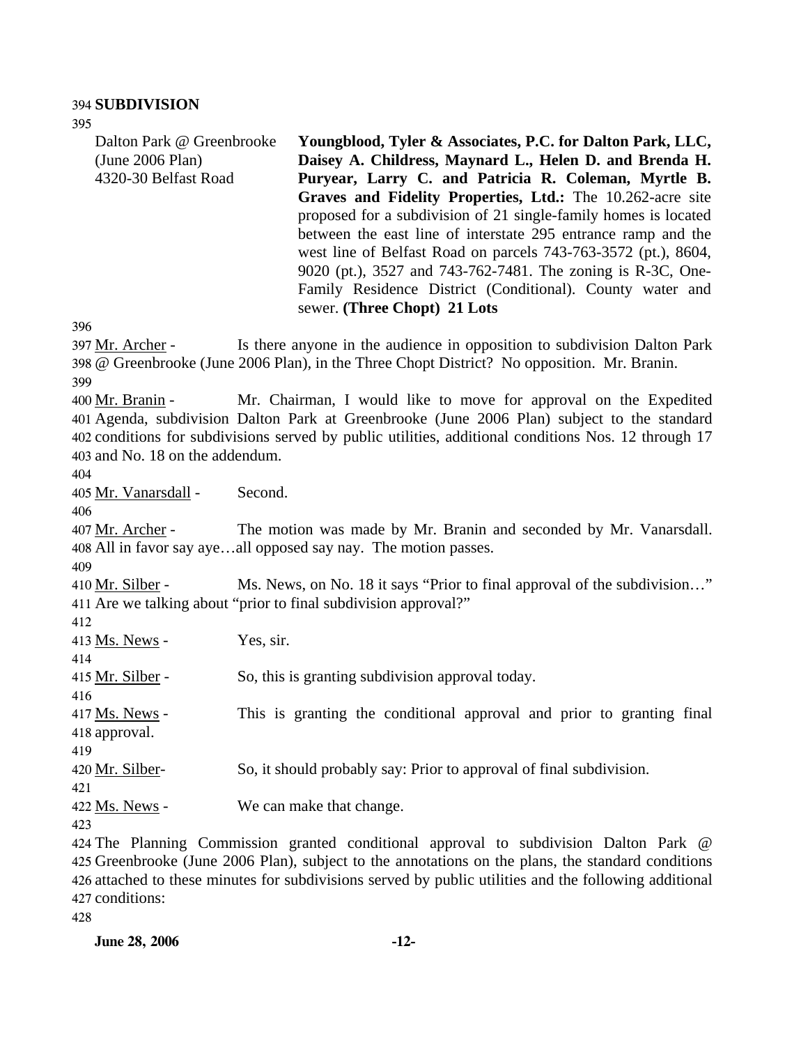**SUBDIVISION**

Dalton Park @ Greenbrooke (June 2006 Plan)
4320-30 Belfast Road

**Youngblood, Tyler & Associates, P.C. for Dalton Park, LLC, Daisey A. Childress, Maynard L., Helen D. and Brenda H. Puryear, Larry C. and Patricia R. Coleman, Myrtle B. Graves and Fidelity Properties, Ltd.:** The 10.262-acre site proposed for a subdivision of 21 single-family homes is located between the east line of interstate 295 entrance ramp and the west line of Belfast Road on parcels 743-763-3572 (pt.), 8604, 9020 (pt.), 3527 and 743-762-7481. The zoning is R-3C, One-Family Residence District (Conditional). County water and sewer. **(Three Chopt) 21 Lots**

Mr. Archer - Is there anyone in the audience in opposition to subdivision Dalton Park @ Greenbrooke (June 2006 Plan), in the Three Chopt District? No opposition. Mr. Branin.

Mr. Branin - Mr. Chairman, I would like to move for approval on the Expedited Agenda, subdivision Dalton Park at Greenbrooke (June 2006 Plan) subject to the standard conditions for subdivisions served by public utilities, additional conditions Nos. 12 through 17 and No. 18 on the addendum.

Mr. Vanarsdall - Second.

Mr. Archer - The motion was made by Mr. Branin and seconded by Mr. Vanarsdall. All in favor say aye…all opposed say nay. The motion passes.

Mr. Silber - Ms. News, on No. 18 it says "Prior to final approval of the subdivision…" Are we talking about "prior to final subdivision approval?"

Ms. News - Yes, sir.

Mr. Silber - So, this is granting subdivision approval today.

Ms. News - This is granting the conditional approval and prior to granting final approval.

Mr. Silber- So, it should probably say: Prior to approval of final subdivision.

Ms. News - We can make that change.

The Planning Commission granted conditional approval to subdivision Dalton Park @ Greenbrooke (June 2006 Plan), subject to the annotations on the plans, the standard conditions attached to these minutes for subdivisions served by public utilities and the following additional conditions: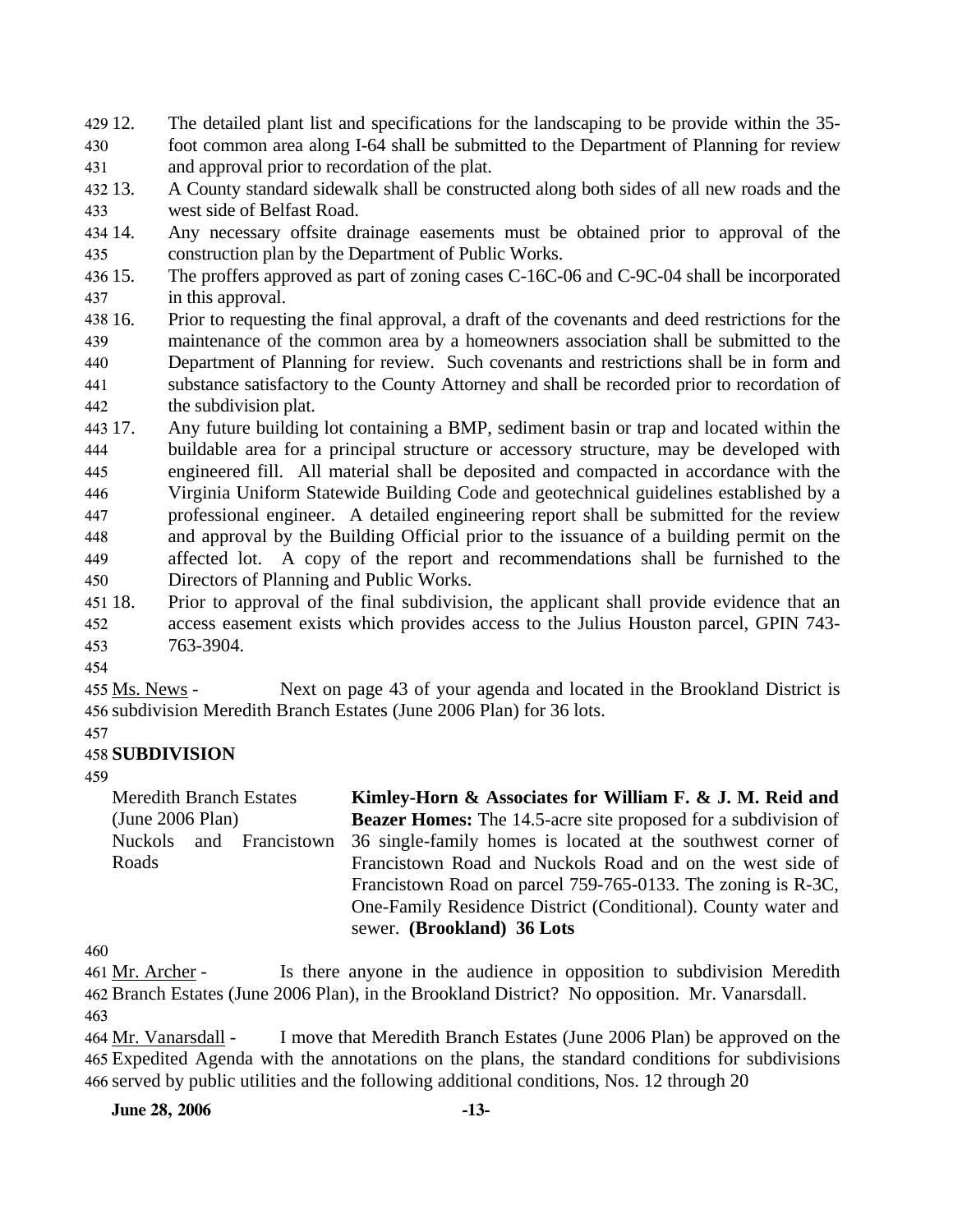12. The detailed plant list and specifications for the landscaping to be provide within the 35-foot common area along I-64 shall be submitted to the Department of Planning for review and approval prior to recordation of the plat.
13. A County standard sidewalk shall be constructed along both sides of all new roads and the west side of Belfast Road.
14. Any necessary offsite drainage easements must be obtained prior to approval of the construction plan by the Department of Public Works.
15. The proffers approved as part of zoning cases C-16C-06 and C-9C-04 shall be incorporated in this approval.
16. Prior to requesting the final approval, a draft of the covenants and deed restrictions for the maintenance of the common area by a homeowners association shall be submitted to the Department of Planning for review. Such covenants and restrictions shall be in form and substance satisfactory to the County Attorney and shall be recorded prior to recordation of the subdivision plat.
17. Any future building lot containing a BMP, sediment basin or trap and located within the buildable area for a principal structure or accessory structure, may be developed with engineered fill. All material shall be deposited and compacted in accordance with the Virginia Uniform Statewide Building Code and geotechnical guidelines established by a professional engineer. A detailed engineering report shall be submitted for the review and approval by the Building Official prior to the issuance of a building permit on the affected lot. A copy of the report and recommendations shall be furnished to the Directors of Planning and Public Works.
18. Prior to approval of the final subdivision, the applicant shall provide evidence that an access easement exists which provides access to the Julius Houston parcel, GPIN 743-763-3904.

Ms. News - Next on page 43 of your agenda and located in the Brookland District is subdivision Meredith Branch Estates (June 2006 Plan) for 36 lots.

**SUBDIVISION**

Meredith Branch Estates (June 2006 Plan)
Nuckols and Francistown Roads

**Kimley-Horn & Associates for William F. & J. M. Reid and Beazer Homes:** The 14.5-acre site proposed for a subdivision of 36 single-family homes is located at the southwest corner of Francistown Road and Nuckols Road and on the west side of Francistown Road on parcel 759-765-0133. The zoning is R-3C, One-Family Residence District (Conditional). County water and sewer. **(Brookland) 36 Lots**

Mr. Archer - Is there anyone in the audience in opposition to subdivision Meredith Branch Estates (June 2006 Plan), in the Brookland District? No opposition. Mr. Vanarsdall.

Mr. Vanarsdall - I move that Meredith Branch Estates (June 2006 Plan) be approved on the Expedited Agenda with the annotations on the plans, the standard conditions for subdivisions served by public utilities and the following additional conditions, Nos. 12 through 20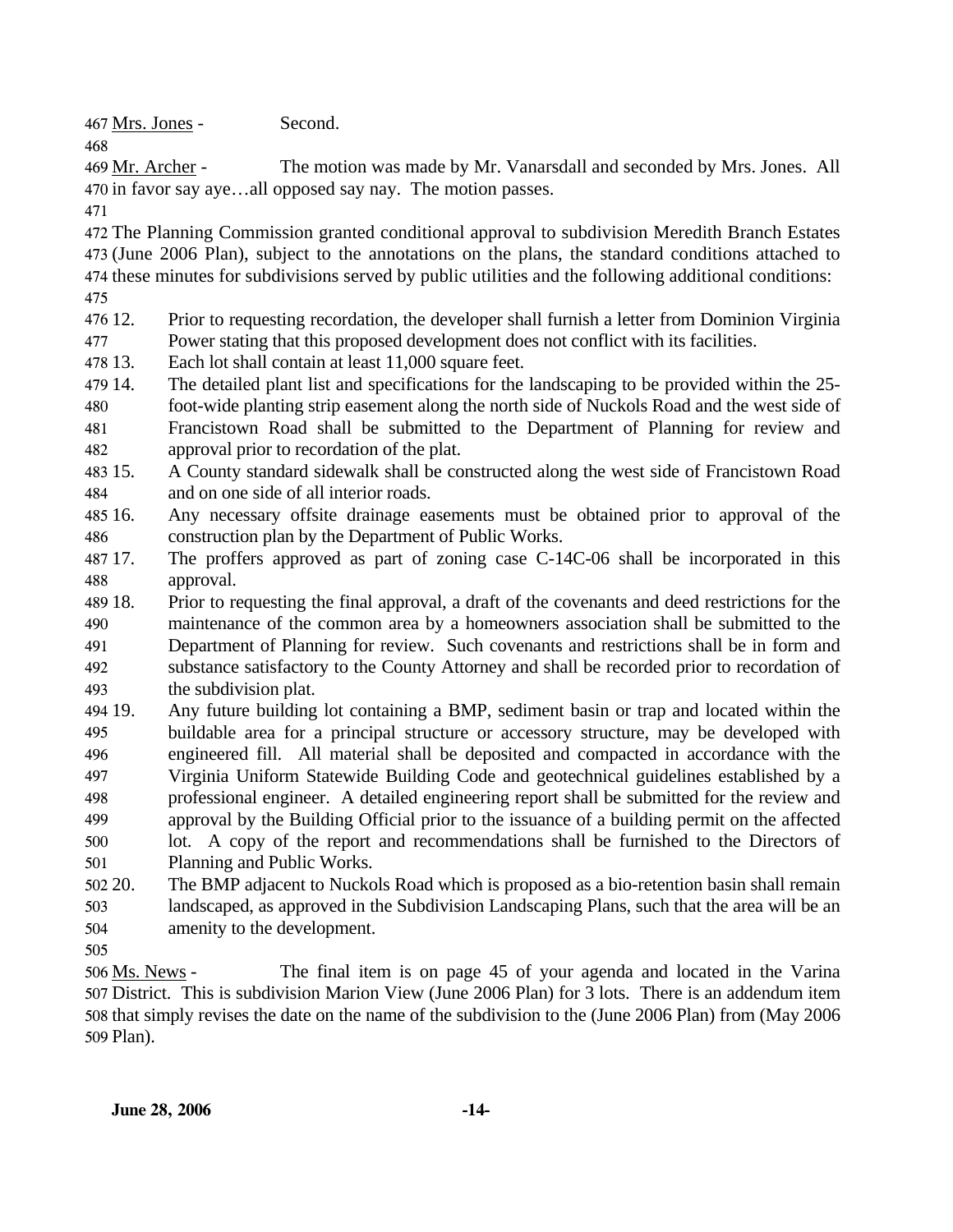Mrs. Jones - Second.

Mr. Archer - The motion was made by Mr. Vanarsdall and seconded by Mrs. Jones. All in favor say aye…all opposed say nay. The motion passes.

The Planning Commission granted conditional approval to subdivision Meredith Branch Estates (June 2006 Plan), subject to the annotations on the plans, the standard conditions attached to these minutes for subdivisions served by public utilities and the following additional conditions:

12. Prior to requesting recordation, the developer shall furnish a letter from Dominion Virginia Power stating that this proposed development does not conflict with its facilities.
13. Each lot shall contain at least 11,000 square feet.
14. The detailed plant list and specifications for the landscaping to be provided within the 25-foot-wide planting strip easement along the north side of Nuckols Road and the west side of Francistown Road shall be submitted to the Department of Planning for review and approval prior to recordation of the plat.
15. A County standard sidewalk shall be constructed along the west side of Francistown Road and on one side of all interior roads.
16. Any necessary offsite drainage easements must be obtained prior to approval of the construction plan by the Department of Public Works.
17. The proffers approved as part of zoning case C-14C-06 shall be incorporated in this approval.
18. Prior to requesting the final approval, a draft of the covenants and deed restrictions for the maintenance of the common area by a homeowners association shall be submitted to the Department of Planning for review. Such covenants and restrictions shall be in form and substance satisfactory to the County Attorney and shall be recorded prior to recordation of the subdivision plat.
19. Any future building lot containing a BMP, sediment basin or trap and located within the buildable area for a principal structure or accessory structure, may be developed with engineered fill. All material shall be deposited and compacted in accordance with the Virginia Uniform Statewide Building Code and geotechnical guidelines established by a professional engineer. A detailed engineering report shall be submitted for the review and approval by the Building Official prior to the issuance of a building permit on the affected lot. A copy of the report and recommendations shall be furnished to the Directors of Planning and Public Works.
20. The BMP adjacent to Nuckols Road which is proposed as a bio-retention basin shall remain landscaped, as approved in the Subdivision Landscaping Plans, such that the area will be an amenity to the development.

Ms. News - The final item is on page 45 of your agenda and located in the Varina District. This is subdivision Marion View (June 2006 Plan) for 3 lots. There is an addendum item that simply revises the date on the name of the subdivision to the (June 2006 Plan) from (May 2006 Plan).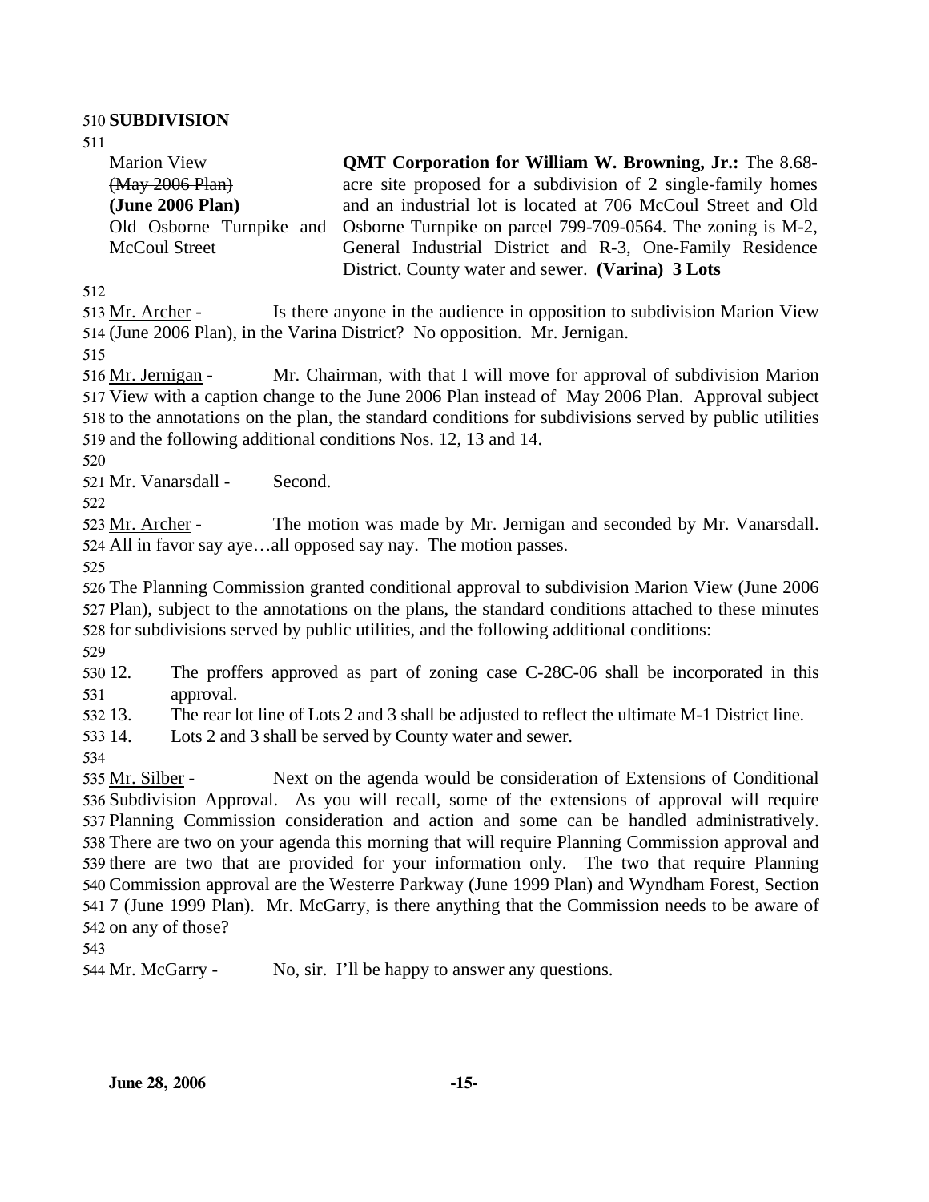**SUBDIVISION**

| | |
|---|---|
| Marion View<br>~~(May 2006 Plan)~~<br>**(June 2006 Plan)**<br>Old Osborne Turnpike and McCoul Street | **QMT Corporation for William W. Browning, Jr.:** The 8.68-acre site proposed for a subdivision of 2 single-family homes and an industrial lot is located at 706 McCoul Street and Old Osborne Turnpike on parcel 799-709-0564. The zoning is M-2, General Industrial District and R-3, One-Family Residence District. County water and sewer. **(Varina) 3 Lots** |

Mr. Archer - Is there anyone in the audience in opposition to subdivision Marion View (June 2006 Plan), in the Varina District? No opposition. Mr. Jernigan.

Mr. Jernigan - Mr. Chairman, with that I will move for approval of subdivision Marion View with a caption change to the June 2006 Plan instead of May 2006 Plan. Approval subject to the annotations on the plan, the standard conditions for subdivisions served by public utilities and the following additional conditions Nos. 12, 13 and 14.

Mr. Vanarsdall - Second.

Mr. Archer - The motion was made by Mr. Jernigan and seconded by Mr. Vanarsdall. All in favor say aye…all opposed say nay. The motion passes.

The Planning Commission granted conditional approval to subdivision Marion View (June 2006 Plan), subject to the annotations on the plans, the standard conditions attached to these minutes for subdivisions served by public utilities, and the following additional conditions:

12. The proffers approved as part of zoning case C-28C-06 shall be incorporated in this approval.
13. The rear lot line of Lots 2 and 3 shall be adjusted to reflect the ultimate M-1 District line.
14. Lots 2 and 3 shall be served by County water and sewer.

Mr. Silber - Next on the agenda would be consideration of Extensions of Conditional Subdivision Approval. As you will recall, some of the extensions of approval will require Planning Commission consideration and action and some can be handled administratively. There are two on your agenda this morning that will require Planning Commission approval and there are two that are provided for your information only. The two that require Planning Commission approval are the Westerre Parkway (June 1999 Plan) and Wyndham Forest, Section 7 (June 1999 Plan). Mr. McGarry, is there anything that the Commission needs to be aware of on any of those?

Mr. McGarry - No, sir. I'll be happy to answer any questions.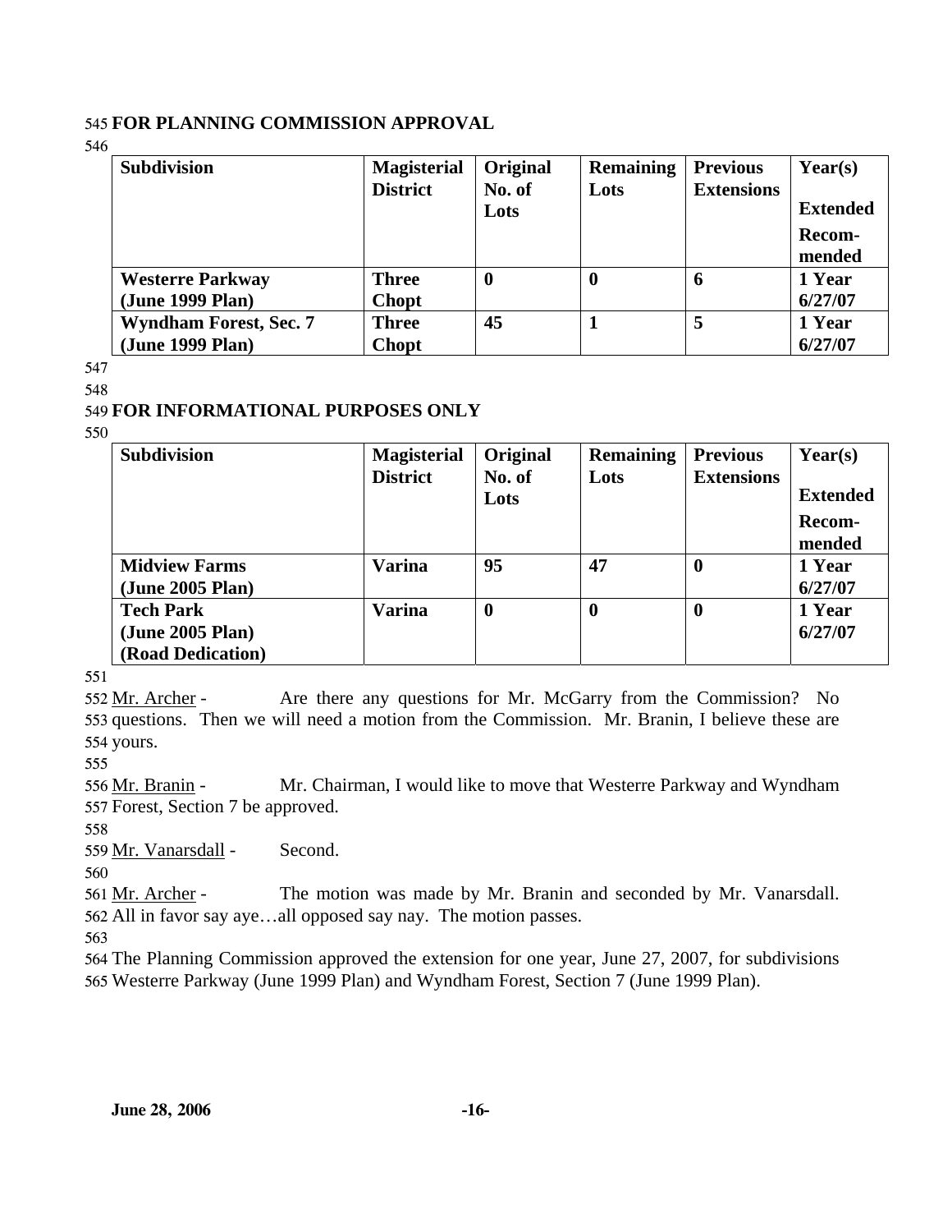**FOR PLANNING COMMISSION APPROVAL**

| Subdivision | Magisterial District | Original No. of Lots | Remaining Lots | Previous Extensions | Year(s) Extended Recom-mended |
|---|---|---|---|---|---|
| **Westerre Parkway (June 1999 Plan)** | **Three Chopt** | **0** | **0** | **6** | **1 Year 6/27/07** |
| **Wyndham Forest, Sec. 7 (June 1999 Plan)** | **Three Chopt** | **45** | **1** | **5** | **1 Year 6/27/07** |

**FOR INFORMATIONAL PURPOSES ONLY**

| Subdivision | Magisterial District | Original No. of Lots | Remaining Lots | Previous Extensions | Year(s) Extended Recom-mended |
|---|---|---|---|---|---|
| **Midview Farms (June 2005 Plan)** | **Varina** | **95** | **47** | **0** | **1 Year 6/27/07** |
| **Tech Park (June 2005 Plan) (Road Dedication)** | **Varina** | **0** | **0** | **0** | **1 Year 6/27/07** |

Mr. Archer - Are there any questions for Mr. McGarry from the Commission? No questions. Then we will need a motion from the Commission. Mr. Branin, I believe these are yours.

Mr. Branin - Mr. Chairman, I would like to move that Westerre Parkway and Wyndham Forest, Section 7 be approved.

Mr. Vanarsdall - Second.

Mr. Archer - The motion was made by Mr. Branin and seconded by Mr. Vanarsdall. All in favor say aye…all opposed say nay. The motion passes.

The Planning Commission approved the extension for one year, June 27, 2007, for subdivisions Westerre Parkway (June 1999 Plan) and Wyndham Forest, Section 7 (June 1999 Plan).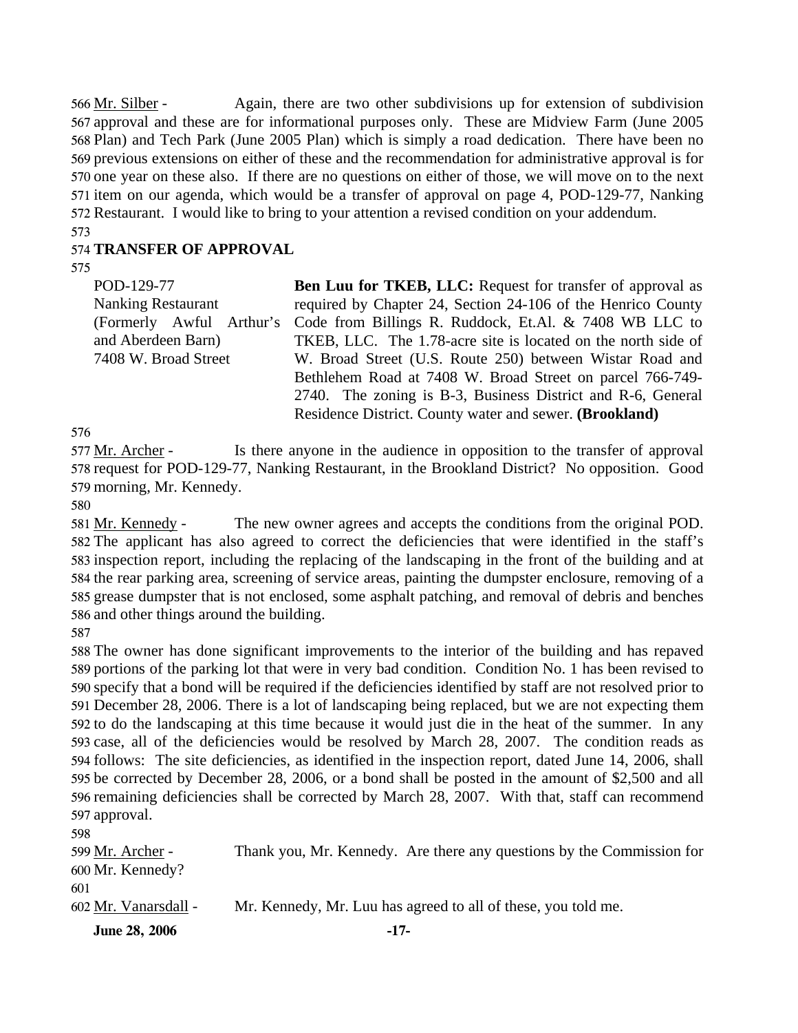566 Mr. Silber - Again, there are two other subdivisions up for extension of subdivision 567 approval and these are for informational purposes only. These are Midview Farm (June 2005 568 Plan) and Tech Park (June 2005 Plan) which is simply a road dedication. There have been no 569 previous extensions on either of these and the recommendation for administrative approval is for 570 one year on these also. If there are no questions on either of those, we will move on to the next 571 item on our agenda, which would be a transfer of approval on page 4, POD-129-77, Nanking 572 Restaurant. I would like to bring to your attention a revised condition on your addendum.

573

574 **TRANSFER OF APPROVAL**

575

| | |
|---|---|
| POD-129-77<br>Nanking Restaurant<br>(Formerly Awful Arthur's and Aberdeen Barn)<br>7408 W. Broad Street | **Ben Luu for TKEB, LLC:** Request for transfer of approval as required by Chapter 24, Section 24-106 of the Henrico County Code from Billings R. Ruddock, Et.Al. & 7408 WB LLC to TKEB, LLC. The 1.78-acre site is located on the north side of W. Broad Street (U.S. Route 250) between Wistar Road and Bethlehem Road at 7408 W. Broad Street on parcel 766-749-2740. The zoning is B-3, Business District and R-6, General Residence District. County water and sewer. **(Brookland)** |

576

577 Mr. Archer - Is there anyone in the audience in opposition to the transfer of approval 578 request for POD-129-77, Nanking Restaurant, in the Brookland District? No opposition. Good 579 morning, Mr. Kennedy.

580

581 Mr. Kennedy - The new owner agrees and accepts the conditions from the original POD. 582 The applicant has also agreed to correct the deficiencies that were identified in the staff's 583 inspection report, including the replacing of the landscaping in the front of the building and at 584 the rear parking area, screening of service areas, painting the dumpster enclosure, removing of a 585 grease dumpster that is not enclosed, some asphalt patching, and removal of debris and benches 586 and other things around the building.

587

588 The owner has done significant improvements to the interior of the building and has repaved 589 portions of the parking lot that were in very bad condition. Condition No. 1 has been revised to 590 specify that a bond will be required if the deficiencies identified by staff are not resolved prior to 591 December 28, 2006. There is a lot of landscaping being replaced, but we are not expecting them 592 to do the landscaping at this time because it would just die in the heat of the summer. In any 593 case, all of the deficiencies would be resolved by March 28, 2007. The condition reads as 594 follows: The site deficiencies, as identified in the inspection report, dated June 14, 2006, shall 595 be corrected by December 28, 2006, or a bond shall be posted in the amount of $2,500 and all 596 remaining deficiencies shall be corrected by March 28, 2007. With that, staff can recommend 597 approval.

598

599 Mr. Archer - Thank you, Mr. Kennedy. Are there any questions by the Commission for 600 Mr. Kennedy?

601

602 Mr. Vanarsdall - Mr. Kennedy, Mr. Luu has agreed to all of these, you told me.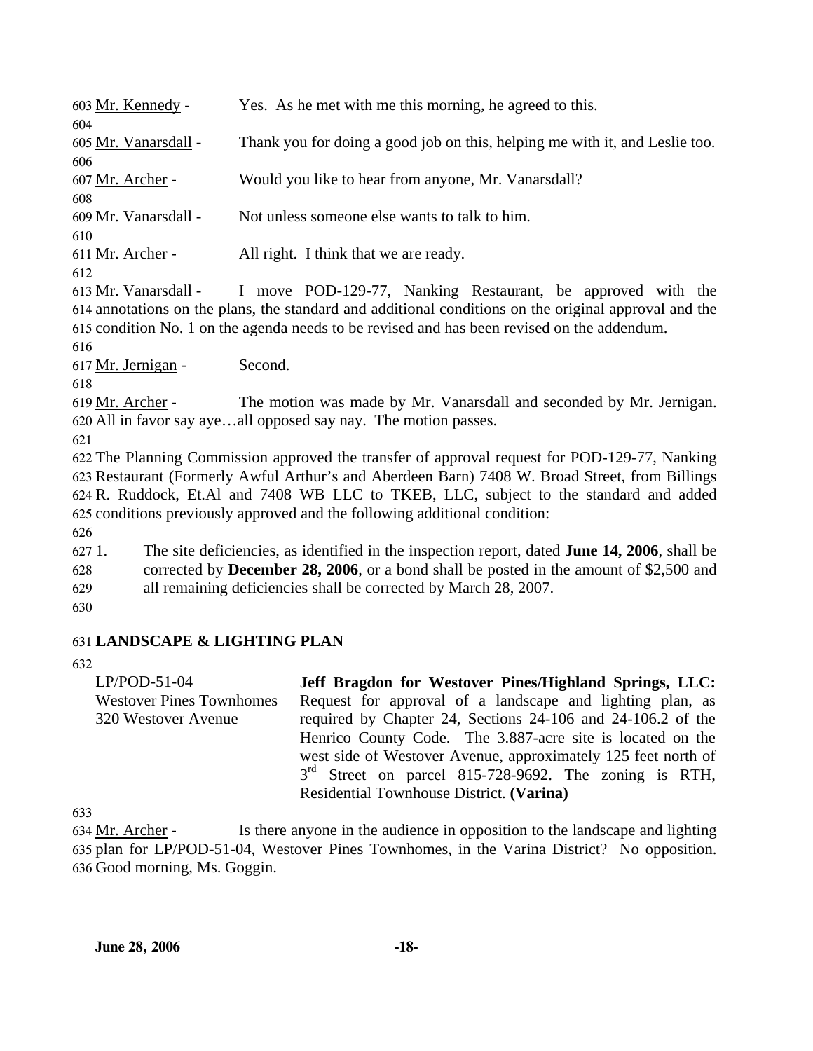Mr. Kennedy - Yes. As he met with me this morning, he agreed to this.

Mr. Vanarsdall - Thank you for doing a good job on this, helping me with it, and Leslie too.

Mr. Archer - Would you like to hear from anyone, Mr. Vanarsdall?

Mr. Vanarsdall - Not unless someone else wants to talk to him.

Mr. Archer - All right. I think that we are ready.

Mr. Vanarsdall - I move POD-129-77, Nanking Restaurant, be approved with the annotations on the plans, the standard and additional conditions on the original approval and the condition No. 1 on the agenda needs to be revised and has been revised on the addendum.

Mr. Jernigan - Second.

Mr. Archer - The motion was made by Mr. Vanarsdall and seconded by Mr. Jernigan. All in favor say aye…all opposed say nay. The motion passes.

The Planning Commission approved the transfer of approval request for POD-129-77, Nanking Restaurant (Formerly Awful Arthur's and Aberdeen Barn) 7408 W. Broad Street, from Billings R. Ruddock, Et.Al and 7408 WB LLC to TKEB, LLC, subject to the standard and added conditions previously approved and the following additional condition:

1. The site deficiencies, as identified in the inspection report, dated **June 14, 2006**, shall be corrected by **December 28, 2006**, or a bond shall be posted in the amount of $2,500 and all remaining deficiencies shall be corrected by March 28, 2007.

## LANDSCAPE & LIGHTING PLAN

LP/POD-51-04
Westover Pines Townhomes
320 Westover Avenue

**Jeff Bragdon for Westover Pines/Highland Springs, LLC:** Request for approval of a landscape and lighting plan, as required by Chapter 24, Sections 24-106 and 24-106.2 of the Henrico County Code. The 3.887-acre site is located on the west side of Westover Avenue, approximately 125 feet north of 3rd Street on parcel 815-728-9692. The zoning is RTH, Residential Townhouse District. **(Varina)**

Mr. Archer - Is there anyone in the audience in opposition to the landscape and lighting plan for LP/POD-51-04, Westover Pines Townhomes, in the Varina District? No opposition. Good morning, Ms. Goggin.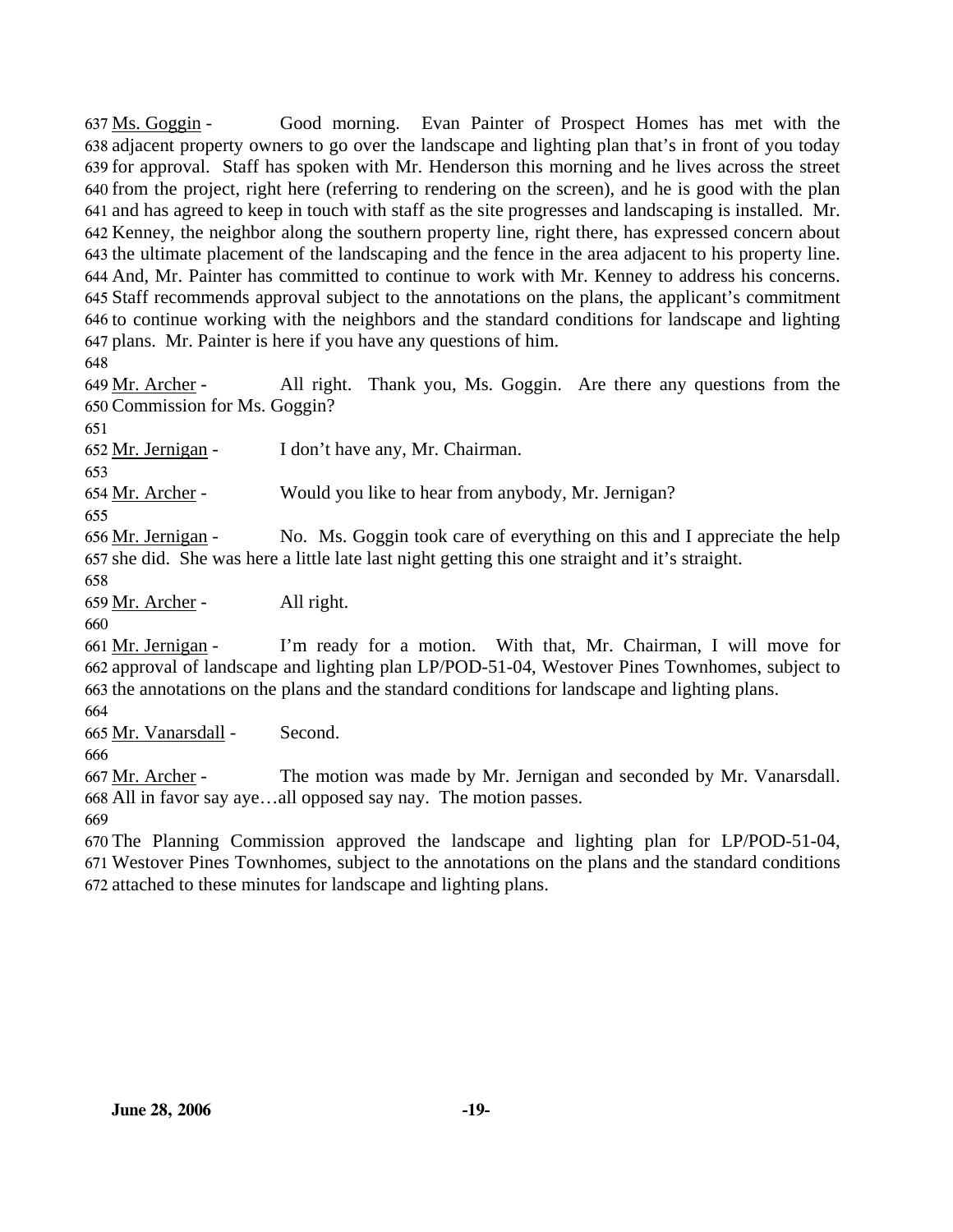637 Ms. Goggin - Good morning. Evan Painter of Prospect Homes has met with the
638 adjacent property owners to go over the landscape and lighting plan that's in front of you today
639 for approval. Staff has spoken with Mr. Henderson this morning and he lives across the street
640 from the project, right here (referring to rendering on the screen), and he is good with the plan
641 and has agreed to keep in touch with staff as the site progresses and landscaping is installed. Mr.
642 Kenney, the neighbor along the southern property line, right there, has expressed concern about
643 the ultimate placement of the landscaping and the fence in the area adjacent to his property line.
644 And, Mr. Painter has committed to continue to work with Mr. Kenney to address his concerns.
645 Staff recommends approval subject to the annotations on the plans, the applicant's commitment
646 to continue working with the neighbors and the standard conditions for landscape and lighting
647 plans. Mr. Painter is here if you have any questions of him.
648
649 Mr. Archer - All right. Thank you, Ms. Goggin. Are there any questions from the
650 Commission for Ms. Goggin?
651
652 Mr. Jernigan - I don't have any, Mr. Chairman.
653
654 Mr. Archer - Would you like to hear from anybody, Mr. Jernigan?
655
656 Mr. Jernigan - No. Ms. Goggin took care of everything on this and I appreciate the help
657 she did. She was here a little late last night getting this one straight and it's straight.
658
659 Mr. Archer - All right.
660
661 Mr. Jernigan - I'm ready for a motion. With that, Mr. Chairman, I will move for
662 approval of landscape and lighting plan LP/POD-51-04, Westover Pines Townhomes, subject to
663 the annotations on the plans and the standard conditions for landscape and lighting plans.
664
665 Mr. Vanarsdall - Second.
666
667 Mr. Archer - The motion was made by Mr. Jernigan and seconded by Mr. Vanarsdall.
668 All in favor say aye…all opposed say nay. The motion passes.
669
670 The Planning Commission approved the landscape and lighting plan for LP/POD-51-04,
671 Westover Pines Townhomes, subject to the annotations on the plans and the standard conditions
672 attached to these minutes for landscape and lighting plans.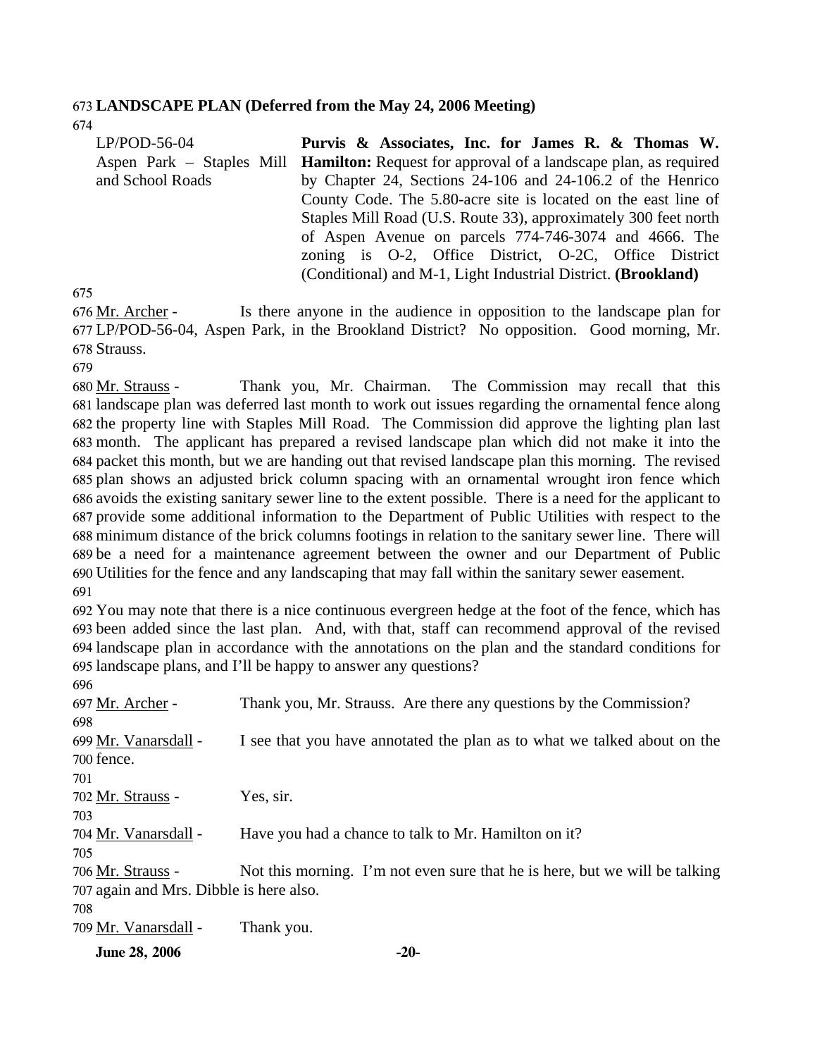**LANDSCAPE PLAN (Deferred from the May 24, 2006 Meeting)**

| | |
|---|---|
| LP/POD-56-04<br>Aspen Park – Staples Mill and School Roads | **Purvis & Associates, Inc. for James R. & Thomas W. Hamilton:** Request for approval of a landscape plan, as required by Chapter 24, Sections 24-106 and 24-106.2 of the Henrico County Code. The 5.80-acre site is located on the east line of Staples Mill Road (U.S. Route 33), approximately 300 feet north of Aspen Avenue on parcels 774-746-3074 and 4666. The zoning is O-2, Office District, O-2C, Office District (Conditional) and M-1, Light Industrial District. **(Brookland)** |

Mr. Archer - Is there anyone in the audience in opposition to the landscape plan for LP/POD-56-04, Aspen Park, in the Brookland District? No opposition. Good morning, Mr. Strauss.

Mr. Strauss - Thank you, Mr. Chairman. The Commission may recall that this landscape plan was deferred last month to work out issues regarding the ornamental fence along the property line with Staples Mill Road. The Commission did approve the lighting plan last month. The applicant has prepared a revised landscape plan which did not make it into the packet this month, but we are handing out that revised landscape plan this morning. The revised plan shows an adjusted brick column spacing with an ornamental wrought iron fence which avoids the existing sanitary sewer line to the extent possible. There is a need for the applicant to provide some additional information to the Department of Public Utilities with respect to the minimum distance of the brick columns footings in relation to the sanitary sewer line. There will be a need for a maintenance agreement between the owner and our Department of Public Utilities for the fence and any landscaping that may fall within the sanitary sewer easement.

You may note that there is a nice continuous evergreen hedge at the foot of the fence, which has been added since the last plan. And, with that, staff can recommend approval of the revised landscape plan in accordance with the annotations on the plan and the standard conditions for landscape plans, and I'll be happy to answer any questions?

Mr. Archer - Thank you, Mr. Strauss. Are there any questions by the Commission?

Mr. Vanarsdall - I see that you have annotated the plan as to what we talked about on the fence.

Mr. Strauss - Yes, sir.

Mr. Vanarsdall - Have you had a chance to talk to Mr. Hamilton on it?

Mr. Strauss - Not this morning. I'm not even sure that he is here, but we will be talking again and Mrs. Dibble is here also.

Mr. Vanarsdall - Thank you.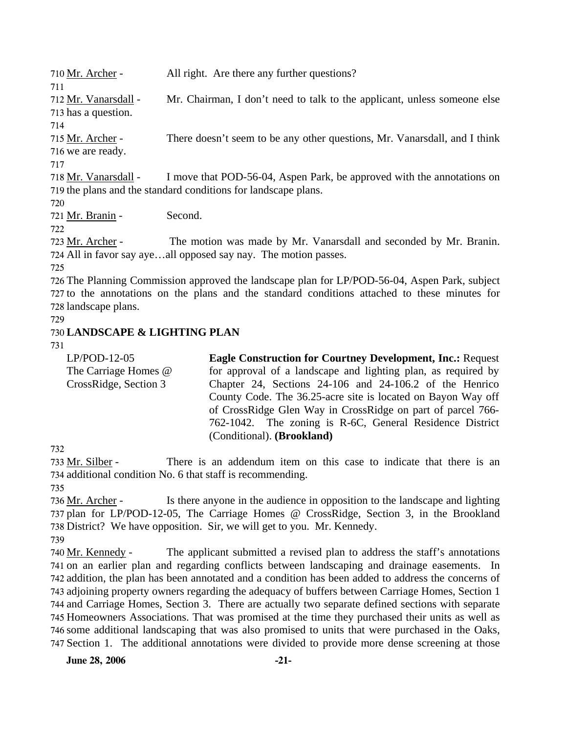Mr. Archer - All right. Are there any further questions?

Mr. Vanarsdall - Mr. Chairman, I don't need to talk to the applicant, unless someone else has a question.

Mr. Archer - There doesn't seem to be any other questions, Mr. Vanarsdall, and I think we are ready.

Mr. Vanarsdall - I move that POD-56-04, Aspen Park, be approved with the annotations on the plans and the standard conditions for landscape plans.

Mr. Branin - Second.

Mr. Archer - The motion was made by Mr. Vanarsdall and seconded by Mr. Branin. All in favor say aye…all opposed say nay. The motion passes.

The Planning Commission approved the landscape plan for LP/POD-56-04, Aspen Park, subject to the annotations on the plans and the standard conditions attached to these minutes for landscape plans.

**LANDSCAPE & LIGHTING PLAN**

LP/POD-12-05
The Carriage Homes @ CrossRidge, Section 3

**Eagle Construction for Courtney Development, Inc.:** Request for approval of a landscape and lighting plan, as required by Chapter 24, Sections 24-106 and 24-106.2 of the Henrico County Code. The 36.25-acre site is located on Bayon Way off of CrossRidge Glen Way in CrossRidge on part of parcel 766-762-1042. The zoning is R-6C, General Residence District (Conditional). **(Brookland)**

Mr. Silber - There is an addendum item on this case to indicate that there is an additional condition No. 6 that staff is recommending.

Mr. Archer - Is there anyone in the audience in opposition to the landscape and lighting plan for LP/POD-12-05, The Carriage Homes @ CrossRidge, Section 3, in the Brookland District? We have opposition. Sir, we will get to you. Mr. Kennedy.

Mr. Kennedy - The applicant submitted a revised plan to address the staff's annotations on an earlier plan and regarding conflicts between landscaping and drainage easements. In addition, the plan has been annotated and a condition has been added to address the concerns of adjoining property owners regarding the adequacy of buffers between Carriage Homes, Section 1 and Carriage Homes, Section 3. There are actually two separate defined sections with separate Homeowners Associations. That was promised at the time they purchased their units as well as some additional landscaping that was also promised to units that were purchased in the Oaks, Section 1. The additional annotations were divided to provide more dense screening at those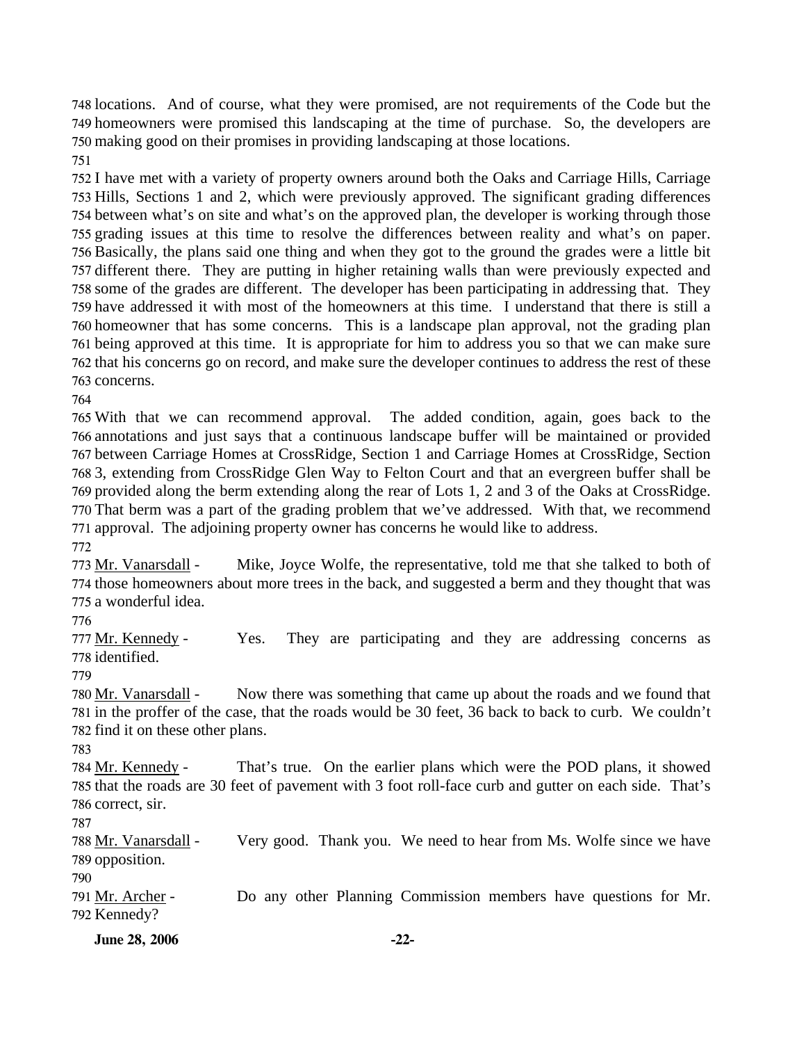748 locations. And of course, what they were promised, are not requirements of the Code but the 749 homeowners were promised this landscaping at the time of purchase. So, the developers are 750 making good on their promises in providing landscaping at those locations.
751
752 I have met with a variety of property owners around both the Oaks and Carriage Hills, Carriage 753 Hills, Sections 1 and 2, which were previously approved. The significant grading differences 754 between what's on site and what's on the approved plan, the developer is working through those 755 grading issues at this time to resolve the differences between reality and what's on paper. 756 Basically, the plans said one thing and when they got to the ground the grades were a little bit 757 different there. They are putting in higher retaining walls than were previously expected and 758 some of the grades are different. The developer has been participating in addressing that. They 759 have addressed it with most of the homeowners at this time. I understand that there is still a 760 homeowner that has some concerns. This is a landscape plan approval, not the grading plan 761 being approved at this time. It is appropriate for him to address you so that we can make sure 762 that his concerns go on record, and make sure the developer continues to address the rest of these 763 concerns.
764
765 With that we can recommend approval. The added condition, again, goes back to the 766 annotations and just says that a continuous landscape buffer will be maintained or provided 767 between Carriage Homes at CrossRidge, Section 1 and Carriage Homes at CrossRidge, Section 768 3, extending from CrossRidge Glen Way to Felton Court and that an evergreen buffer shall be 769 provided along the berm extending along the rear of Lots 1, 2 and 3 of the Oaks at CrossRidge. 770 That berm was a part of the grading problem that we've addressed. With that, we recommend 771 approval. The adjoining property owner has concerns he would like to address.
772
773 Mr. Vanarsdall - Mike, Joyce Wolfe, the representative, told me that she talked to both of 774 those homeowners about more trees in the back, and suggested a berm and they thought that was 775 a wonderful idea.
776
777 Mr. Kennedy - Yes. They are participating and they are addressing concerns as 778 identified.
779
780 Mr. Vanarsdall - Now there was something that came up about the roads and we found that 781 in the proffer of the case, that the roads would be 30 feet, 36 back to back to curb. We couldn't 782 find it on these other plans.
783
784 Mr. Kennedy - That's true. On the earlier plans which were the POD plans, it showed 785 that the roads are 30 feet of pavement with 3 foot roll-face curb and gutter on each side. That's 786 correct, sir.
787
788 Mr. Vanarsdall - Very good. Thank you. We need to hear from Ms. Wolfe since we have 789 opposition.
790
791 Mr. Archer - Do any other Planning Commission members have questions for Mr. 792 Kennedy?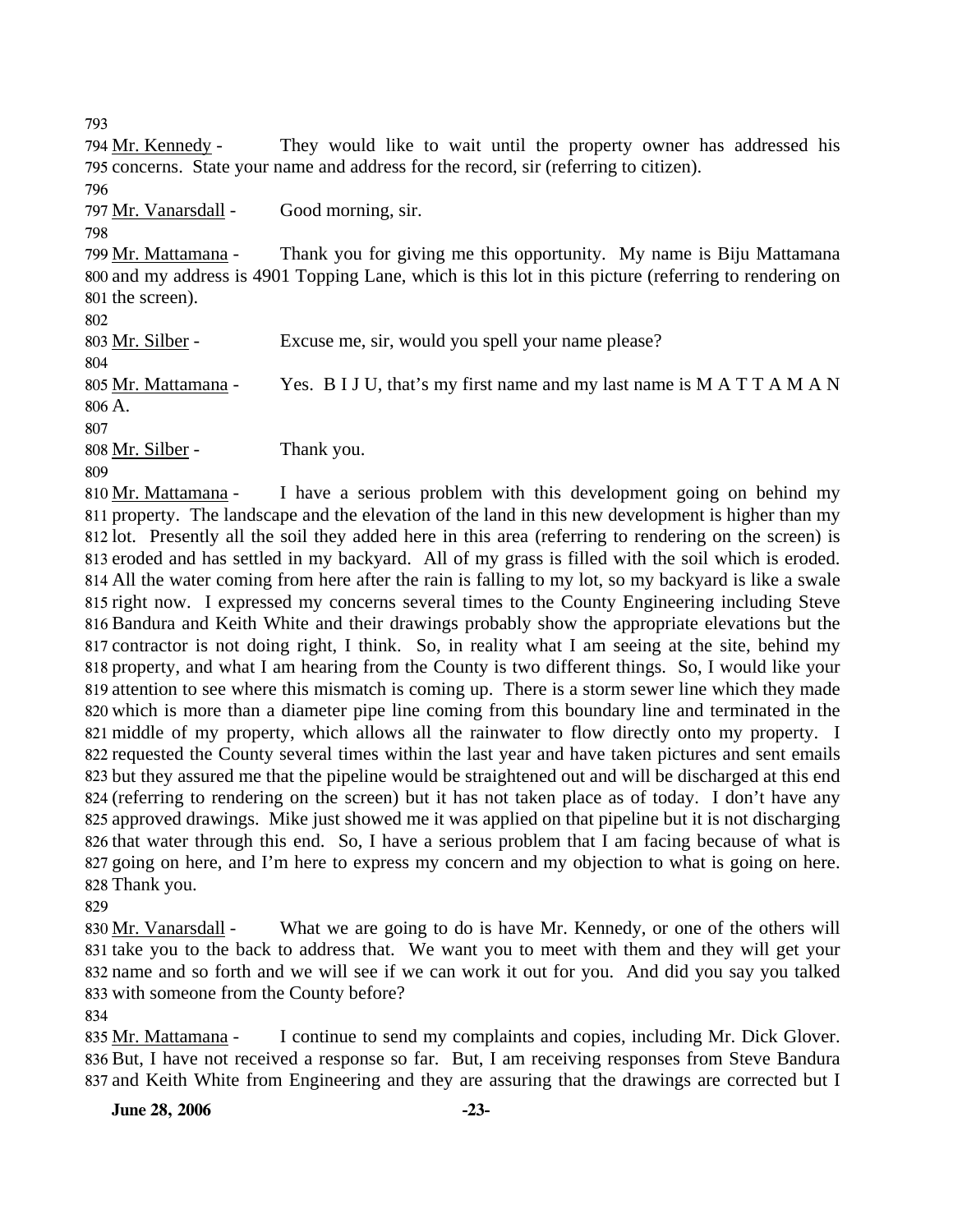793

794 Mr. Kennedy - They would like to wait until the property owner has addressed his
795 concerns. State your name and address for the record, sir (referring to citizen).

796

797 Mr. Vanarsdall - Good morning, sir.

798

799 Mr. Mattamana - Thank you for giving me this opportunity. My name is Biju Mattamana
800 and my address is 4901 Topping Lane, which is this lot in this picture (referring to rendering on
801 the screen).

802

803 Mr. Silber - Excuse me, sir, would you spell your name please?

804

805 Mr. Mattamana - Yes. B I J U, that's my first name and my last name is M A T T A M A N
806 A.

807

808 Mr. Silber - Thank you.

809

810 Mr. Mattamana - I have a serious problem with this development going on behind my
811 property. The landscape and the elevation of the land in this new development is higher than my
812 lot. Presently all the soil they added here in this area (referring to rendering on the screen) is
813 eroded and has settled in my backyard. All of my grass is filled with the soil which is eroded.
814 All the water coming from here after the rain is falling to my lot, so my backyard is like a swale
815 right now. I expressed my concerns several times to the County Engineering including Steve
816 Bandura and Keith White and their drawings probably show the appropriate elevations but the
817 contractor is not doing right, I think. So, in reality what I am seeing at the site, behind my
818 property, and what I am hearing from the County is two different things. So, I would like your
819 attention to see where this mismatch is coming up. There is a storm sewer line which they made
820 which is more than a diameter pipe line coming from this boundary line and terminated in the
821 middle of my property, which allows all the rainwater to flow directly onto my property. I
822 requested the County several times within the last year and have taken pictures and sent emails
823 but they assured me that the pipeline would be straightened out and will be discharged at this end
824 (referring to rendering on the screen) but it has not taken place as of today. I don't have any
825 approved drawings. Mike just showed me it was applied on that pipeline but it is not discharging
826 that water through this end. So, I have a serious problem that I am facing because of what is
827 going on here, and I'm here to express my concern and my objection to what is going on here.
828 Thank you.

829

830 Mr. Vanarsdall - What we are going to do is have Mr. Kennedy, or one of the others will
831 take you to the back to address that. We want you to meet with them and they will get your
832 name and so forth and we will see if we can work it out for you. And did you say you talked
833 with someone from the County before?

834

835 Mr. Mattamana - I continue to send my complaints and copies, including Mr. Dick Glover.
836 But, I have not received a response so far. But, I am receiving responses from Steve Bandura
837 and Keith White from Engineering and they are assuring that the drawings are corrected but I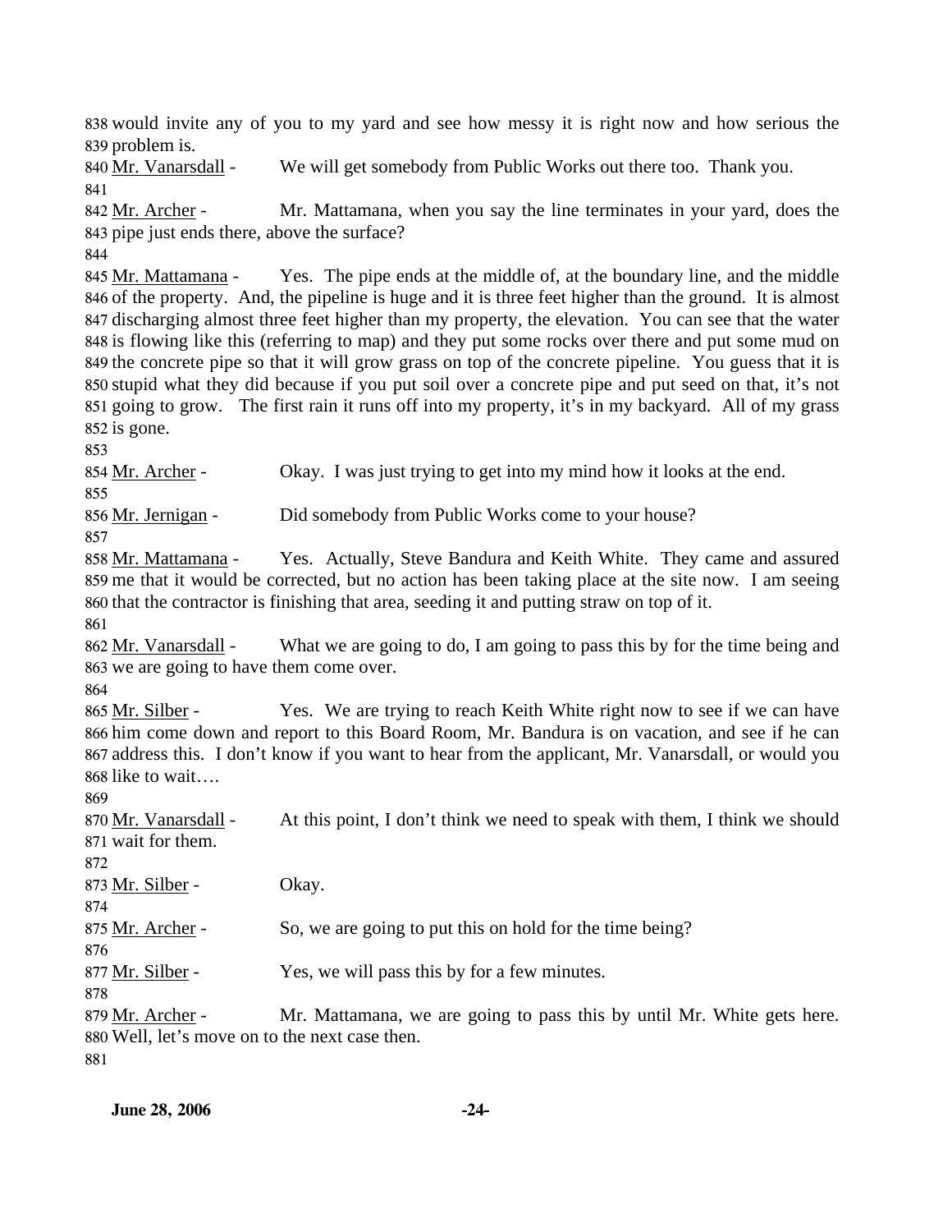838 would invite any of you to my yard and see how messy it is right now and how serious the
839 problem is.

840 Mr. Vanarsdall - We will get somebody from Public Works out there too. Thank you.
841

842 Mr. Archer - Mr. Mattamana, when you say the line terminates in your yard, does the
843 pipe just ends there, above the surface?
844

845 Mr. Mattamana - Yes. The pipe ends at the middle of, at the boundary line, and the middle
846 of the property. And, the pipeline is huge and it is three feet higher than the ground. It is almost
847 discharging almost three feet higher than my property, the elevation. You can see that the water
848 is flowing like this (referring to map) and they put some rocks over there and put some mud on
849 the concrete pipe so that it will grow grass on top of the concrete pipeline. You guess that it is
850 stupid what they did because if you put soil over a concrete pipe and put seed on that, it's not
851 going to grow. The first rain it runs off into my property, it's in my backyard. All of my grass
852 is gone.
853

854 Mr. Archer - Okay. I was just trying to get into my mind how it looks at the end.
855

856 Mr. Jernigan - Did somebody from Public Works come to your house?
857

858 Mr. Mattamana - Yes. Actually, Steve Bandura and Keith White. They came and assured
859 me that it would be corrected, but no action has been taking place at the site now. I am seeing
860 that the contractor is finishing that area, seeding it and putting straw on top of it.
861

862 Mr. Vanarsdall - What we are going to do, I am going to pass this by for the time being and
863 we are going to have them come over.
864

865 Mr. Silber - Yes. We are trying to reach Keith White right now to see if we can have
866 him come down and report to this Board Room, Mr. Bandura is on vacation, and see if he can
867 address this. I don't know if you want to hear from the applicant, Mr. Vanarsdall, or would you
868 like to wait….
869

870 Mr. Vanarsdall - At this point, I don't think we need to speak with them, I think we should
871 wait for them.
872

873 Mr. Silber - Okay.
874

875 Mr. Archer - So, we are going to put this on hold for the time being?
876

877 Mr. Silber - Yes, we will pass this by for a few minutes.
878

879 Mr. Archer - Mr. Mattamana, we are going to pass this by until Mr. White gets here.
880 Well, let's move on to the next case then.
881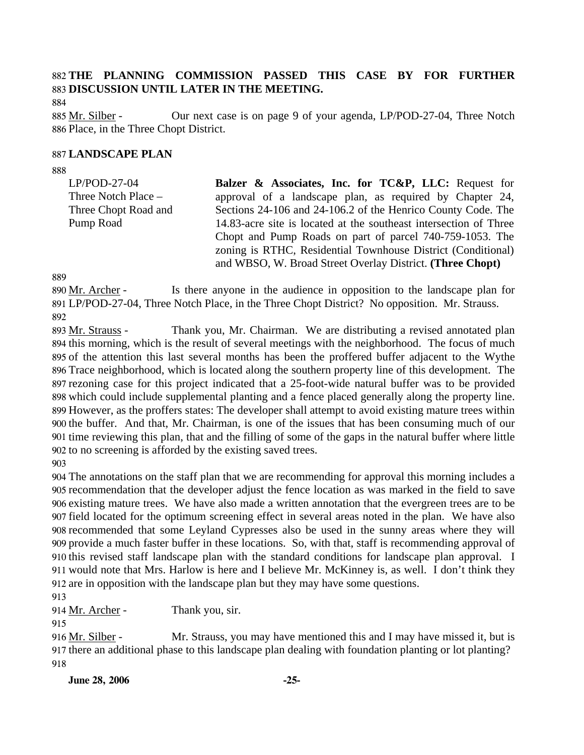**THE PLANNING COMMISSION PASSED THIS CASE BY FOR FURTHER DISCUSSION UNTIL LATER IN THE MEETING.**

Mr. Silber - Our next case is on page 9 of your agenda, LP/POD-27-04, Three Notch Place, in the Three Chopt District.

**LANDSCAPE PLAN**

| | |
|---|---|
| LP/POD-27-04<br>Three Notch Place –<br>Three Chopt Road and<br>Pump Road | **Balzer & Associates, Inc. for TC&P, LLC:** Request for approval of a landscape plan, as required by Chapter 24, Sections 24-106 and 24-106.2 of the Henrico County Code. The 14.83-acre site is located at the southeast intersection of Three Chopt and Pump Roads on part of parcel 740-759-1053. The zoning is RTHC, Residential Townhouse District (Conditional) and WBSO, W. Broad Street Overlay District. **(Three Chopt)** |

Mr. Archer - Is there anyone in the audience in opposition to the landscape plan for LP/POD-27-04, Three Notch Place, in the Three Chopt District? No opposition. Mr. Strauss.

Mr. Strauss - Thank you, Mr. Chairman. We are distributing a revised annotated plan this morning, which is the result of several meetings with the neighborhood. The focus of much of the attention this last several months has been the proffered buffer adjacent to the Wythe Trace neighborhood, which is located along the southern property line of this development. The rezoning case for this project indicated that a 25-foot-wide natural buffer was to be provided which could include supplemental planting and a fence placed generally along the property line. However, as the proffers states: The developer shall attempt to avoid existing mature trees within the buffer. And that, Mr. Chairman, is one of the issues that has been consuming much of our time reviewing this plan, that and the filling of some of the gaps in the natural buffer where little to no screening is afforded by the existing saved trees.

The annotations on the staff plan that we are recommending for approval this morning includes a recommendation that the developer adjust the fence location as was marked in the field to save existing mature trees. We have also made a written annotation that the evergreen trees are to be field located for the optimum screening effect in several areas noted in the plan. We have also recommended that some Leyland Cypresses also be used in the sunny areas where they will provide a much faster buffer in these locations. So, with that, staff is recommending approval of this revised staff landscape plan with the standard conditions for landscape plan approval. I would note that Mrs. Harlow is here and I believe Mr. McKinney is, as well. I don't think they are in opposition with the landscape plan but they may have some questions.

Mr. Archer - Thank you, sir.

Mr. Silber - Mr. Strauss, you may have mentioned this and I may have missed it, but is there an additional phase to this landscape plan dealing with foundation planting or lot planting?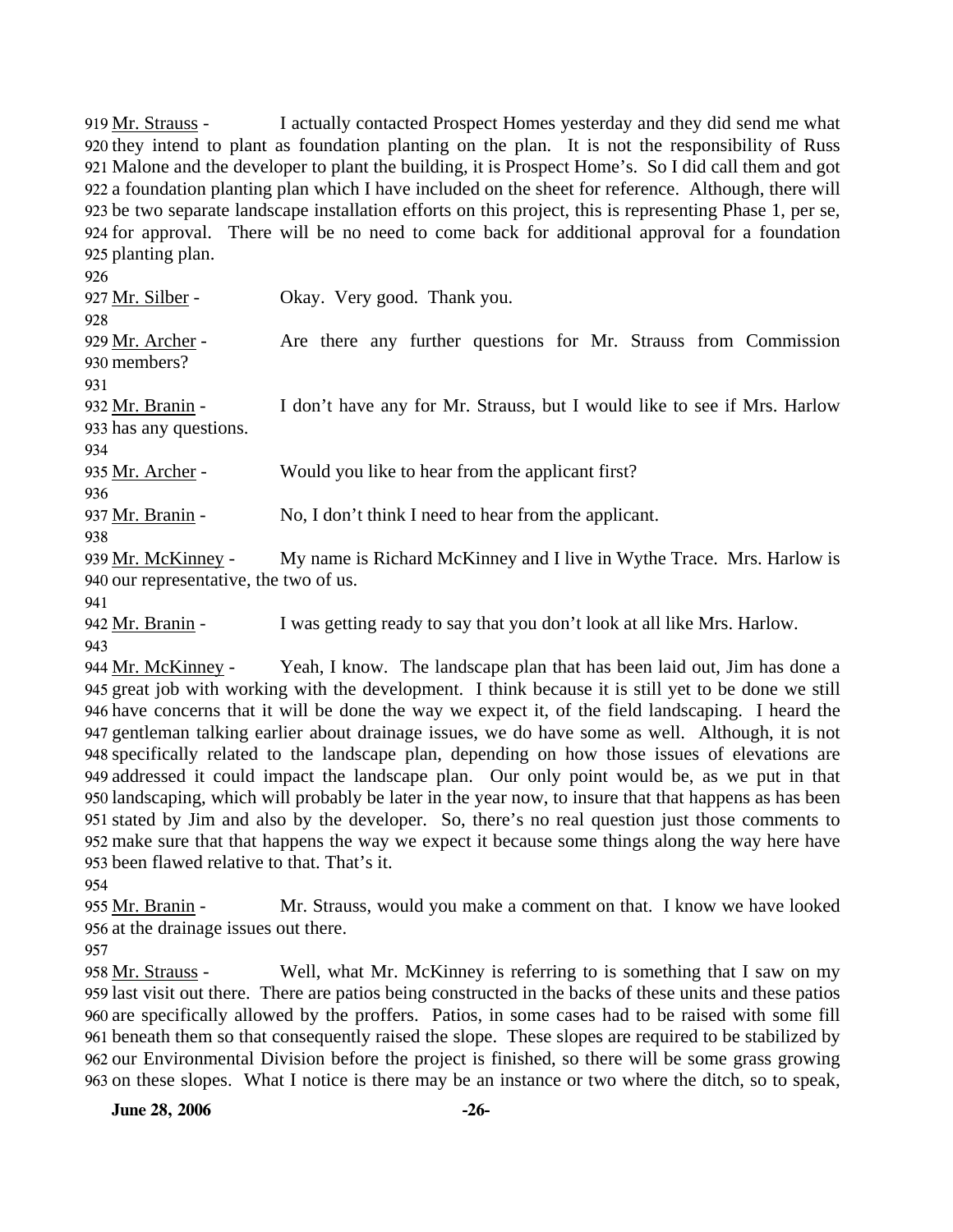919 Mr. Strauss - I actually contacted Prospect Homes yesterday and they did send me what 920 they intend to plant as foundation planting on the plan. It is not the responsibility of Russ 921 Malone and the developer to plant the building, it is Prospect Home's. So I did call them and got 922 a foundation planting plan which I have included on the sheet for reference. Although, there will 923 be two separate landscape installation efforts on this project, this is representing Phase 1, per se, 924 for approval. There will be no need to come back for additional approval for a foundation 925 planting plan.

926

927 Mr. Silber - Okay. Very good. Thank you.

928

929 Mr. Archer - Are there any further questions for Mr. Strauss from Commission 930 members?

931

932 Mr. Branin - I don't have any for Mr. Strauss, but I would like to see if Mrs. Harlow 933 has any questions.

934

935 Mr. Archer - Would you like to hear from the applicant first?

936

937 Mr. Branin - No, I don't think I need to hear from the applicant.

938

939 Mr. McKinney - My name is Richard McKinney and I live in Wythe Trace. Mrs. Harlow is 940 our representative, the two of us.

941

942 Mr. Branin - I was getting ready to say that you don't look at all like Mrs. Harlow.

943

944 Mr. McKinney - Yeah, I know. The landscape plan that has been laid out, Jim has done a 945 great job with working with the development. I think because it is still yet to be done we still 946 have concerns that it will be done the way we expect it, of the field landscaping. I heard the 947 gentleman talking earlier about drainage issues, we do have some as well. Although, it is not 948 specifically related to the landscape plan, depending on how those issues of elevations are 949 addressed it could impact the landscape plan. Our only point would be, as we put in that 950 landscaping, which will probably be later in the year now, to insure that that happens as has been 951 stated by Jim and also by the developer. So, there's no real question just those comments to 952 make sure that that happens the way we expect it because some things along the way here have 953 been flawed relative to that. That's it.

954

955 Mr. Branin - Mr. Strauss, would you make a comment on that. I know we have looked 956 at the drainage issues out there.

957

958 Mr. Strauss - Well, what Mr. McKinney is referring to is something that I saw on my 959 last visit out there. There are patios being constructed in the backs of these units and these patios 960 are specifically allowed by the proffers. Patios, in some cases had to be raised with some fill 961 beneath them so that consequently raised the slope. These slopes are required to be stabilized by 962 our Environmental Division before the project is finished, so there will be some grass growing 963 on these slopes. What I notice is there may be an instance or two where the ditch, so to speak,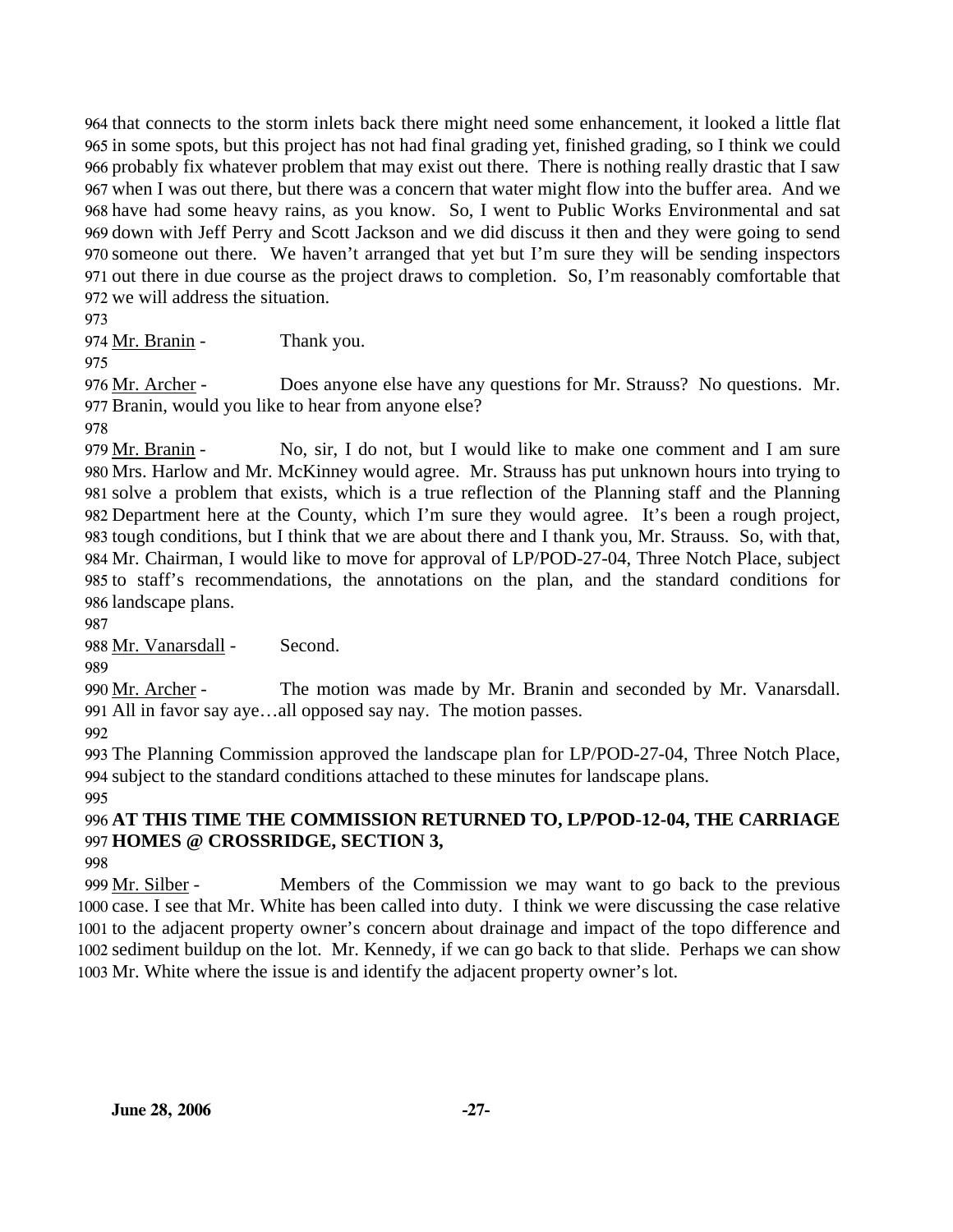that connects to the storm inlets back there might need some enhancement, it looked a little flat in some spots, but this project has not had final grading yet, finished grading, so I think we could probably fix whatever problem that may exist out there. There is nothing really drastic that I saw when I was out there, but there was a concern that water might flow into the buffer area. And we have had some heavy rains, as you know. So, I went to Public Works Environmental and sat down with Jeff Perry and Scott Jackson and we did discuss it then and they were going to send someone out there. We haven't arranged that yet but I'm sure they will be sending inspectors out there in due course as the project draws to completion. So, I'm reasonably comfortable that we will address the situation.

Mr. Branin - Thank you.

Mr. Archer - Does anyone else have any questions for Mr. Strauss? No questions. Mr. Branin, would you like to hear from anyone else?

Mr. Branin - No, sir, I do not, but I would like to make one comment and I am sure Mrs. Harlow and Mr. McKinney would agree. Mr. Strauss has put unknown hours into trying to solve a problem that exists, which is a true reflection of the Planning staff and the Planning Department here at the County, which I'm sure they would agree. It's been a rough project, tough conditions, but I think that we are about there and I thank you, Mr. Strauss. So, with that, Mr. Chairman, I would like to move for approval of LP/POD-27-04, Three Notch Place, subject to staff's recommendations, the annotations on the plan, and the standard conditions for landscape plans.

Mr. Vanarsdall - Second.

Mr. Archer - The motion was made by Mr. Branin and seconded by Mr. Vanarsdall. All in favor say aye…all opposed say nay. The motion passes.

The Planning Commission approved the landscape plan for LP/POD-27-04, Three Notch Place, subject to the standard conditions attached to these minutes for landscape plans.

**AT THIS TIME THE COMMISSION RETURNED TO, LP/POD-12-04, THE CARRIAGE HOMES @ CROSSRIDGE, SECTION 3,**

Mr. Silber - Members of the Commission we may want to go back to the previous case. I see that Mr. White has been called into duty. I think we were discussing the case relative to the adjacent property owner's concern about drainage and impact of the topo difference and sediment buildup on the lot. Mr. Kennedy, if we can go back to that slide. Perhaps we can show Mr. White where the issue is and identify the adjacent property owner's lot.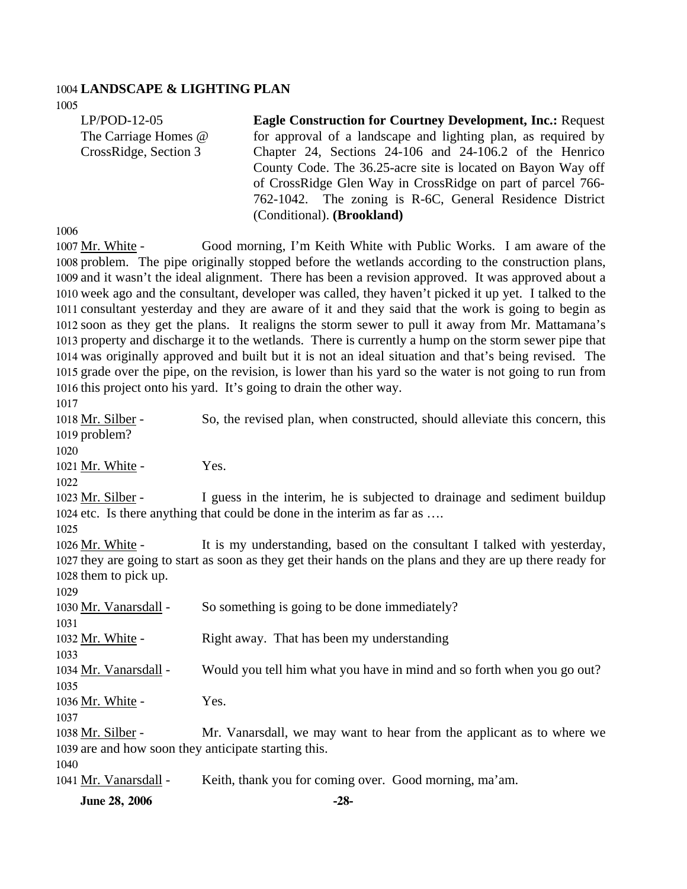## LANDSCAPE & LIGHTING PLAN

| | |
|---|---|
| LP/POD-12-05<br>The Carriage Homes @ CrossRidge, Section 3 | **Eagle Construction for Courtney Development, Inc.:** Request for approval of a landscape and lighting plan, as required by Chapter 24, Sections 24-106 and 24-106.2 of the Henrico County Code. The 36.25-acre site is located on Bayon Way off of CrossRidge Glen Way in CrossRidge on part of parcel 766-762-1042. The zoning is R-6C, General Residence District (Conditional). **(Brookland)** |

Mr. White - Good morning, I'm Keith White with Public Works. I am aware of the problem. The pipe originally stopped before the wetlands according to the construction plans, and it wasn't the ideal alignment. There has been a revision approved. It was approved about a week ago and the consultant, developer was called, they haven't picked it up yet. I talked to the consultant yesterday and they are aware of it and they said that the work is going to begin as soon as they get the plans. It realigns the storm sewer to pull it away from Mr. Mattamana's property and discharge it to the wetlands. There is currently a hump on the storm sewer pipe that was originally approved and built but it is not an ideal situation and that's being revised. The grade over the pipe, on the revision, is lower than his yard so the water is not going to run from this project onto his yard. It's going to drain the other way.

Mr. Silber - So, the revised plan, when constructed, should alleviate this concern, this problem?

Mr. White - Yes.

Mr. Silber - I guess in the interim, he is subjected to drainage and sediment buildup etc. Is there anything that could be done in the interim as far as ….

Mr. White - It is my understanding, based on the consultant I talked with yesterday, they are going to start as soon as they get their hands on the plans and they are up there ready for them to pick up.

Mr. Vanarsdall - So something is going to be done immediately?

Mr. White - Right away. That has been my understanding

Mr. Vanarsdall - Would you tell him what you have in mind and so forth when you go out?

Mr. White - Yes.

Mr. Silber - Mr. Vanarsdall, we may want to hear from the applicant as to where we are and how soon they anticipate starting this.

Mr. Vanarsdall - Keith, thank you for coming over. Good morning, ma'am.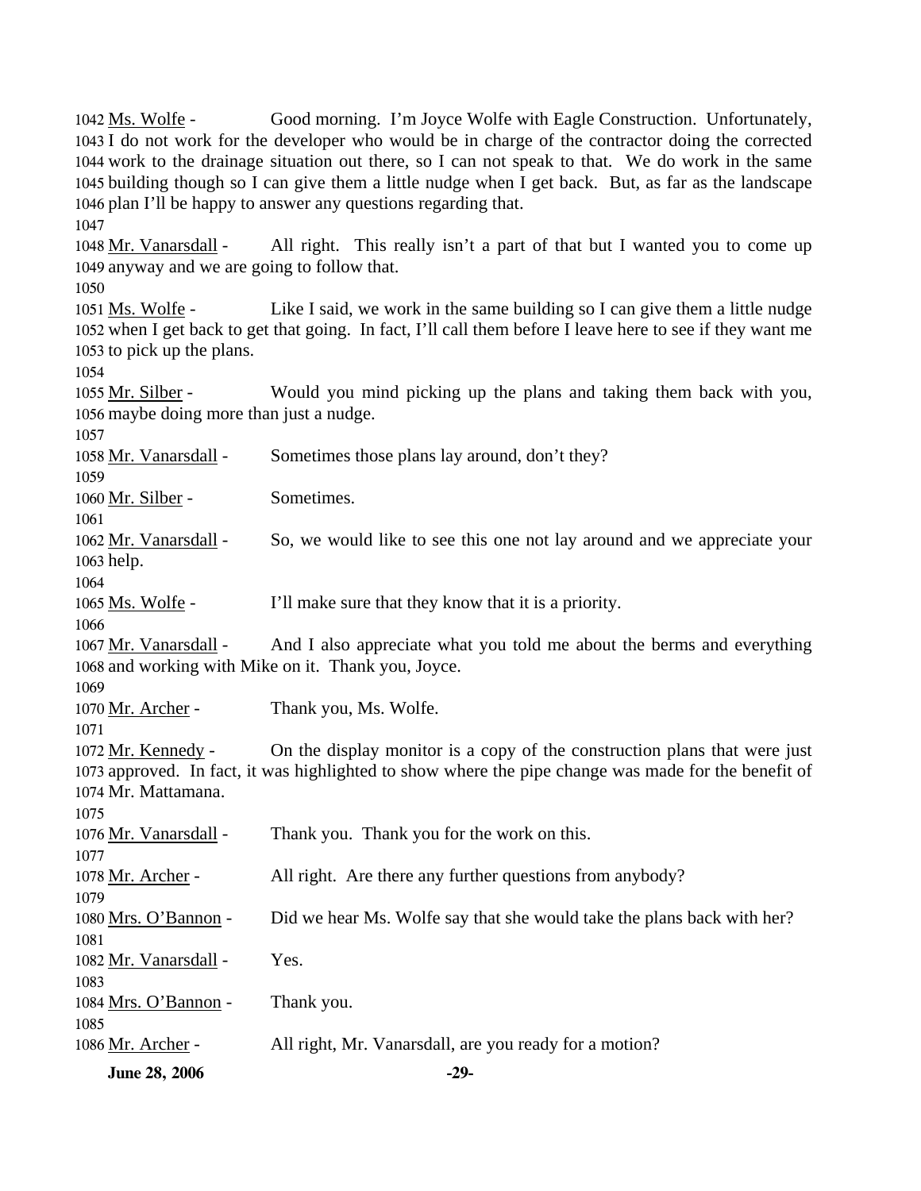1042 Ms. Wolfe - Good morning. I'm Joyce Wolfe with Eagle Construction. Unfortunately, 1043 I do not work for the developer who would be in charge of the contractor doing the corrected 1044 work to the drainage situation out there, so I can not speak to that. We do work in the same 1045 building though so I can give them a little nudge when I get back. But, as far as the landscape 1046 plan I'll be happy to answer any questions regarding that.
1047
1048 Mr. Vanarsdall - All right. This really isn't a part of that but I wanted you to come up 1049 anyway and we are going to follow that.
1050
1051 Ms. Wolfe - Like I said, we work in the same building so I can give them a little nudge 1052 when I get back to get that going. In fact, I'll call them before I leave here to see if they want me 1053 to pick up the plans.
1054
1055 Mr. Silber - Would you mind picking up the plans and taking them back with you, 1056 maybe doing more than just a nudge.
1057
1058 Mr. Vanarsdall - Sometimes those plans lay around, don't they?
1059
1060 Mr. Silber - Sometimes.
1061
1062 Mr. Vanarsdall - So, we would like to see this one not lay around and we appreciate your 1063 help.
1064
1065 Ms. Wolfe - I'll make sure that they know that it is a priority.
1066
1067 Mr. Vanarsdall - And I also appreciate what you told me about the berms and everything 1068 and working with Mike on it. Thank you, Joyce.
1069
1070 Mr. Archer - Thank you, Ms. Wolfe.
1071
1072 Mr. Kennedy - On the display monitor is a copy of the construction plans that were just 1073 approved. In fact, it was highlighted to show where the pipe change was made for the benefit of 1074 Mr. Mattamana.
1075
1076 Mr. Vanarsdall - Thank you. Thank you for the work on this.
1077
1078 Mr. Archer - All right. Are there any further questions from anybody?
1079
1080 Mrs. O'Bannon - Did we hear Ms. Wolfe say that she would take the plans back with her?
1081
1082 Mr. Vanarsdall - Yes.
1083
1084 Mrs. O'Bannon - Thank you.
1085
1086 Mr. Archer - All right, Mr. Vanarsdall, are you ready for a motion?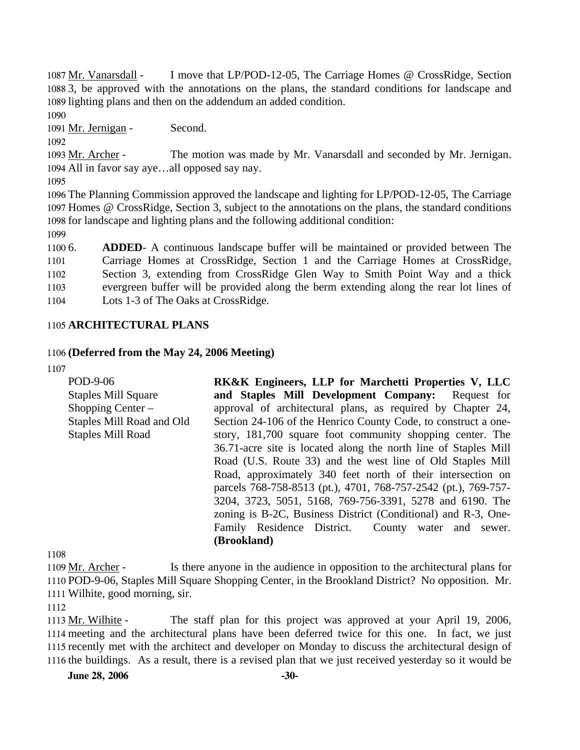Mr. Vanarsdall - I move that LP/POD-12-05, The Carriage Homes @ CrossRidge, Section 3, be approved with the annotations on the plans, the standard conditions for landscape and lighting plans and then on the addendum an added condition.

Mr. Jernigan - Second.

Mr. Archer - The motion was made by Mr. Vanarsdall and seconded by Mr. Jernigan. All in favor say aye…all opposed say nay.

The Planning Commission approved the landscape and lighting for LP/POD-12-05, The Carriage Homes @ CrossRidge, Section 3, subject to the annotations on the plans, the standard conditions for landscape and lighting plans and the following additional condition:

6. **ADDED**- A continuous landscape buffer will be maintained or provided between The Carriage Homes at CrossRidge, Section 1 and the Carriage Homes at CrossRidge, Section 3, extending from CrossRidge Glen Way to Smith Point Way and a thick evergreen buffer will be provided along the berm extending along the rear lot lines of Lots 1-3 of The Oaks at CrossRidge.

## ARCHITECTURAL PLANS

**(Deferred from the May 24, 2006 Meeting)**

POD-9-06
Staples Mill Square Shopping Center – Staples Mill Road and Old Staples Mill Road

**RK&K Engineers, LLP for Marchetti Properties V, LLC and Staples Mill Development Company:** Request for approval of architectural plans, as required by Chapter 24, Section 24-106 of the Henrico County Code, to construct a one-story, 181,700 square foot community shopping center. The 36.71-acre site is located along the north line of Staples Mill Road (U.S. Route 33) and the west line of Old Staples Mill Road, approximately 340 feet north of their intersection on parcels 768-758-8513 (pt.), 4701, 768-757-2542 (pt.), 769-757-3204, 3723, 5051, 5168, 769-756-3391, 5278 and 6190. The zoning is B-2C, Business District (Conditional) and R-3, One-Family Residence District. County water and sewer. **(Brookland)**

Mr. Archer - Is there anyone in the audience in opposition to the architectural plans for POD-9-06, Staples Mill Square Shopping Center, in the Brookland District? No opposition. Mr. Wilhite, good morning, sir.

Mr. Wilhite - The staff plan for this project was approved at your April 19, 2006, meeting and the architectural plans have been deferred twice for this one. In fact, we just recently met with the architect and developer on Monday to discuss the architectural design of the buildings. As a result, there is a revised plan that we just received yesterday so it would be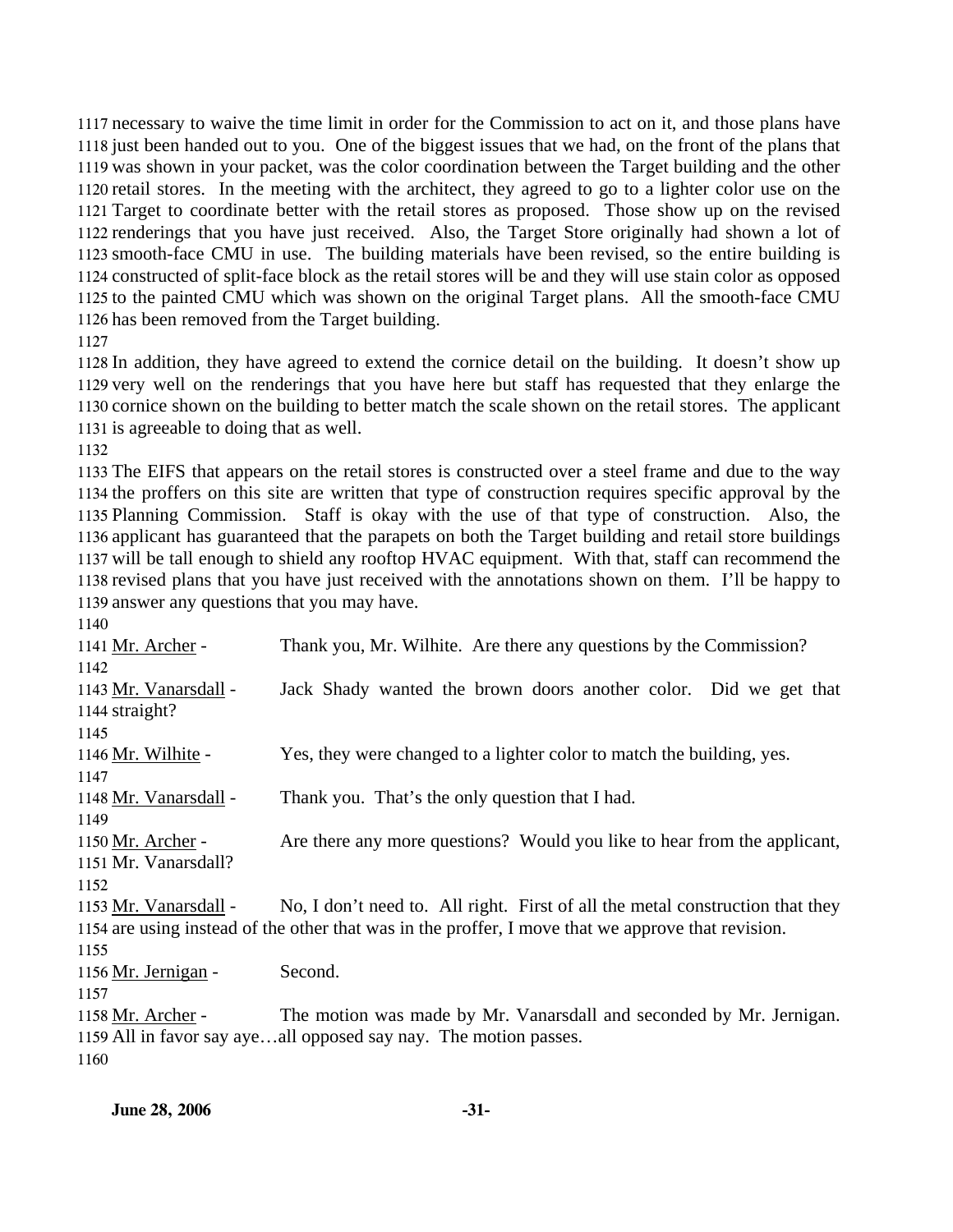necessary to waive the time limit in order for the Commission to act on it, and those plans have just been handed out to you. One of the biggest issues that we had, on the front of the plans that was shown in your packet, was the color coordination between the Target building and the other retail stores. In the meeting with the architect, they agreed to go to a lighter color use on the Target to coordinate better with the retail stores as proposed. Those show up on the revised renderings that you have just received. Also, the Target Store originally had shown a lot of smooth-face CMU in use. The building materials have been revised, so the entire building is constructed of split-face block as the retail stores will be and they will use stain color as opposed to the painted CMU which was shown on the original Target plans. All the smooth-face CMU has been removed from the Target building.

In addition, they have agreed to extend the cornice detail on the building. It doesn't show up very well on the renderings that you have here but staff has requested that they enlarge the cornice shown on the building to better match the scale shown on the retail stores. The applicant is agreeable to doing that as well.

The EIFS that appears on the retail stores is constructed over a steel frame and due to the way the proffers on this site are written that type of construction requires specific approval by the Planning Commission. Staff is okay with the use of that type of construction. Also, the applicant has guaranteed that the parapets on both the Target building and retail store buildings will be tall enough to shield any rooftop HVAC equipment. With that, staff can recommend the revised plans that you have just received with the annotations shown on them. I'll be happy to answer any questions that you may have.

Mr. Archer - Thank you, Mr. Wilhite. Are there any questions by the Commission?

Mr. Vanarsdall - Jack Shady wanted the brown doors another color. Did we get that straight?

Mr. Wilhite - Yes, they were changed to a lighter color to match the building, yes.

Mr. Vanarsdall - Thank you. That's the only question that I had.

Mr. Archer - Are there any more questions? Would you like to hear from the applicant, Mr. Vanarsdall?

Mr. Vanarsdall - No, I don't need to. All right. First of all the metal construction that they are using instead of the other that was in the proffer, I move that we approve that revision.

Mr. Jernigan - Second.

Mr. Archer - The motion was made by Mr. Vanarsdall and seconded by Mr. Jernigan. All in favor say aye…all opposed say nay. The motion passes.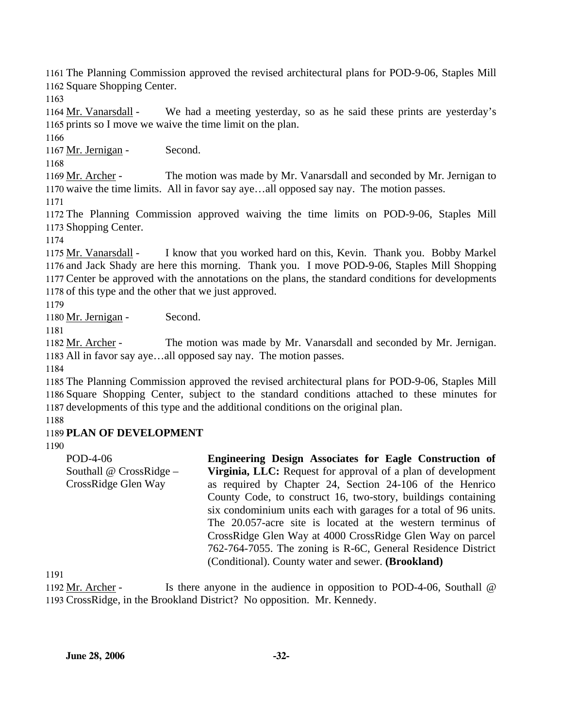The Planning Commission approved the revised architectural plans for POD-9-06, Staples Mill Square Shopping Center.

Mr. Vanarsdall - We had a meeting yesterday, so as he said these prints are yesterday's prints so I move we waive the time limit on the plan.

Mr. Jernigan - Second.

Mr. Archer - The motion was made by Mr. Vanarsdall and seconded by Mr. Jernigan to waive the time limits. All in favor say aye…all opposed say nay. The motion passes.

The Planning Commission approved waiving the time limits on POD-9-06, Staples Mill Shopping Center.

Mr. Vanarsdall - I know that you worked hard on this, Kevin. Thank you. Bobby Markel and Jack Shady are here this morning. Thank you. I move POD-9-06, Staples Mill Shopping Center be approved with the annotations on the plans, the standard conditions for developments of this type and the other that we just approved.

Mr. Jernigan - Second.

Mr. Archer - The motion was made by Mr. Vanarsdall and seconded by Mr. Jernigan. All in favor say aye…all opposed say nay. The motion passes.

The Planning Commission approved the revised architectural plans for POD-9-06, Staples Mill Square Shopping Center, subject to the standard conditions attached to these minutes for developments of this type and the additional conditions on the original plan.

**PLAN OF DEVELOPMENT**

POD-4-06
Southall @ CrossRidge – CrossRidge Glen Way

**Engineering Design Associates for Eagle Construction of Virginia, LLC:** Request for approval of a plan of development as required by Chapter 24, Section 24-106 of the Henrico County Code, to construct 16, two-story, buildings containing six condominium units each with garages for a total of 96 units. The 20.057-acre site is located at the western terminus of CrossRidge Glen Way at 4000 CrossRidge Glen Way on parcel 762-764-7055. The zoning is R-6C, General Residence District (Conditional). County water and sewer. **(Brookland)**

Mr. Archer - Is there anyone in the audience in opposition to POD-4-06, Southall @ CrossRidge, in the Brookland District? No opposition. Mr. Kennedy.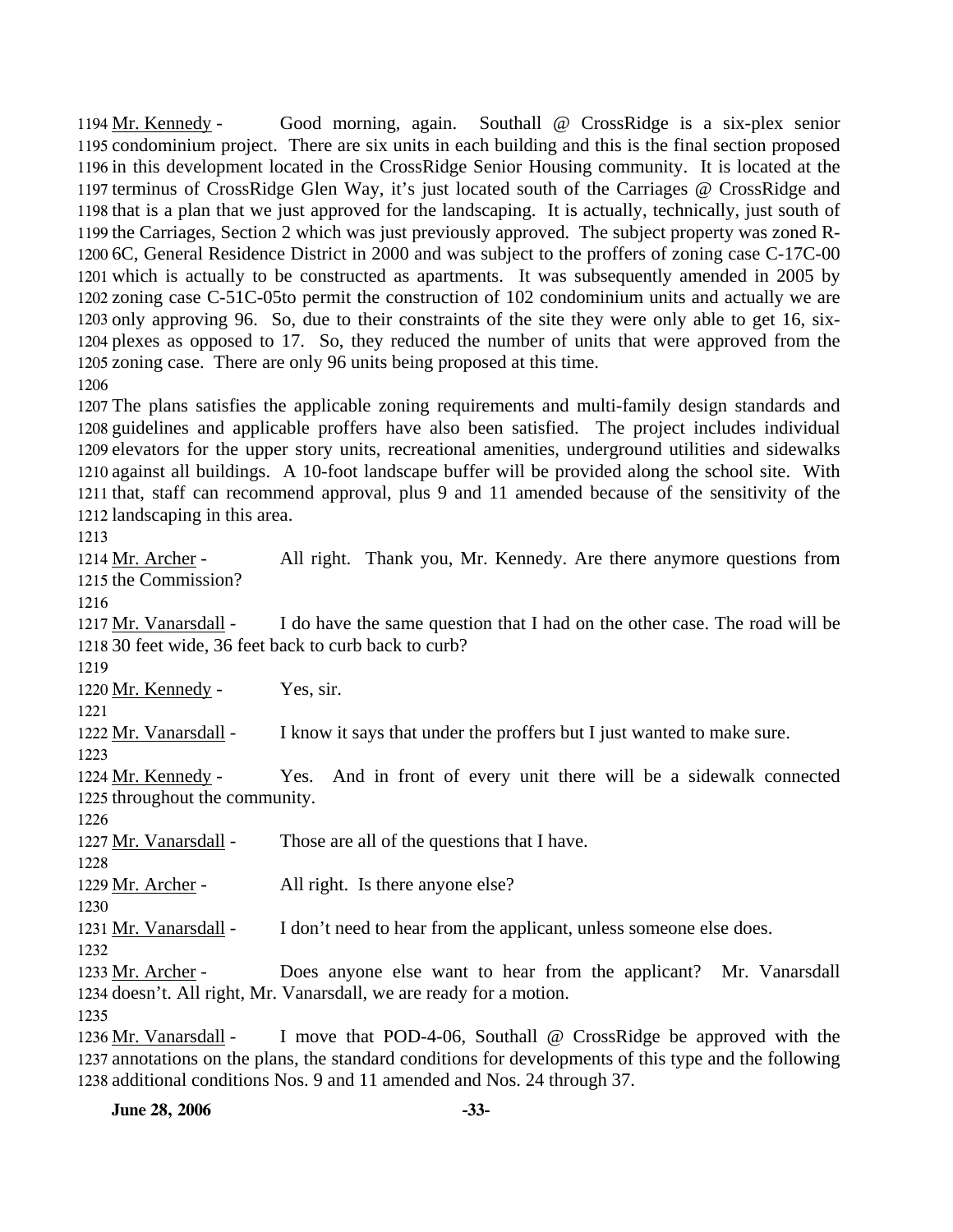1194 Mr. Kennedy - Good morning, again. Southall @ CrossRidge is a six-plex senior 1195 condominium project. There are six units in each building and this is the final section proposed 1196 in this development located in the CrossRidge Senior Housing community. It is located at the 1197 terminus of CrossRidge Glen Way, it's just located south of the Carriages @ CrossRidge and 1198 that is a plan that we just approved for the landscaping. It is actually, technically, just south of 1199 the Carriages, Section 2 which was just previously approved. The subject property was zoned R-1200 6C, General Residence District in 2000 and was subject to the proffers of zoning case C-17C-00 1201 which is actually to be constructed as apartments. It was subsequently amended in 2005 by 1202 zoning case C-51C-05to permit the construction of 102 condominium units and actually we are 1203 only approving 96. So, due to their constraints of the site they were only able to get 16, six-1204 plexes as opposed to 17. So, they reduced the number of units that were approved from the 1205 zoning case. There are only 96 units being proposed at this time.

1206

1207 The plans satisfies the applicable zoning requirements and multi-family design standards and 1208 guidelines and applicable proffers have also been satisfied. The project includes individual 1209 elevators for the upper story units, recreational amenities, underground utilities and sidewalks 1210 against all buildings. A 10-foot landscape buffer will be provided along the school site. With 1211 that, staff can recommend approval, plus 9 and 11 amended because of the sensitivity of the 1212 landscaping in this area.

1213

1214 Mr. Archer - All right. Thank you, Mr. Kennedy. Are there anymore questions from 1215 the Commission?

1216

1217 Mr. Vanarsdall - I do have the same question that I had on the other case. The road will be 1218 30 feet wide, 36 feet back to curb back to curb?

1219

1220 Mr. Kennedy - Yes, sir.

1221

1222 Mr. Vanarsdall - I know it says that under the proffers but I just wanted to make sure.

1223

1224 Mr. Kennedy - Yes. And in front of every unit there will be a sidewalk connected 1225 throughout the community.

1226

1227 Mr. Vanarsdall - Those are all of the questions that I have.

1228

1229 Mr. Archer - All right. Is there anyone else?

1230

1231 Mr. Vanarsdall - I don't need to hear from the applicant, unless someone else does.

1232

1233 Mr. Archer - Does anyone else want to hear from the applicant? Mr. Vanarsdall 1234 doesn't. All right, Mr. Vanarsdall, we are ready for a motion.

1235

1236 Mr. Vanarsdall - I move that POD-4-06, Southall @ CrossRidge be approved with the 1237 annotations on the plans, the standard conditions for developments of this type and the following 1238 additional conditions Nos. 9 and 11 amended and Nos. 24 through 37.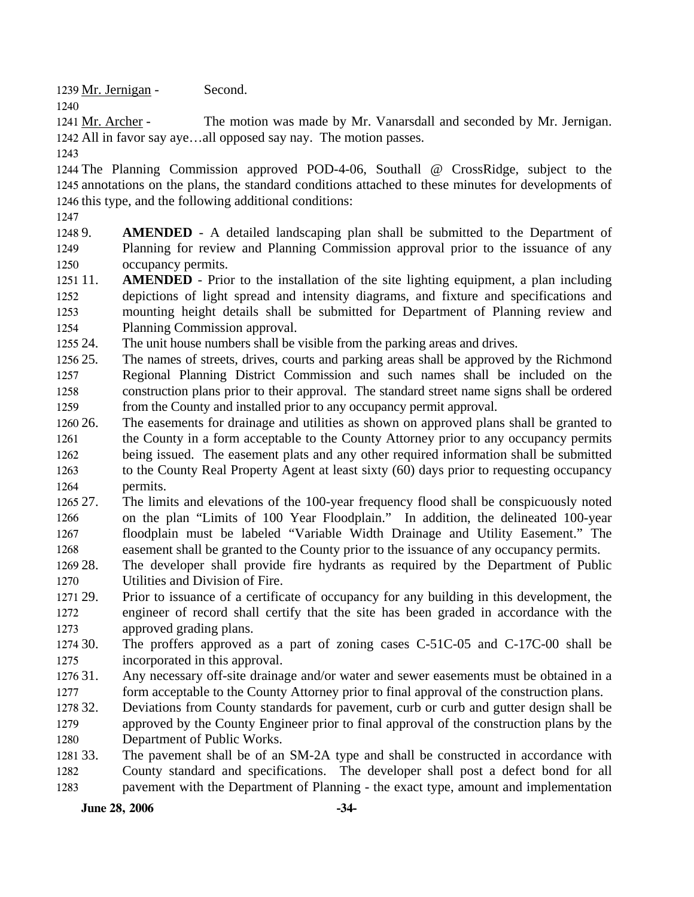Mr. Jernigan - Second.

Mr. Archer - The motion was made by Mr. Vanarsdall and seconded by Mr. Jernigan. All in favor say aye…all opposed say nay. The motion passes.

The Planning Commission approved POD-4-06, Southall @ CrossRidge, subject to the annotations on the plans, the standard conditions attached to these minutes for developments of this type, and the following additional conditions:

9. **AMENDED** - A detailed landscaping plan shall be submitted to the Department of Planning for review and Planning Commission approval prior to the issuance of any occupancy permits.
11. **AMENDED** - Prior to the installation of the site lighting equipment, a plan including depictions of light spread and intensity diagrams, and fixture and specifications and mounting height details shall be submitted for Department of Planning review and Planning Commission approval.
24. The unit house numbers shall be visible from the parking areas and drives.
25. The names of streets, drives, courts and parking areas shall be approved by the Richmond Regional Planning District Commission and such names shall be included on the construction plans prior to their approval. The standard street name signs shall be ordered from the County and installed prior to any occupancy permit approval.
26. The easements for drainage and utilities as shown on approved plans shall be granted to the County in a form acceptable to the County Attorney prior to any occupancy permits being issued. The easement plats and any other required information shall be submitted to the County Real Property Agent at least sixty (60) days prior to requesting occupancy permits.
27. The limits and elevations of the 100-year frequency flood shall be conspicuously noted on the plan "Limits of 100 Year Floodplain." In addition, the delineated 100-year floodplain must be labeled "Variable Width Drainage and Utility Easement." The easement shall be granted to the County prior to the issuance of any occupancy permits.
28. The developer shall provide fire hydrants as required by the Department of Public Utilities and Division of Fire.
29. Prior to issuance of a certificate of occupancy for any building in this development, the engineer of record shall certify that the site has been graded in accordance with the approved grading plans.
30. The proffers approved as a part of zoning cases C-51C-05 and C-17C-00 shall be incorporated in this approval.
31. Any necessary off-site drainage and/or water and sewer easements must be obtained in a form acceptable to the County Attorney prior to final approval of the construction plans.
32. Deviations from County standards for pavement, curb or curb and gutter design shall be approved by the County Engineer prior to final approval of the construction plans by the Department of Public Works.
33. The pavement shall be of an SM-2A type and shall be constructed in accordance with County standard and specifications. The developer shall post a defect bond for all pavement with the Department of Planning - the exact type, amount and implementation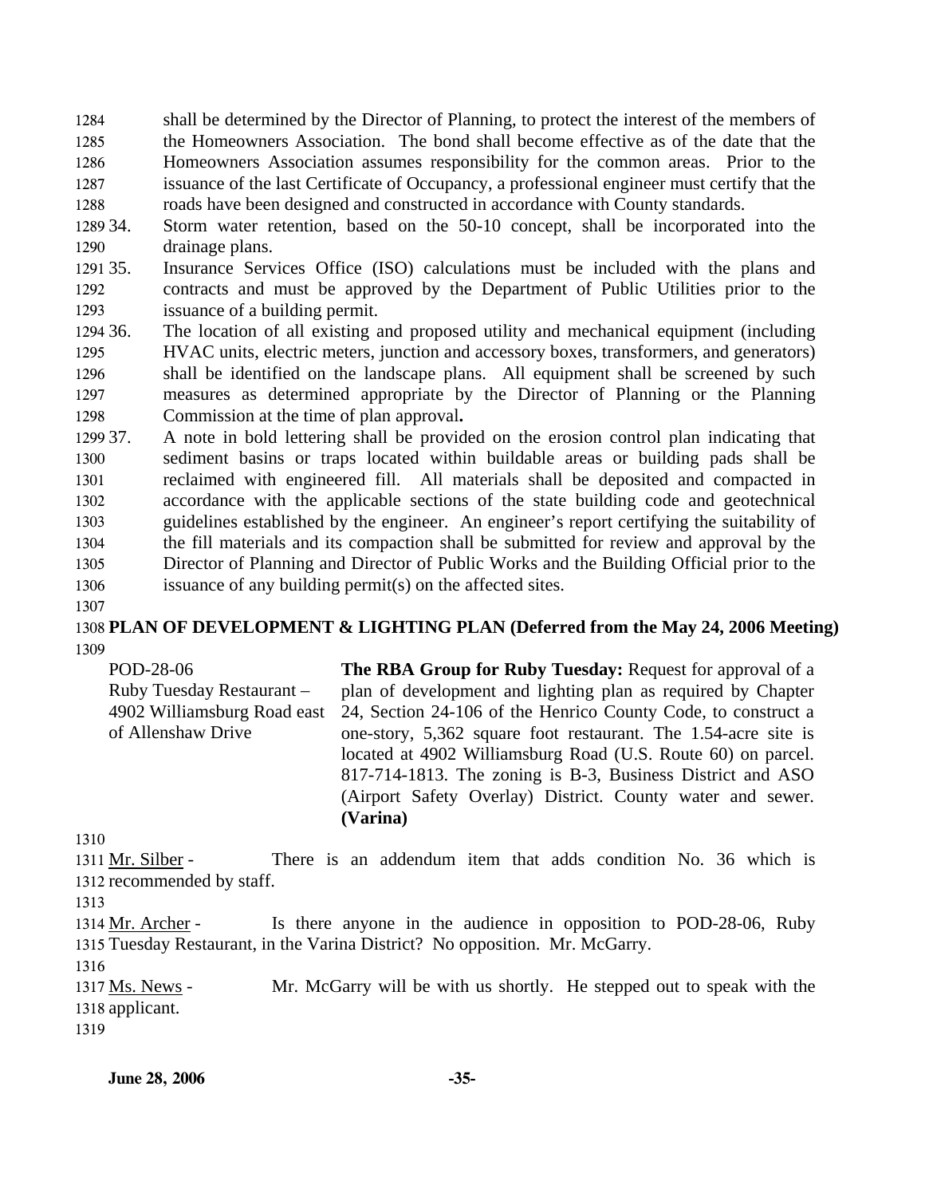shall be determined by the Director of Planning, to protect the interest of the members of the Homeowners Association. The bond shall become effective as of the date that the Homeowners Association assumes responsibility for the common areas. Prior to the issuance of the last Certificate of Occupancy, a professional engineer must certify that the roads have been designed and constructed in accordance with County standards.

34. Storm water retention, based on the 50-10 concept, shall be incorporated into the drainage plans.

35. Insurance Services Office (ISO) calculations must be included with the plans and contracts and must be approved by the Department of Public Utilities prior to the issuance of a building permit.

36. The location of all existing and proposed utility and mechanical equipment (including HVAC units, electric meters, junction and accessory boxes, transformers, and generators) shall be identified on the landscape plans. All equipment shall be screened by such measures as determined appropriate by the Director of Planning or the Planning Commission at the time of plan approval**.**

37. A note in bold lettering shall be provided on the erosion control plan indicating that sediment basins or traps located within buildable areas or building pads shall be reclaimed with engineered fill. All materials shall be deposited and compacted in accordance with the applicable sections of the state building code and geotechnical guidelines established by the engineer. An engineer's report certifying the suitability of the fill materials and its compaction shall be submitted for review and approval by the Director of Planning and Director of Public Works and the Building Official prior to the issuance of any building permit(s) on the affected sites.

**PLAN OF DEVELOPMENT & LIGHTING PLAN (Deferred from the May 24, 2006 Meeting)**

POD-28-06
Ruby Tuesday Restaurant – 4902 Williamsburg Road east of Allenshaw Drive

**The RBA Group for Ruby Tuesday:** Request for approval of a plan of development and lighting plan as required by Chapter 24, Section 24-106 of the Henrico County Code, to construct a one-story, 5,362 square foot restaurant. The 1.54-acre site is located at 4902 Williamsburg Road (U.S. Route 60) on parcel. 817-714-1813. The zoning is B-3, Business District and ASO (Airport Safety Overlay) District. County water and sewer. **(Varina)**

Mr. Silber - There is an addendum item that adds condition No. 36 which is recommended by staff.

Mr. Archer - Is there anyone in the audience in opposition to POD-28-06, Ruby Tuesday Restaurant, in the Varina District? No opposition. Mr. McGarry.

Ms. News - Mr. McGarry will be with us shortly. He stepped out to speak with the applicant.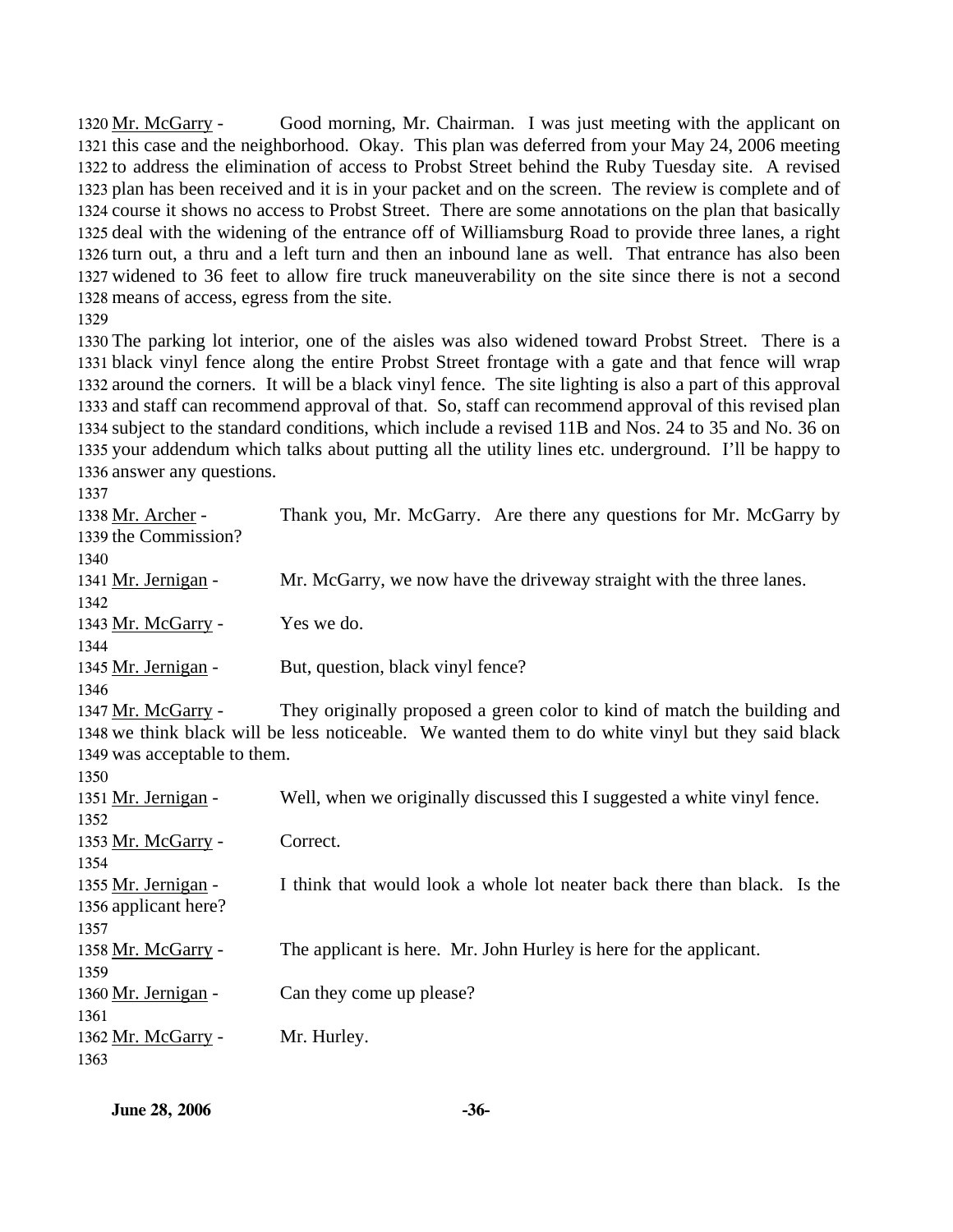Mr. McGarry - Good morning, Mr. Chairman. I was just meeting with the applicant on this case and the neighborhood. Okay. This plan was deferred from your May 24, 2006 meeting to address the elimination of access to Probst Street behind the Ruby Tuesday site. A revised plan has been received and it is in your packet and on the screen. The review is complete and of course it shows no access to Probst Street. There are some annotations on the plan that basically deal with the widening of the entrance off of Williamsburg Road to provide three lanes, a right turn out, a thru and a left turn and then an inbound lane as well. That entrance has also been widened to 36 feet to allow fire truck maneuverability on the site since there is not a second means of access, egress from the site.

The parking lot interior, one of the aisles was also widened toward Probst Street. There is a black vinyl fence along the entire Probst Street frontage with a gate and that fence will wrap around the corners. It will be a black vinyl fence. The site lighting is also a part of this approval and staff can recommend approval of that. So, staff can recommend approval of this revised plan subject to the standard conditions, which include a revised 11B and Nos. 24 to 35 and No. 36 on your addendum which talks about putting all the utility lines etc. underground. I'll be happy to answer any questions.

Mr. Archer - Thank you, Mr. McGarry. Are there any questions for Mr. McGarry by the Commission?

Mr. Jernigan - Mr. McGarry, we now have the driveway straight with the three lanes.

Mr. McGarry - Yes we do.

Mr. Jernigan - But, question, black vinyl fence?

Mr. McGarry - They originally proposed a green color to kind of match the building and we think black will be less noticeable. We wanted them to do white vinyl but they said black was acceptable to them.

Mr. Jernigan - Well, when we originally discussed this I suggested a white vinyl fence.

Mr. McGarry - Correct.

Mr. Jernigan - I think that would look a whole lot neater back there than black. Is the applicant here?

Mr. McGarry - The applicant is here. Mr. John Hurley is here for the applicant.

Mr. Jernigan - Can they come up please?

Mr. McGarry - Mr. Hurley.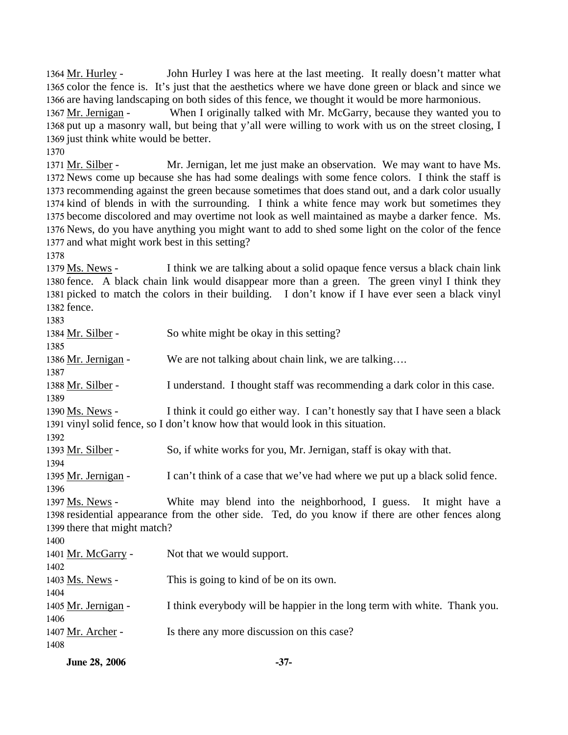1364 Mr. Hurley - John Hurley I was here at the last meeting. It really doesn't matter what 1365 color the fence is. It's just that the aesthetics where we have done green or black and since we 1366 are having landscaping on both sides of this fence, we thought it would be more harmonious.

1367 Mr. Jernigan - When I originally talked with Mr. McGarry, because they wanted you to 1368 put up a masonry wall, but being that y'all were willing to work with us on the street closing, I 1369 just think white would be better.

1370

1371 Mr. Silber - Mr. Jernigan, let me just make an observation. We may want to have Ms. 1372 News come up because she has had some dealings with some fence colors. I think the staff is 1373 recommending against the green because sometimes that does stand out, and a dark color usually 1374 kind of blends in with the surrounding. I think a white fence may work but sometimes they 1375 become discolored and may overtime not look as well maintained as maybe a darker fence. Ms. 1376 News, do you have anything you might want to add to shed some light on the color of the fence 1377 and what might work best in this setting?

1378

1379 Ms. News - I think we are talking about a solid opaque fence versus a black chain link 1380 fence. A black chain link would disappear more than a green. The green vinyl I think they 1381 picked to match the colors in their building. I don't know if I have ever seen a black vinyl 1382 fence.

1383

1384 Mr. Silber - So white might be okay in this setting?

1385

1386 Mr. Jernigan - We are not talking about chain link, we are talking….

1387

1388 Mr. Silber - I understand. I thought staff was recommending a dark color in this case.

1389

1390 Ms. News - I think it could go either way. I can't honestly say that I have seen a black 1391 vinyl solid fence, so I don't know how that would look in this situation.

1392

1393 Mr. Silber - So, if white works for you, Mr. Jernigan, staff is okay with that.

1394

1395 Mr. Jernigan - I can't think of a case that we've had where we put up a black solid fence.

1396

1397 Ms. News - White may blend into the neighborhood, I guess. It might have a 1398 residential appearance from the other side. Ted, do you know if there are other fences along 1399 there that might match?

1400

1401 Mr. McGarry - Not that we would support.

1402

1403 Ms. News - This is going to kind of be on its own.

1404

1405 Mr. Jernigan - I think everybody will be happier in the long term with white. Thank you.

1406

1407 Mr. Archer - Is there any more discussion on this case?

1408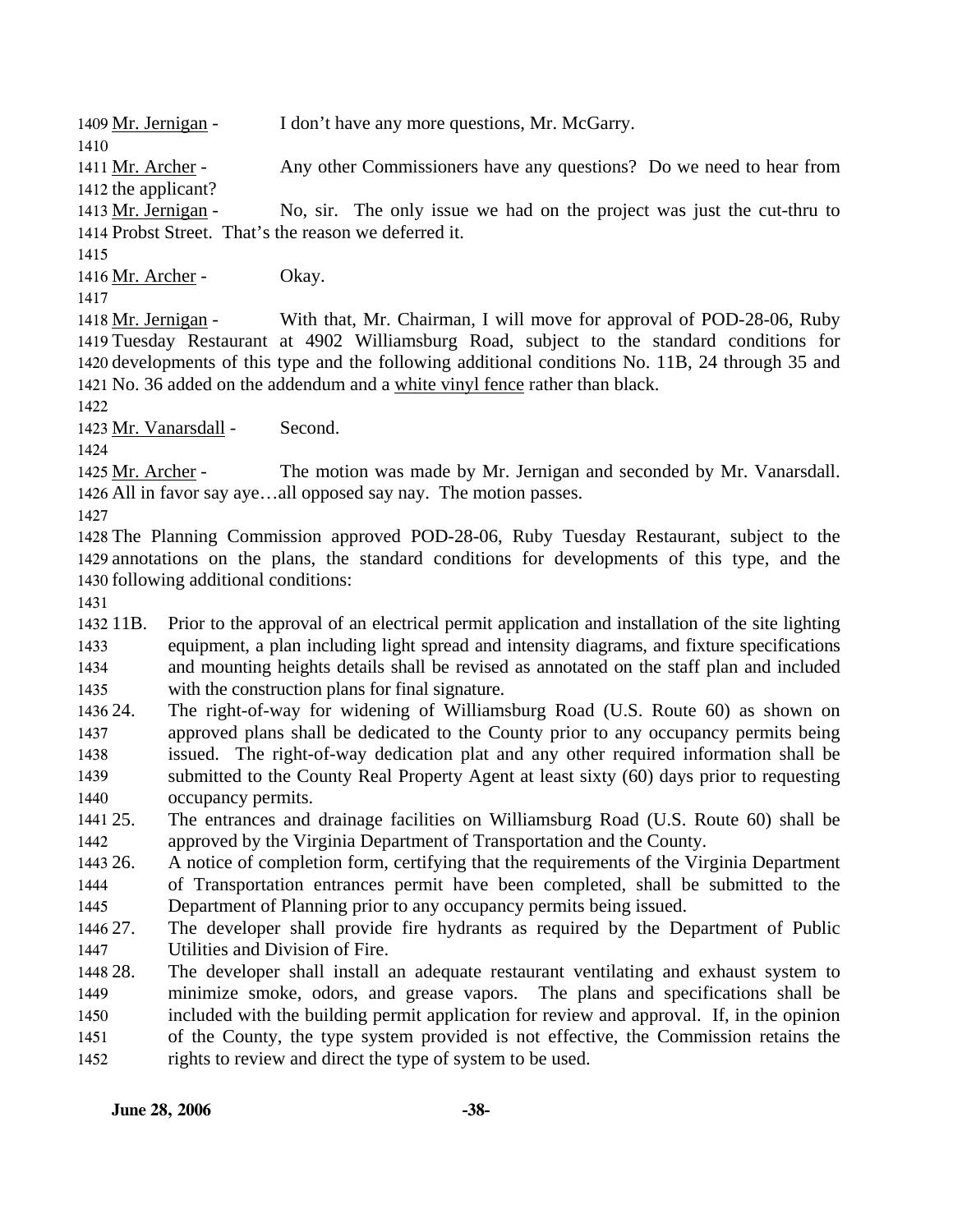Mr. Jernigan - I don't have any more questions, Mr. McGarry.

Mr. Archer - Any other Commissioners have any questions? Do we need to hear from the applicant?

Mr. Jernigan - No, sir. The only issue we had on the project was just the cut-thru to Probst Street. That's the reason we deferred it.

Mr. Archer - Okay.

Mr. Jernigan - With that, Mr. Chairman, I will move for approval of POD-28-06, Ruby Tuesday Restaurant at 4902 Williamsburg Road, subject to the standard conditions for developments of this type and the following additional conditions No. 11B, 24 through 35 and No. 36 added on the addendum and a white vinyl fence rather than black.

Mr. Vanarsdall - Second.

Mr. Archer - The motion was made by Mr. Jernigan and seconded by Mr. Vanarsdall. All in favor say aye…all opposed say nay. The motion passes.

The Planning Commission approved POD-28-06, Ruby Tuesday Restaurant, subject to the annotations on the plans, the standard conditions for developments of this type, and the following additional conditions:

11B. Prior to the approval of an electrical permit application and installation of the site lighting equipment, a plan including light spread and intensity diagrams, and fixture specifications and mounting heights details shall be revised as annotated on the staff plan and included with the construction plans for final signature.

24. The right-of-way for widening of Williamsburg Road (U.S. Route 60) as shown on approved plans shall be dedicated to the County prior to any occupancy permits being issued. The right-of-way dedication plat and any other required information shall be submitted to the County Real Property Agent at least sixty (60) days prior to requesting occupancy permits.

25. The entrances and drainage facilities on Williamsburg Road (U.S. Route 60) shall be approved by the Virginia Department of Transportation and the County.

26. A notice of completion form, certifying that the requirements of the Virginia Department of Transportation entrances permit have been completed, shall be submitted to the Department of Planning prior to any occupancy permits being issued.

27. The developer shall provide fire hydrants as required by the Department of Public Utilities and Division of Fire.

28. The developer shall install an adequate restaurant ventilating and exhaust system to minimize smoke, odors, and grease vapors. The plans and specifications shall be included with the building permit application for review and approval. If, in the opinion of the County, the type system provided is not effective, the Commission retains the rights to review and direct the type of system to be used.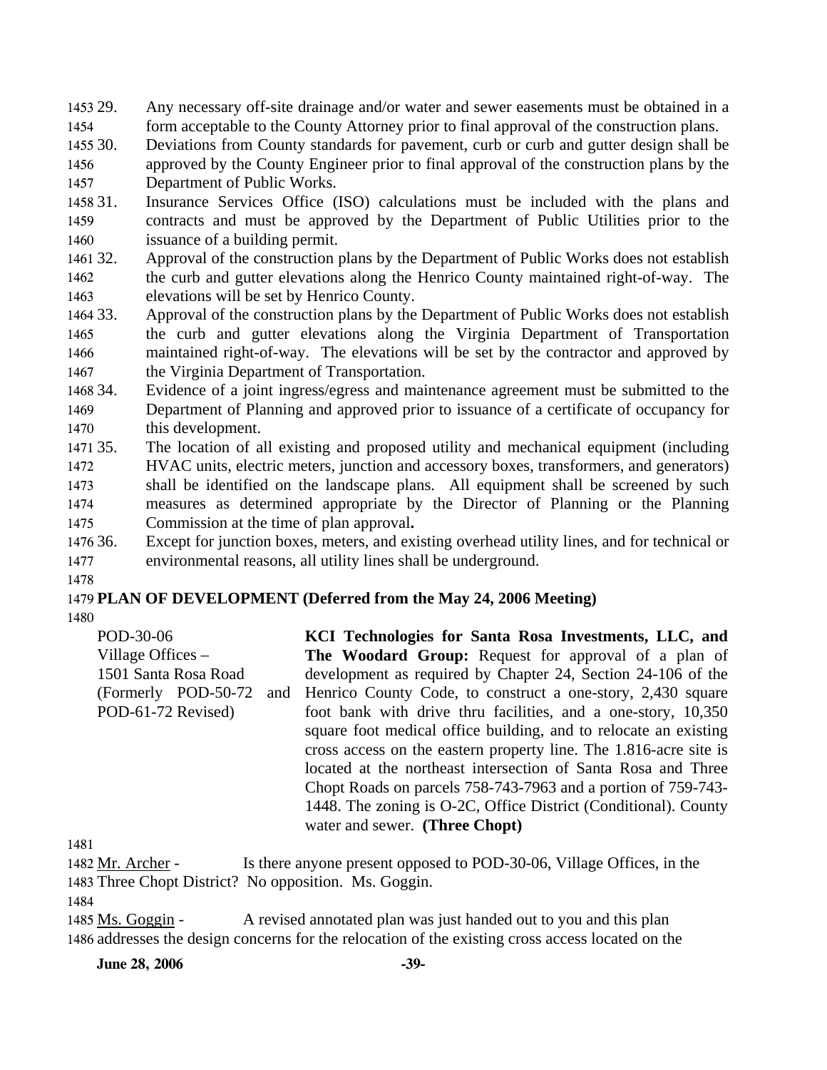29. Any necessary off-site drainage and/or water and sewer easements must be obtained in a form acceptable to the County Attorney prior to final approval of the construction plans.
30. Deviations from County standards for pavement, curb or curb and gutter design shall be approved by the County Engineer prior to final approval of the construction plans by the Department of Public Works.
31. Insurance Services Office (ISO) calculations must be included with the plans and contracts and must be approved by the Department of Public Utilities prior to the issuance of a building permit.
32. Approval of the construction plans by the Department of Public Works does not establish the curb and gutter elevations along the Henrico County maintained right-of-way. The elevations will be set by Henrico County.
33. Approval of the construction plans by the Department of Public Works does not establish the curb and gutter elevations along the Virginia Department of Transportation maintained right-of-way. The elevations will be set by the contractor and approved by the Virginia Department of Transportation.
34. Evidence of a joint ingress/egress and maintenance agreement must be submitted to the Department of Planning and approved prior to issuance of a certificate of occupancy for this development.
35. The location of all existing and proposed utility and mechanical equipment (including HVAC units, electric meters, junction and accessory boxes, transformers, and generators) shall be identified on the landscape plans. All equipment shall be screened by such measures as determined appropriate by the Director of Planning or the Planning Commission at the time of plan approval**.**
36. Except for junction boxes, meters, and existing overhead utility lines, and for technical or environmental reasons, all utility lines shall be underground.

**PLAN OF DEVELOPMENT (Deferred from the May 24, 2006 Meeting)**

| | |
|---|---|
| POD-30-06<br>Village Offices –<br>1501 Santa Rosa Road<br>(Formerly POD-50-72 and POD-61-72 Revised) | **KCI Technologies for Santa Rosa Investments, LLC, and The Woodard Group:** Request for approval of a plan of development as required by Chapter 24, Section 24-106 of the Henrico County Code, to construct a one-story, 2,430 square foot bank with drive thru facilities, and a one-story, 10,350 square foot medical office building, and to relocate an existing cross access on the eastern property line. The 1.816-acre site is located at the northeast intersection of Santa Rosa and Three Chopt Roads on parcels 758-743-7963 and a portion of 759-743-1448. The zoning is O-2C, Office District (Conditional). County water and sewer. **(Three Chopt)** |

Mr. Archer - Is there anyone present opposed to POD-30-06, Village Offices, in the Three Chopt District? No opposition. Ms. Goggin.

Ms. Goggin - A revised annotated plan was just handed out to you and this plan addresses the design concerns for the relocation of the existing cross access located on the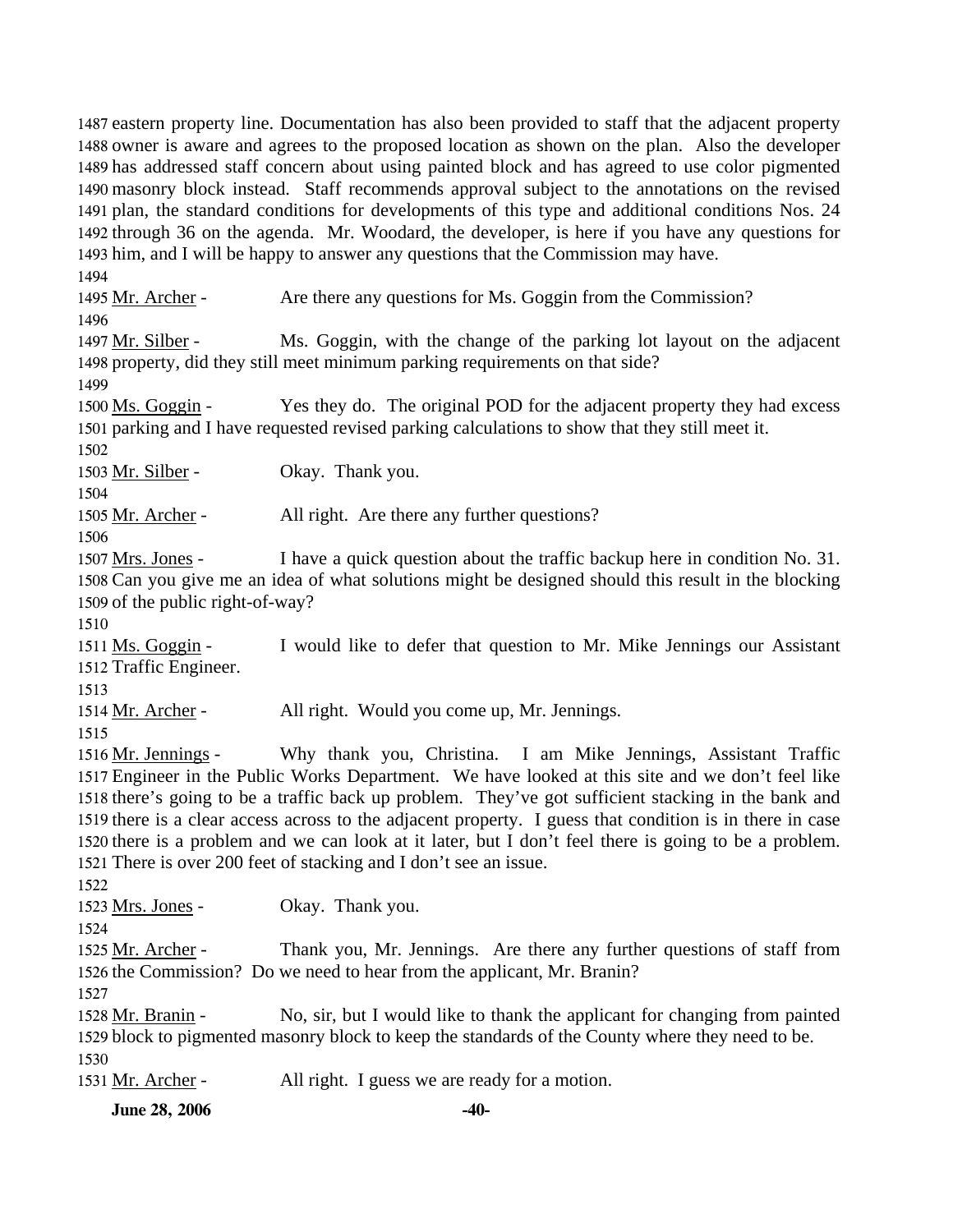1487 eastern property line. Documentation has also been provided to staff that the adjacent property
1488 owner is aware and agrees to the proposed location as shown on the plan. Also the developer
1489 has addressed staff concern about using painted block and has agreed to use color pigmented
1490 masonry block instead. Staff recommends approval subject to the annotations on the revised
1491 plan, the standard conditions for developments of this type and additional conditions Nos. 24
1492 through 36 on the agenda. Mr. Woodard, the developer, is here if you have any questions for
1493 him, and I will be happy to answer any questions that the Commission may have.
1494
1495 Mr. Archer - Are there any questions for Ms. Goggin from the Commission?
1496
1497 Mr. Silber - Ms. Goggin, with the change of the parking lot layout on the adjacent
1498 property, did they still meet minimum parking requirements on that side?
1499
1500 Ms. Goggin - Yes they do. The original POD for the adjacent property they had excess
1501 parking and I have requested revised parking calculations to show that they still meet it.
1502
1503 Mr. Silber - Okay. Thank you.
1504
1505 Mr. Archer - All right. Are there any further questions?
1506
1507 Mrs. Jones - I have a quick question about the traffic backup here in condition No. 31.
1508 Can you give me an idea of what solutions might be designed should this result in the blocking
1509 of the public right-of-way?
1510
1511 Ms. Goggin - I would like to defer that question to Mr. Mike Jennings our Assistant
1512 Traffic Engineer.
1513
1514 Mr. Archer - All right. Would you come up, Mr. Jennings.
1515
1516 Mr. Jennings - Why thank you, Christina. I am Mike Jennings, Assistant Traffic
1517 Engineer in the Public Works Department. We have looked at this site and we don't feel like
1518 there's going to be a traffic back up problem. They've got sufficient stacking in the bank and
1519 there is a clear access across to the adjacent property. I guess that condition is in there in case
1520 there is a problem and we can look at it later, but I don't feel there is going to be a problem.
1521 There is over 200 feet of stacking and I don't see an issue.
1522
1523 Mrs. Jones - Okay. Thank you.
1524
1525 Mr. Archer - Thank you, Mr. Jennings. Are there any further questions of staff from
1526 the Commission? Do we need to hear from the applicant, Mr. Branin?
1527
1528 Mr. Branin - No, sir, but I would like to thank the applicant for changing from painted
1529 block to pigmented masonry block to keep the standards of the County where they need to be.
1530
1531 Mr. Archer - All right. I guess we are ready for a motion.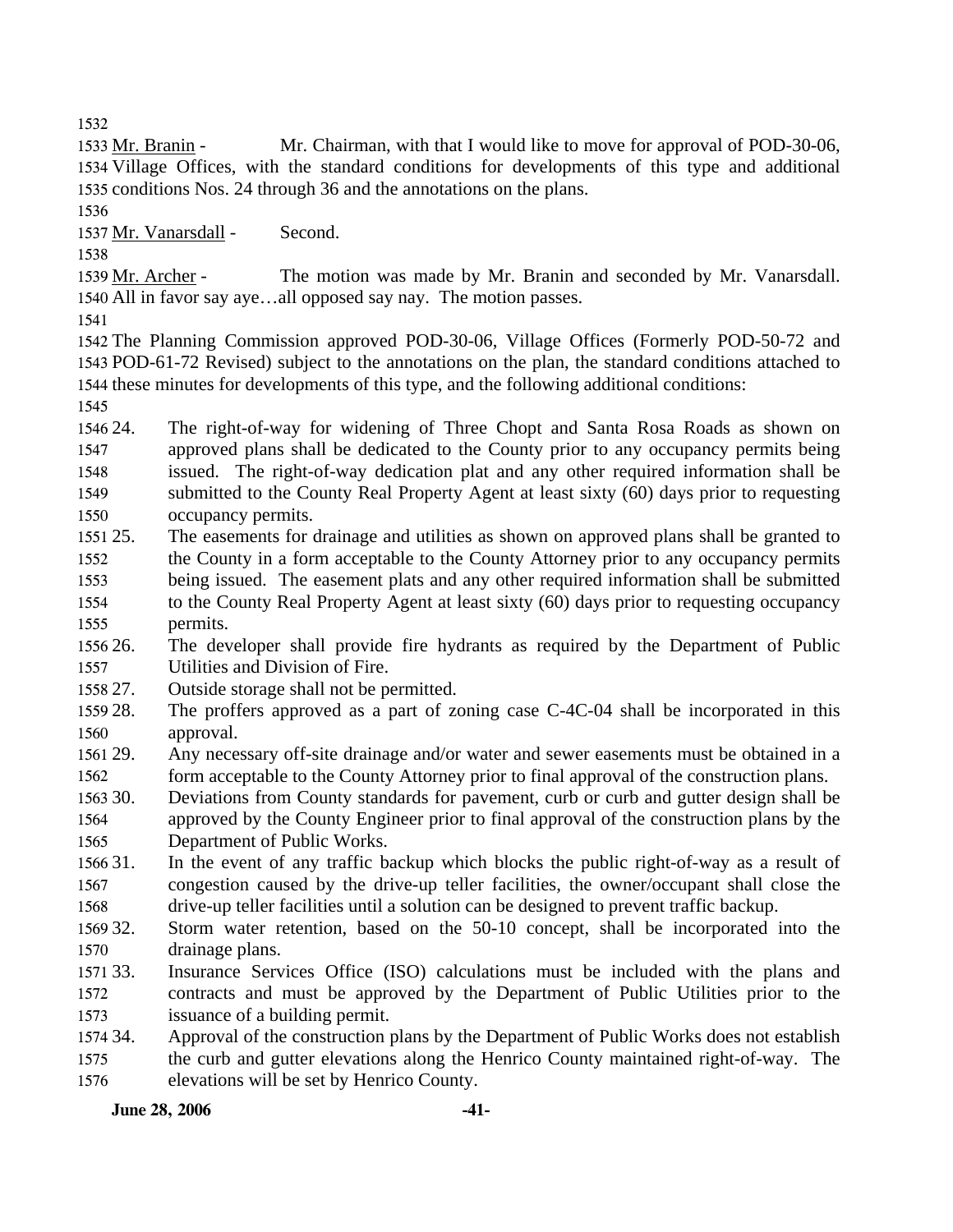Mr. Branin - Mr. Chairman, with that I would like to move for approval of POD-30-06, Village Offices, with the standard conditions for developments of this type and additional conditions Nos. 24 through 36 and the annotations on the plans.

Mr. Vanarsdall - Second.

Mr. Archer - The motion was made by Mr. Branin and seconded by Mr. Vanarsdall. All in favor say aye…all opposed say nay. The motion passes.

The Planning Commission approved POD-30-06, Village Offices (Formerly POD-50-72 and POD-61-72 Revised) subject to the annotations on the plan, the standard conditions attached to these minutes for developments of this type, and the following additional conditions:

24. The right-of-way for widening of Three Chopt and Santa Rosa Roads as shown on approved plans shall be dedicated to the County prior to any occupancy permits being issued. The right-of-way dedication plat and any other required information shall be submitted to the County Real Property Agent at least sixty (60) days prior to requesting occupancy permits.
25. The easements for drainage and utilities as shown on approved plans shall be granted to the County in a form acceptable to the County Attorney prior to any occupancy permits being issued. The easement plats and any other required information shall be submitted to the County Real Property Agent at least sixty (60) days prior to requesting occupancy permits.
26. The developer shall provide fire hydrants as required by the Department of Public Utilities and Division of Fire.
27. Outside storage shall not be permitted.
28. The proffers approved as a part of zoning case C-4C-04 shall be incorporated in this approval.
29. Any necessary off-site drainage and/or water and sewer easements must be obtained in a form acceptable to the County Attorney prior to final approval of the construction plans.
30. Deviations from County standards for pavement, curb or curb and gutter design shall be approved by the County Engineer prior to final approval of the construction plans by the Department of Public Works.
31. In the event of any traffic backup which blocks the public right-of-way as a result of congestion caused by the drive-up teller facilities, the owner/occupant shall close the drive-up teller facilities until a solution can be designed to prevent traffic backup.
32. Storm water retention, based on the 50-10 concept, shall be incorporated into the drainage plans.
33. Insurance Services Office (ISO) calculations must be included with the plans and contracts and must be approved by the Department of Public Utilities prior to the issuance of a building permit.
34. Approval of the construction plans by the Department of Public Works does not establish the curb and gutter elevations along the Henrico County maintained right-of-way. The elevations will be set by Henrico County.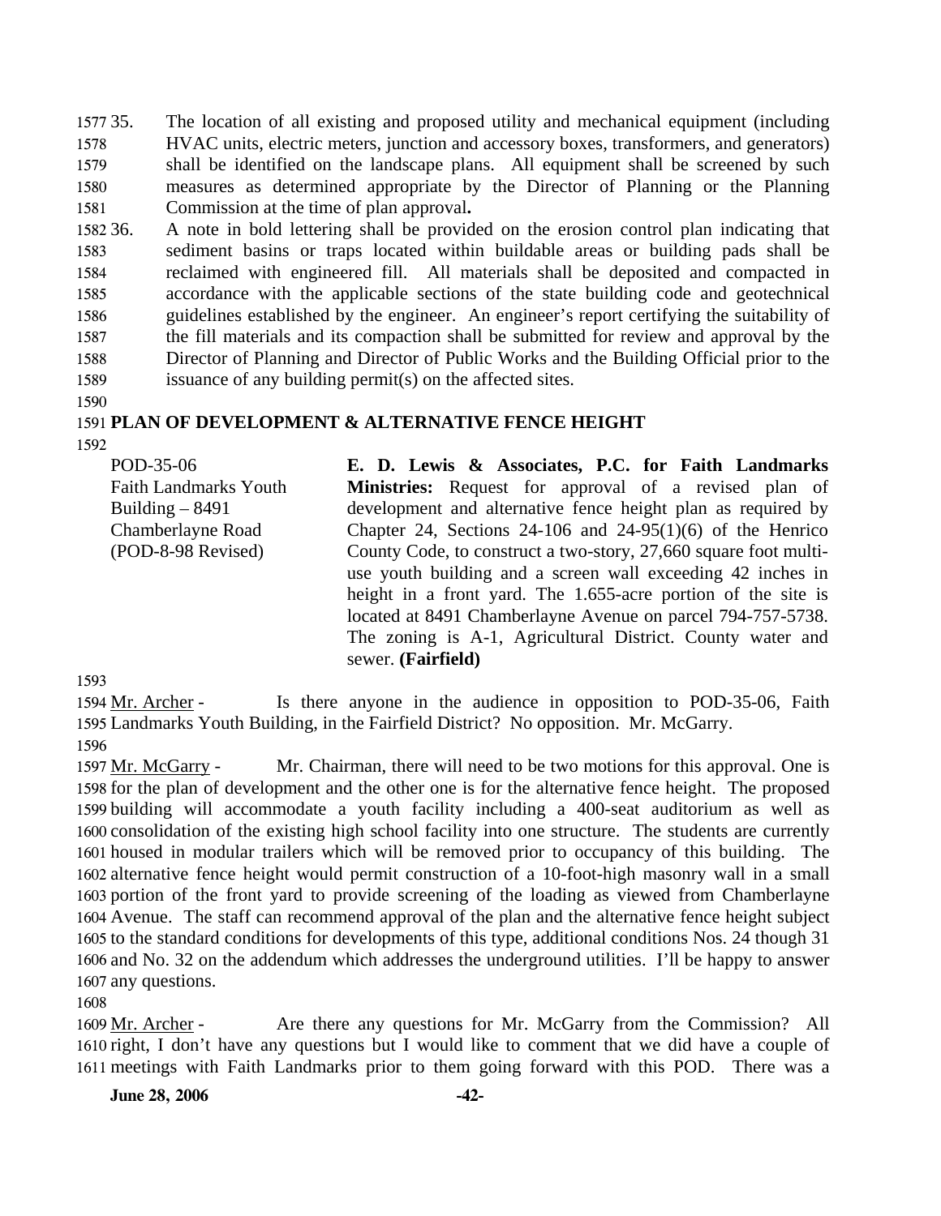35. The location of all existing and proposed utility and mechanical equipment (including HVAC units, electric meters, junction and accessory boxes, transformers, and generators) shall be identified on the landscape plans. All equipment shall be screened by such measures as determined appropriate by the Director of Planning or the Planning Commission at the time of plan approval**.**

36. A note in bold lettering shall be provided on the erosion control plan indicating that sediment basins or traps located within buildable areas or building pads shall be reclaimed with engineered fill. All materials shall be deposited and compacted in accordance with the applicable sections of the state building code and geotechnical guidelines established by the engineer. An engineer's report certifying the suitability of the fill materials and its compaction shall be submitted for review and approval by the Director of Planning and Director of Public Works and the Building Official prior to the issuance of any building permit(s) on the affected sites.

**PLAN OF DEVELOPMENT & ALTERNATIVE FENCE HEIGHT**

POD-35-06
Faith Landmarks Youth Building – 8491 Chamberlayne Road
(POD-8-98 Revised)

**E. D. Lewis & Associates, P.C. for Faith Landmarks Ministries:** Request for approval of a revised plan of development and alternative fence height plan as required by Chapter 24, Sections 24-106 and 24-95(1)(6) of the Henrico County Code, to construct a two-story, 27,660 square foot multi-use youth building and a screen wall exceeding 42 inches in height in a front yard. The 1.655-acre portion of the site is located at 8491 Chamberlayne Avenue on parcel 794-757-5738. The zoning is A-1, Agricultural District. County water and sewer. **(Fairfield)**

Mr. Archer - Is there anyone in the audience in opposition to POD-35-06, Faith Landmarks Youth Building, in the Fairfield District? No opposition. Mr. McGarry.

Mr. McGarry - Mr. Chairman, there will need to be two motions for this approval. One is for the plan of development and the other one is for the alternative fence height. The proposed building will accommodate a youth facility including a 400-seat auditorium as well as consolidation of the existing high school facility into one structure. The students are currently housed in modular trailers which will be removed prior to occupancy of this building. The alternative fence height would permit construction of a 10-foot-high masonry wall in a small portion of the front yard to provide screening of the loading as viewed from Chamberlayne Avenue. The staff can recommend approval of the plan and the alternative fence height subject to the standard conditions for developments of this type, additional conditions Nos. 24 though 31 and No. 32 on the addendum which addresses the underground utilities. I'll be happy to answer any questions.

Mr. Archer - Are there any questions for Mr. McGarry from the Commission? All right, I don't have any questions but I would like to comment that we did have a couple of meetings with Faith Landmarks prior to them going forward with this POD. There was a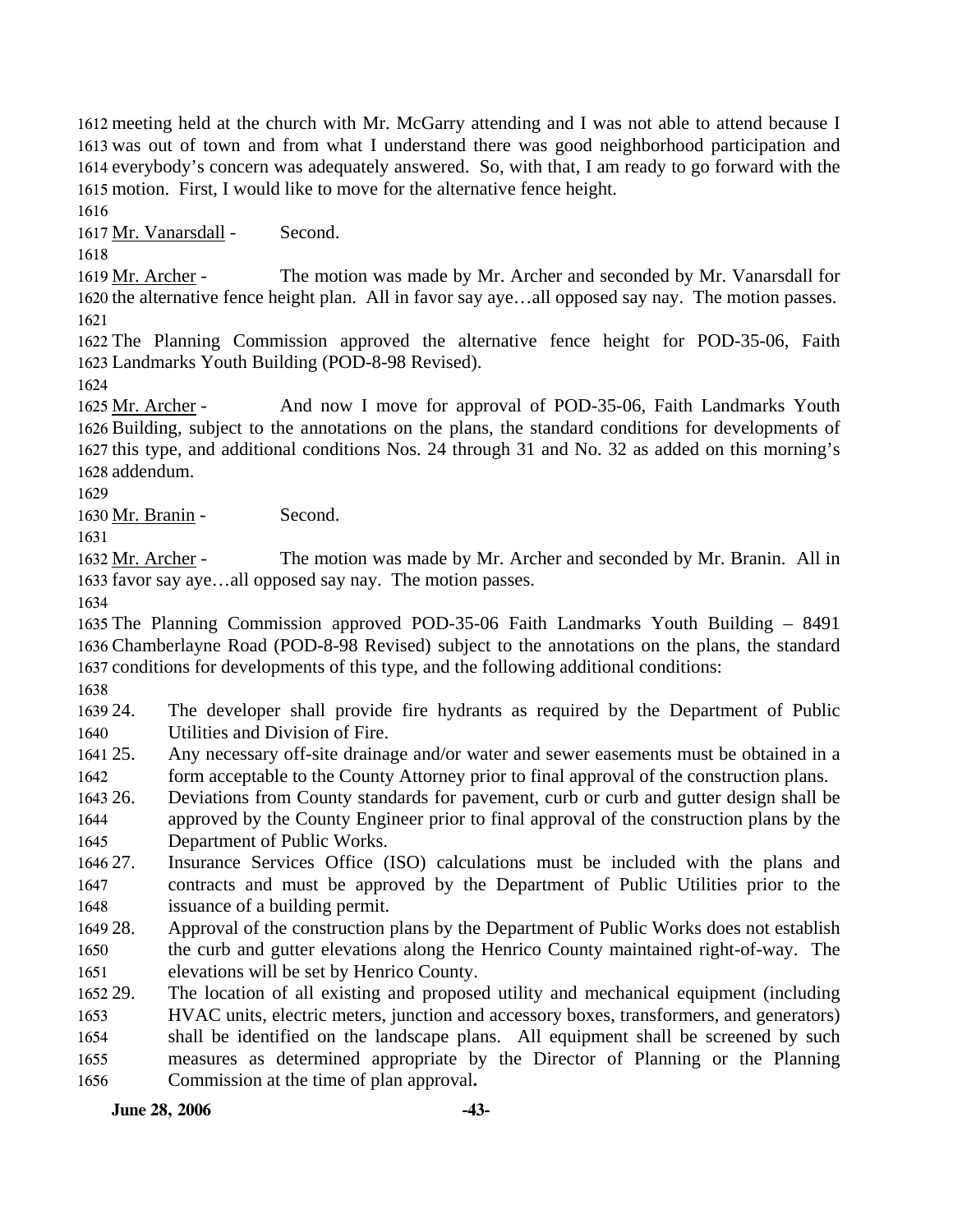meeting held at the church with Mr. McGarry attending and I was not able to attend because I was out of town and from what I understand there was good neighborhood participation and everybody's concern was adequately answered. So, with that, I am ready to go forward with the motion. First, I would like to move for the alternative fence height.

Mr. Vanarsdall - Second.

Mr. Archer - The motion was made by Mr. Archer and seconded by Mr. Vanarsdall for the alternative fence height plan. All in favor say aye…all opposed say nay. The motion passes.

The Planning Commission approved the alternative fence height for POD-35-06, Faith Landmarks Youth Building (POD-8-98 Revised).

Mr. Archer - And now I move for approval of POD-35-06, Faith Landmarks Youth Building, subject to the annotations on the plans, the standard conditions for developments of this type, and additional conditions Nos. 24 through 31 and No. 32 as added on this morning's addendum.

Mr. Branin - Second.

Mr. Archer - The motion was made by Mr. Archer and seconded by Mr. Branin. All in favor say aye…all opposed say nay. The motion passes.

The Planning Commission approved POD-35-06 Faith Landmarks Youth Building – 8491 Chamberlayne Road (POD-8-98 Revised) subject to the annotations on the plans, the standard conditions for developments of this type, and the following additional conditions:

24. The developer shall provide fire hydrants as required by the Department of Public Utilities and Division of Fire.
25. Any necessary off-site drainage and/or water and sewer easements must be obtained in a form acceptable to the County Attorney prior to final approval of the construction plans.
26. Deviations from County standards for pavement, curb or curb and gutter design shall be approved by the County Engineer prior to final approval of the construction plans by the Department of Public Works.
27. Insurance Services Office (ISO) calculations must be included with the plans and contracts and must be approved by the Department of Public Utilities prior to the issuance of a building permit.
28. Approval of the construction plans by the Department of Public Works does not establish the curb and gutter elevations along the Henrico County maintained right-of-way. The elevations will be set by Henrico County.
29. The location of all existing and proposed utility and mechanical equipment (including HVAC units, electric meters, junction and accessory boxes, transformers, and generators) shall be identified on the landscape plans. All equipment shall be screened by such measures as determined appropriate by the Director of Planning or the Planning Commission at the time of plan approval**.**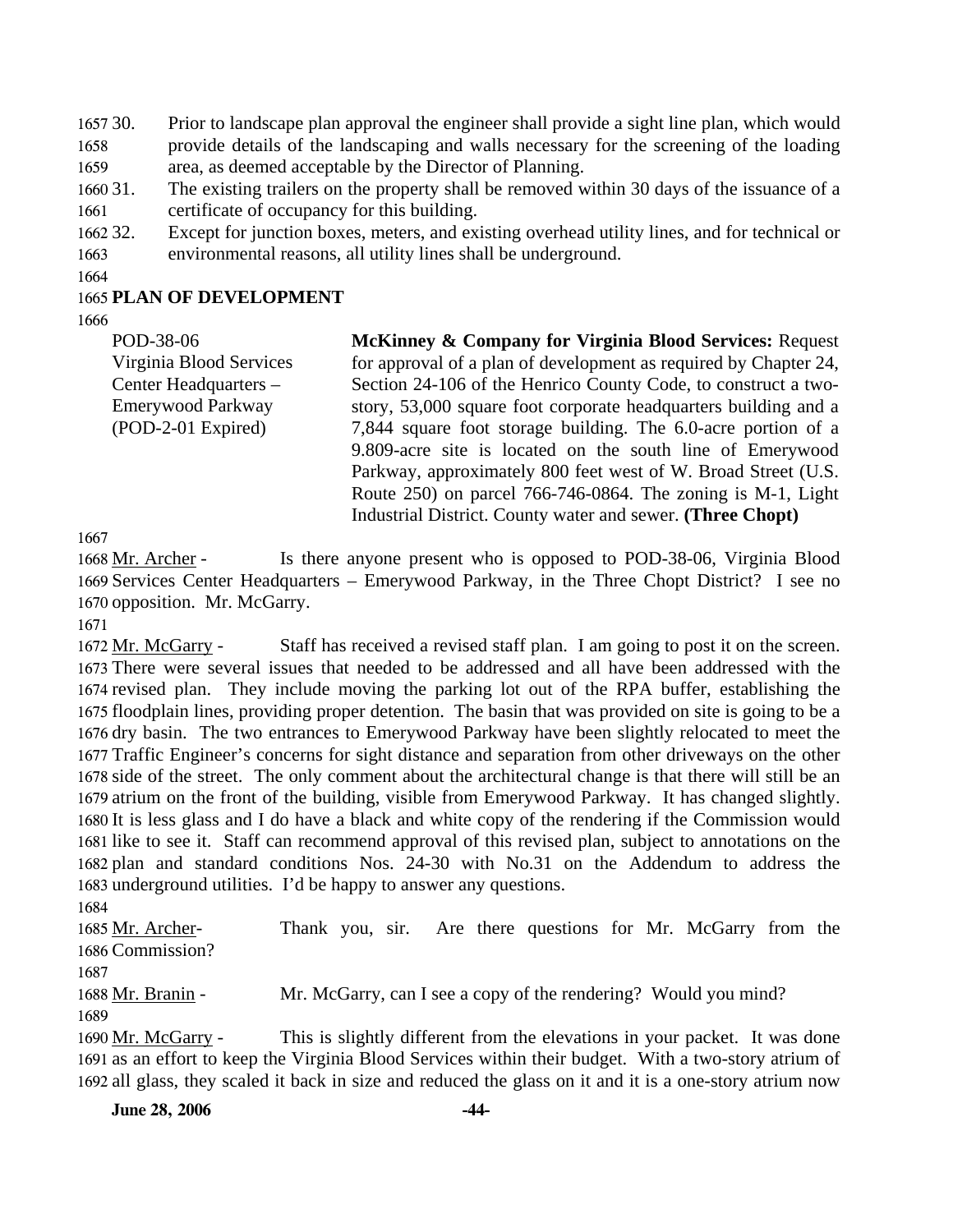30. Prior to landscape plan approval the engineer shall provide a sight line plan, which would provide details of the landscaping and walls necessary for the screening of the loading area, as deemed acceptable by the Director of Planning.
31. The existing trailers on the property shall be removed within 30 days of the issuance of a certificate of occupancy for this building.
32. Except for junction boxes, meters, and existing overhead utility lines, and for technical or environmental reasons, all utility lines shall be underground.

**PLAN OF DEVELOPMENT**

| | |
|---|---|
| POD-38-06<br>Virginia Blood Services Center Headquarters – Emerywood Parkway<br>(POD-2-01 Expired) | **McKinney & Company for Virginia Blood Services:** Request for approval of a plan of development as required by Chapter 24, Section 24-106 of the Henrico County Code, to construct a two-story, 53,000 square foot corporate headquarters building and a 7,844 square foot storage building. The 6.0-acre portion of a 9.809-acre site is located on the south line of Emerywood Parkway, approximately 800 feet west of W. Broad Street (U.S. Route 250) on parcel 766-746-0864. The zoning is M-1, Light Industrial District. County water and sewer. **(Three Chopt)** |

Mr. Archer - Is there anyone present who is opposed to POD-38-06, Virginia Blood Services Center Headquarters – Emerywood Parkway, in the Three Chopt District? I see no opposition. Mr. McGarry.

Mr. McGarry - Staff has received a revised staff plan. I am going to post it on the screen. There were several issues that needed to be addressed and all have been addressed with the revised plan. They include moving the parking lot out of the RPA buffer, establishing the floodplain lines, providing proper detention. The basin that was provided on site is going to be a dry basin. The two entrances to Emerywood Parkway have been slightly relocated to meet the Traffic Engineer's concerns for sight distance and separation from other driveways on the other side of the street. The only comment about the architectural change is that there will still be an atrium on the front of the building, visible from Emerywood Parkway. It has changed slightly. It is less glass and I do have a black and white copy of the rendering if the Commission would like to see it. Staff can recommend approval of this revised plan, subject to annotations on the plan and standard conditions Nos. 24-30 with No.31 on the Addendum to address the underground utilities. I'd be happy to answer any questions.

Mr. Archer- Thank you, sir. Are there questions for Mr. McGarry from the Commission?

Mr. Branin - Mr. McGarry, can I see a copy of the rendering? Would you mind?

Mr. McGarry - This is slightly different from the elevations in your packet. It was done as an effort to keep the Virginia Blood Services within their budget. With a two-story atrium of all glass, they scaled it back in size and reduced the glass on it and it is a one-story atrium now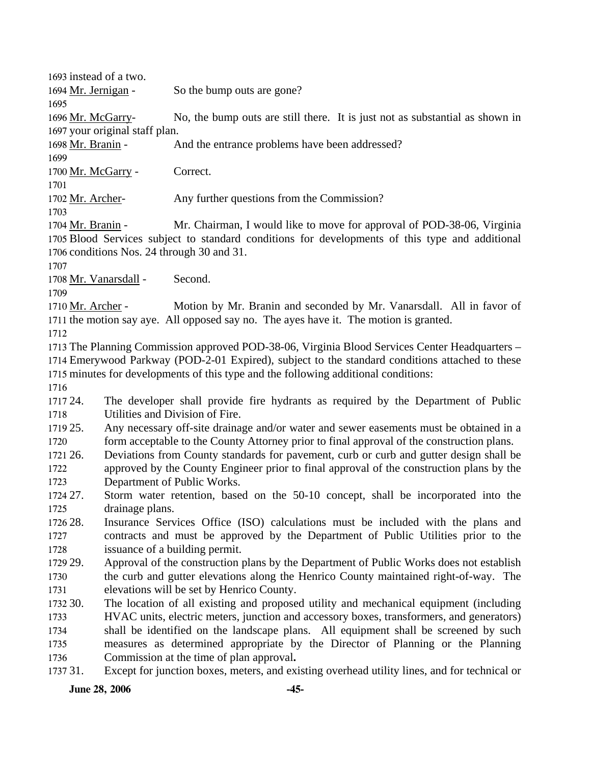instead of a two.

Mr. Jernigan - So the bump outs are gone?

Mr. McGarry- No, the bump outs are still there. It is just not as substantial as shown in your original staff plan.

Mr. Branin - And the entrance problems have been addressed?

Mr. McGarry - Correct.

Mr. Archer- Any further questions from the Commission?

Mr. Branin - Mr. Chairman, I would like to move for approval of POD-38-06, Virginia Blood Services subject to standard conditions for developments of this type and additional conditions Nos. 24 through 30 and 31.

Mr. Vanarsdall - Second.

Mr. Archer - Motion by Mr. Branin and seconded by Mr. Vanarsdall. All in favor of the motion say aye. All opposed say no. The ayes have it. The motion is granted.

The Planning Commission approved POD-38-06, Virginia Blood Services Center Headquarters – Emerywood Parkway (POD-2-01 Expired), subject to the standard conditions attached to these minutes for developments of this type and the following additional conditions:

24. The developer shall provide fire hydrants as required by the Department of Public Utilities and Division of Fire.
25. Any necessary off-site drainage and/or water and sewer easements must be obtained in a form acceptable to the County Attorney prior to final approval of the construction plans.
26. Deviations from County standards for pavement, curb or curb and gutter design shall be approved by the County Engineer prior to final approval of the construction plans by the Department of Public Works.
27. Storm water retention, based on the 50-10 concept, shall be incorporated into the drainage plans.
28. Insurance Services Office (ISO) calculations must be included with the plans and contracts and must be approved by the Department of Public Utilities prior to the issuance of a building permit.
29. Approval of the construction plans by the Department of Public Works does not establish the curb and gutter elevations along the Henrico County maintained right-of-way. The elevations will be set by Henrico County.
30. The location of all existing and proposed utility and mechanical equipment (including HVAC units, electric meters, junction and accessory boxes, transformers, and generators) shall be identified on the landscape plans. All equipment shall be screened by such measures as determined appropriate by the Director of Planning or the Planning Commission at the time of plan approval**.**
31. Except for junction boxes, meters, and existing overhead utility lines, and for technical or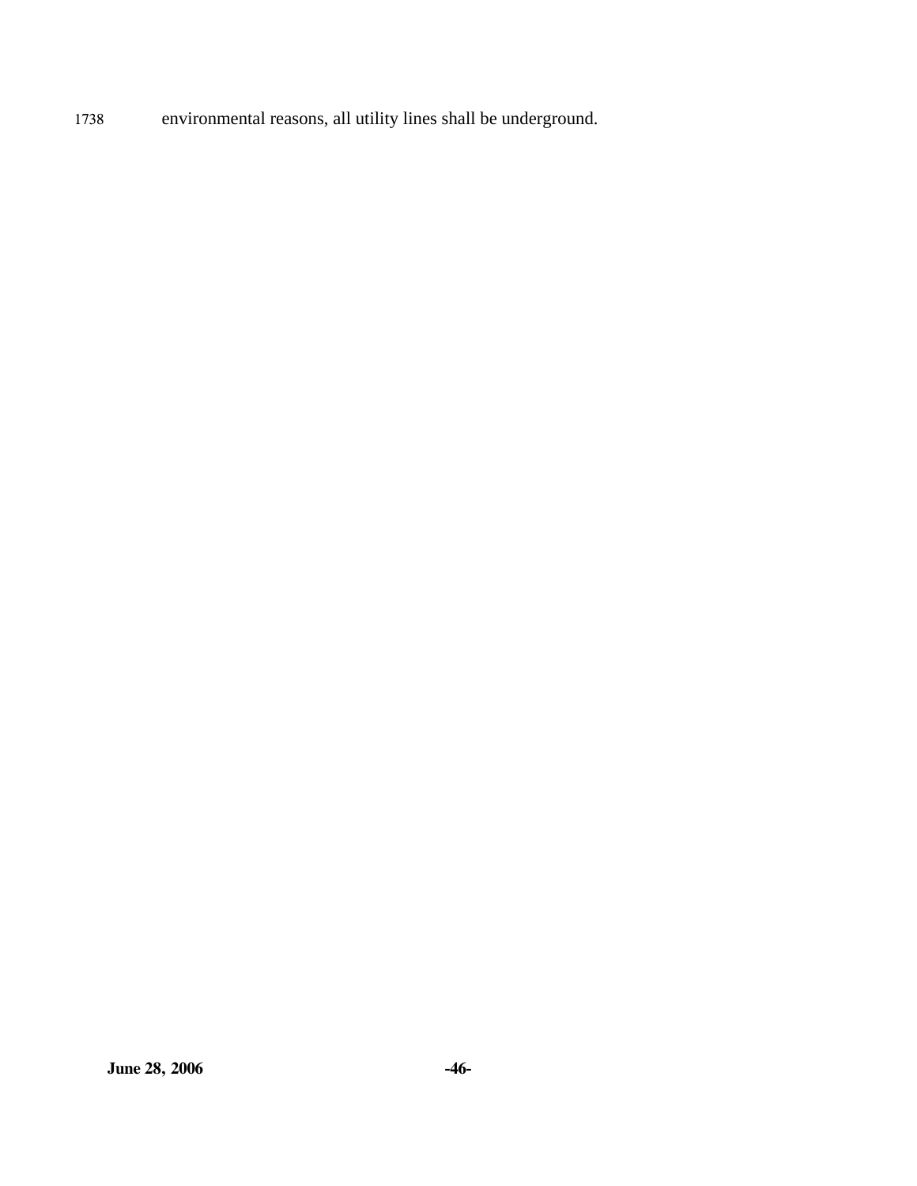1738 environmental reasons, all utility lines shall be underground.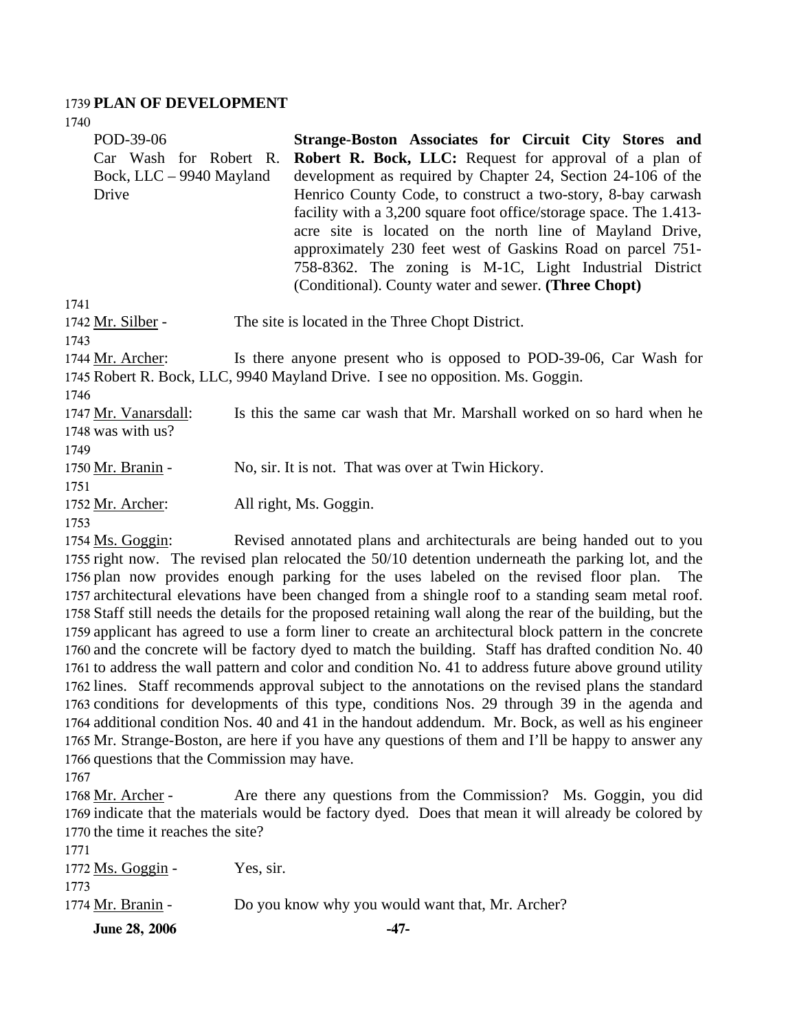**PLAN OF DEVELOPMENT**

POD-39-06
Car Wash for Robert R. Bock, LLC – 9940 Mayland Drive

**Strange-Boston Associates for Circuit City Stores and Robert R. Bock, LLC:** Request for approval of a plan of development as required by Chapter 24, Section 24-106 of the Henrico County Code, to construct a two-story, 8-bay carwash facility with a 3,200 square foot office/storage space. The 1.413-acre site is located on the north line of Mayland Drive, approximately 230 feet west of Gaskins Road on parcel 751-758-8362. The zoning is M-1C, Light Industrial District (Conditional). County water and sewer. **(Three Chopt)**

Mr. Silber - The site is located in the Three Chopt District.

Mr. Archer: Is there anyone present who is opposed to POD-39-06, Car Wash for Robert R. Bock, LLC, 9940 Mayland Drive. I see no opposition. Ms. Goggin.

Mr. Vanarsdall: Is this the same car wash that Mr. Marshall worked on so hard when he was with us?

Mr. Branin - No, sir. It is not. That was over at Twin Hickory.

Mr. Archer: All right, Ms. Goggin.

Ms. Goggin: Revised annotated plans and architecturals are being handed out to you right now. The revised plan relocated the 50/10 detention underneath the parking lot, and the plan now provides enough parking for the uses labeled on the revised floor plan. The architectural elevations have been changed from a shingle roof to a standing seam metal roof. Staff still needs the details for the proposed retaining wall along the rear of the building, but the applicant has agreed to use a form liner to create an architectural block pattern in the concrete and the concrete will be factory dyed to match the building. Staff has drafted condition No. 40 to address the wall pattern and color and condition No. 41 to address future above ground utility lines. Staff recommends approval subject to the annotations on the revised plans the standard conditions for developments of this type, conditions Nos. 29 through 39 in the agenda and additional condition Nos. 40 and 41 in the handout addendum. Mr. Bock, as well as his engineer Mr. Strange-Boston, are here if you have any questions of them and I'll be happy to answer any questions that the Commission may have.

Mr. Archer - Are there any questions from the Commission? Ms. Goggin, you did indicate that the materials would be factory dyed. Does that mean it will already be colored by the time it reaches the site?

Ms. Goggin - Yes, sir.

Mr. Branin - Do you know why you would want that, Mr. Archer?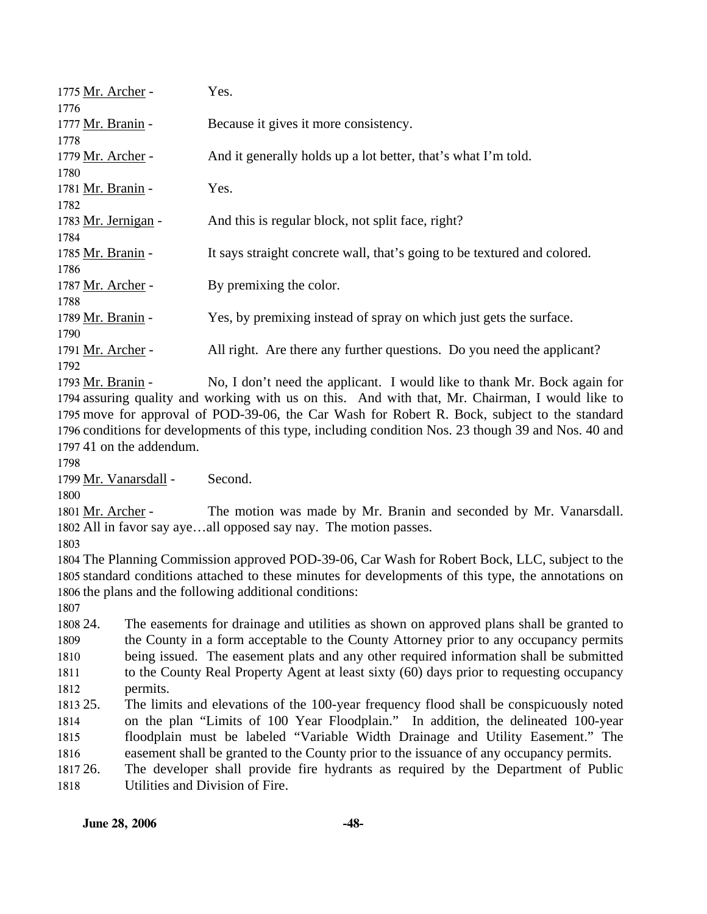Mr. Archer - Yes.

Mr. Branin - Because it gives it more consistency.

Mr. Archer - And it generally holds up a lot better, that's what I'm told.

Mr. Branin - Yes.

Mr. Jernigan - And this is regular block, not split face, right?

Mr. Branin - It says straight concrete wall, that's going to be textured and colored.

Mr. Archer - By premixing the color.

Mr. Branin - Yes, by premixing instead of spray on which just gets the surface.

Mr. Archer - All right. Are there any further questions. Do you need the applicant?

Mr. Branin - No, I don't need the applicant. I would like to thank Mr. Bock again for assuring quality and working with us on this. And with that, Mr. Chairman, I would like to move for approval of POD-39-06, the Car Wash for Robert R. Bock, subject to the standard conditions for developments of this type, including condition Nos. 23 though 39 and Nos. 40 and 41 on the addendum.

Mr. Vanarsdall - Second.

Mr. Archer - The motion was made by Mr. Branin and seconded by Mr. Vanarsdall. All in favor say aye…all opposed say nay. The motion passes.

The Planning Commission approved POD-39-06, Car Wash for Robert Bock, LLC, subject to the standard conditions attached to these minutes for developments of this type, the annotations on the plans and the following additional conditions:

24. The easements for drainage and utilities as shown on approved plans shall be granted to the County in a form acceptable to the County Attorney prior to any occupancy permits being issued. The easement plats and any other required information shall be submitted to the County Real Property Agent at least sixty (60) days prior to requesting occupancy permits.
25. The limits and elevations of the 100-year frequency flood shall be conspicuously noted on the plan "Limits of 100 Year Floodplain." In addition, the delineated 100-year floodplain must be labeled "Variable Width Drainage and Utility Easement." The easement shall be granted to the County prior to the issuance of any occupancy permits.
26. The developer shall provide fire hydrants as required by the Department of Public Utilities and Division of Fire.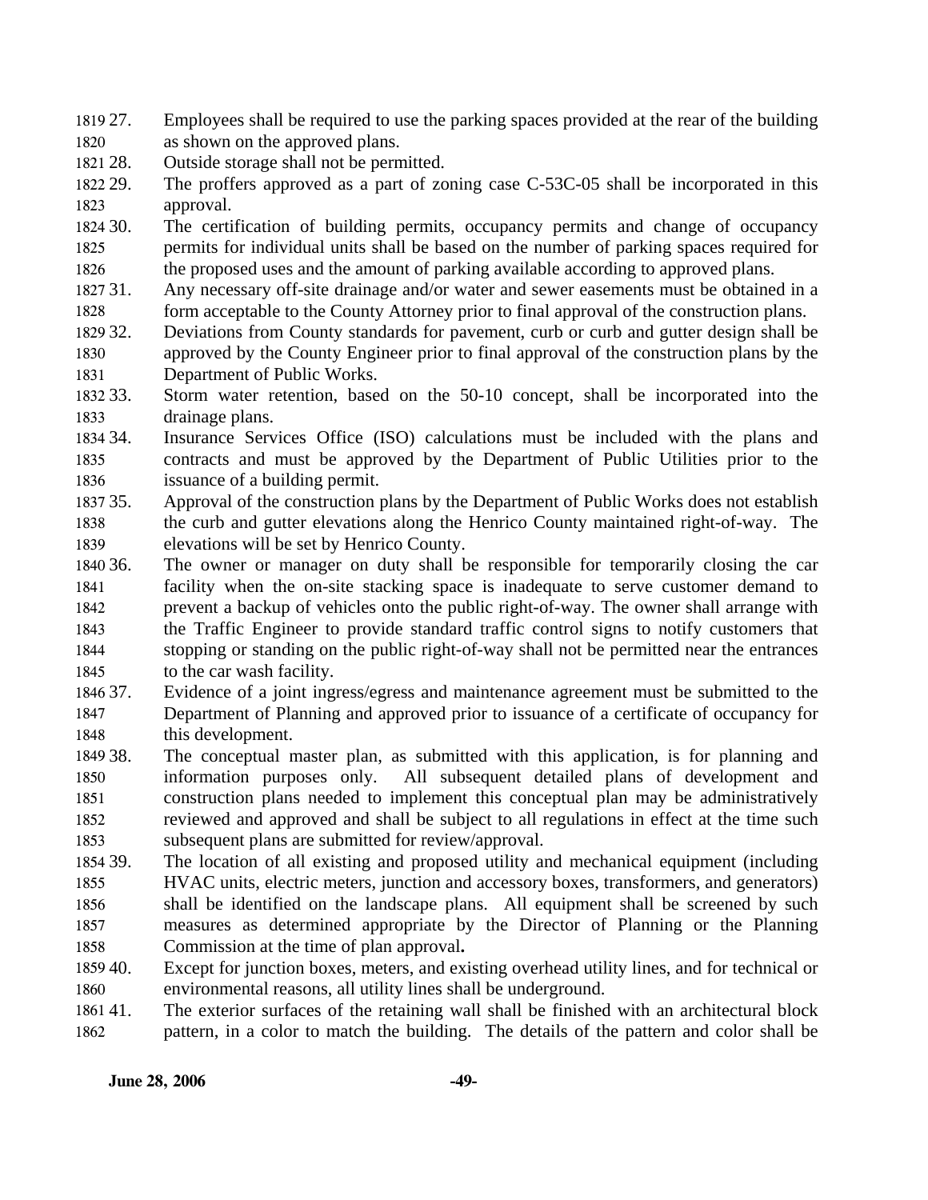27. Employees shall be required to use the parking spaces provided at the rear of the building as shown on the approved plans.
28. Outside storage shall not be permitted.
29. The proffers approved as a part of zoning case C-53C-05 shall be incorporated in this approval.
30. The certification of building permits, occupancy permits and change of occupancy permits for individual units shall be based on the number of parking spaces required for the proposed uses and the amount of parking available according to approved plans.
31. Any necessary off-site drainage and/or water and sewer easements must be obtained in a form acceptable to the County Attorney prior to final approval of the construction plans.
32. Deviations from County standards for pavement, curb or curb and gutter design shall be approved by the County Engineer prior to final approval of the construction plans by the Department of Public Works.
33. Storm water retention, based on the 50-10 concept, shall be incorporated into the drainage plans.
34. Insurance Services Office (ISO) calculations must be included with the plans and contracts and must be approved by the Department of Public Utilities prior to the issuance of a building permit.
35. Approval of the construction plans by the Department of Public Works does not establish the curb and gutter elevations along the Henrico County maintained right-of-way. The elevations will be set by Henrico County.
36. The owner or manager on duty shall be responsible for temporarily closing the car facility when the on-site stacking space is inadequate to serve customer demand to prevent a backup of vehicles onto the public right-of-way. The owner shall arrange with the Traffic Engineer to provide standard traffic control signs to notify customers that stopping or standing on the public right-of-way shall not be permitted near the entrances to the car wash facility.
37. Evidence of a joint ingress/egress and maintenance agreement must be submitted to the Department of Planning and approved prior to issuance of a certificate of occupancy for this development.
38. The conceptual master plan, as submitted with this application, is for planning and information purposes only. All subsequent detailed plans of development and construction plans needed to implement this conceptual plan may be administratively reviewed and approved and shall be subject to all regulations in effect at the time such subsequent plans are submitted for review/approval.
39. The location of all existing and proposed utility and mechanical equipment (including HVAC units, electric meters, junction and accessory boxes, transformers, and generators) shall be identified on the landscape plans. All equipment shall be screened by such measures as determined appropriate by the Director of Planning or the Planning Commission at the time of plan approval.
40. Except for junction boxes, meters, and existing overhead utility lines, and for technical or environmental reasons, all utility lines shall be underground.
41. The exterior surfaces of the retaining wall shall be finished with an architectural block pattern, in a color to match the building. The details of the pattern and color shall be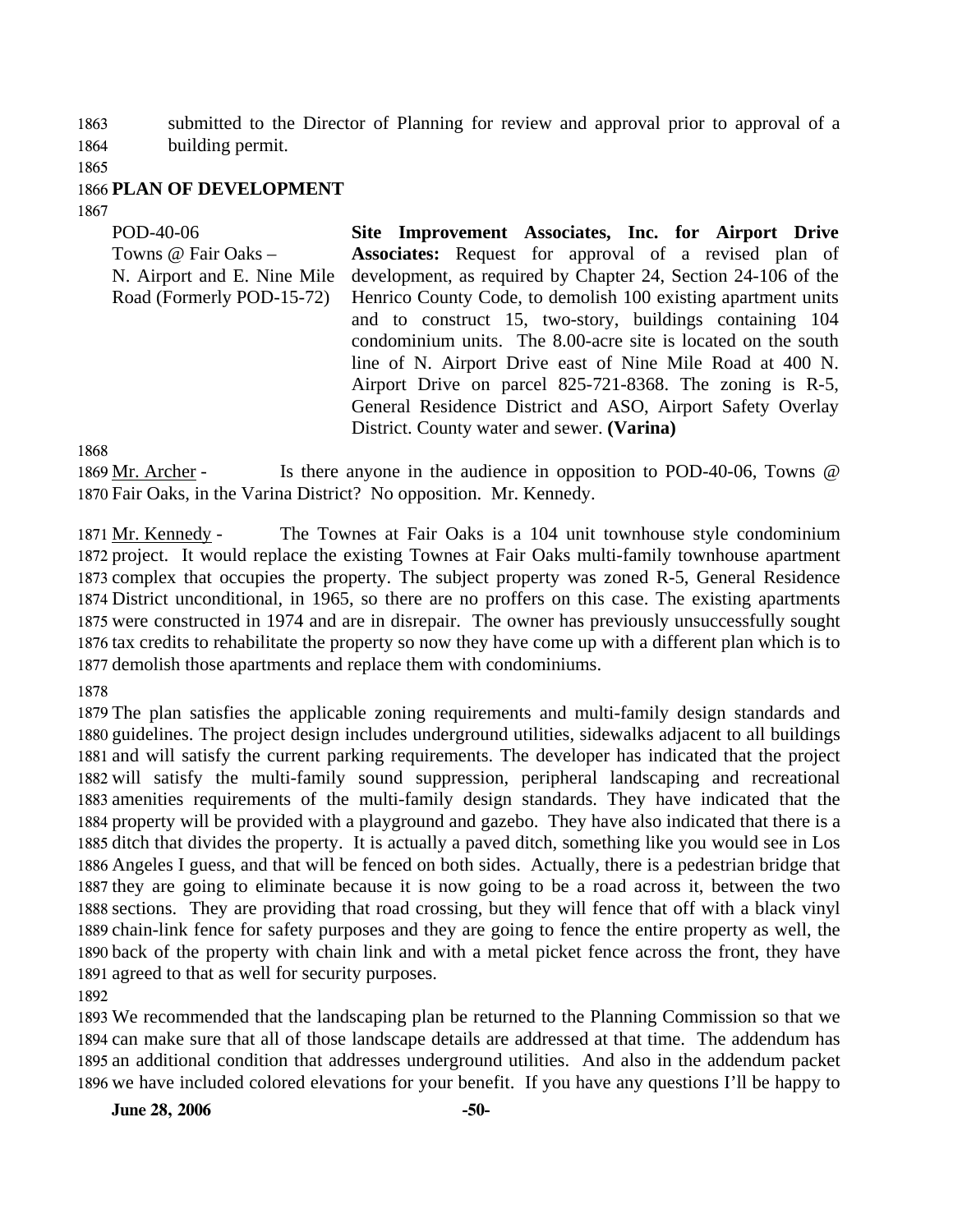submitted to the Director of Planning for review and approval prior to approval of a building permit.

## PLAN OF DEVELOPMENT

| | |
|---|---|
| POD-40-06<br>Towns @ Fair Oaks –<br>N. Airport and E. Nine Mile Road (Formerly POD-15-72) | **Site Improvement Associates, Inc. for Airport Drive Associates:** Request for approval of a revised plan of development, as required by Chapter 24, Section 24-106 of the Henrico County Code, to demolish 100 existing apartment units and to construct 15, two-story, buildings containing 104 condominium units. The 8.00-acre site is located on the south line of N. Airport Drive east of Nine Mile Road at 400 N. Airport Drive on parcel 825-721-8368. The zoning is R-5, General Residence District and ASO, Airport Safety Overlay District. County water and sewer. **(Varina)** |

Mr. Archer - Is there anyone in the audience in opposition to POD-40-06, Towns @ Fair Oaks, in the Varina District? No opposition. Mr. Kennedy.

Mr. Kennedy - The Townes at Fair Oaks is a 104 unit townhouse style condominium project. It would replace the existing Townes at Fair Oaks multi-family townhouse apartment complex that occupies the property. The subject property was zoned R-5, General Residence District unconditional, in 1965, so there are no proffers on this case. The existing apartments were constructed in 1974 and are in disrepair. The owner has previously unsuccessfully sought tax credits to rehabilitate the property so now they have come up with a different plan which is to demolish those apartments and replace them with condominiums.

The plan satisfies the applicable zoning requirements and multi-family design standards and guidelines. The project design includes underground utilities, sidewalks adjacent to all buildings and will satisfy the current parking requirements. The developer has indicated that the project will satisfy the multi-family sound suppression, peripheral landscaping and recreational amenities requirements of the multi-family design standards. They have indicated that the property will be provided with a playground and gazebo. They have also indicated that there is a ditch that divides the property. It is actually a paved ditch, something like you would see in Los Angeles I guess, and that will be fenced on both sides. Actually, there is a pedestrian bridge that they are going to eliminate because it is now going to be a road across it, between the two sections. They are providing that road crossing, but they will fence that off with a black vinyl chain-link fence for safety purposes and they are going to fence the entire property as well, the back of the property with chain link and with a metal picket fence across the front, they have agreed to that as well for security purposes.

We recommended that the landscaping plan be returned to the Planning Commission so that we can make sure that all of those landscape details are addressed at that time. The addendum has an additional condition that addresses underground utilities. And also in the addendum packet we have included colored elevations for your benefit. If you have any questions I'll be happy to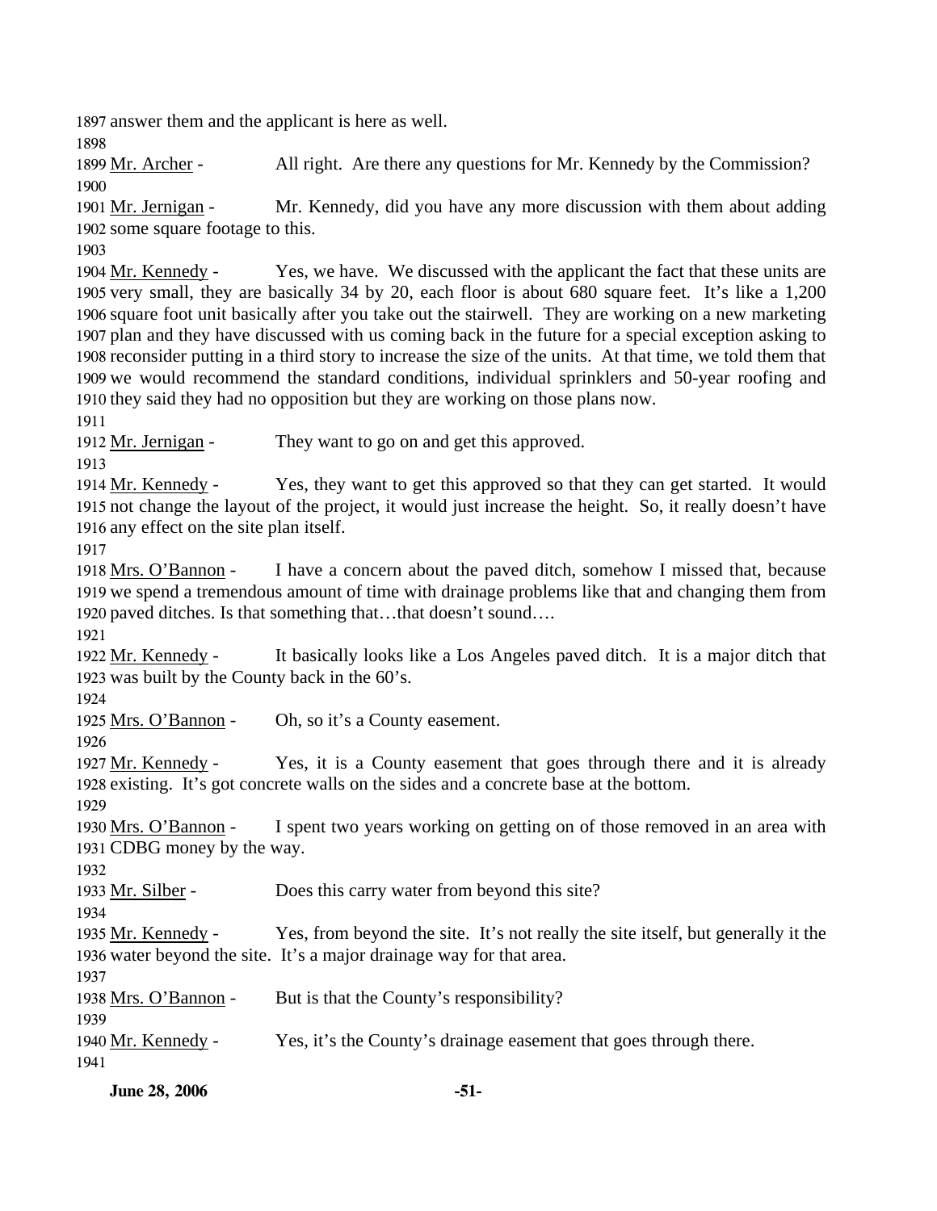1897 answer them and the applicant is here as well.
1898
1899 Mr. Archer - All right. Are there any questions for Mr. Kennedy by the Commission?
1900
1901 Mr. Jernigan - Mr. Kennedy, did you have any more discussion with them about adding 1902 some square footage to this.
1903
1904 Mr. Kennedy - Yes, we have. We discussed with the applicant the fact that these units are 1905 very small, they are basically 34 by 20, each floor is about 680 square feet. It's like a 1,200 1906 square foot unit basically after you take out the stairwell. They are working on a new marketing 1907 plan and they have discussed with us coming back in the future for a special exception asking to 1908 reconsider putting in a third story to increase the size of the units. At that time, we told them that 1909 we would recommend the standard conditions, individual sprinklers and 50-year roofing and 1910 they said they had no opposition but they are working on those plans now.
1911
1912 Mr. Jernigan - They want to go on and get this approved.
1913
1914 Mr. Kennedy - Yes, they want to get this approved so that they can get started. It would 1915 not change the layout of the project, it would just increase the height. So, it really doesn't have 1916 any effect on the site plan itself.
1917
1918 Mrs. O'Bannon - I have a concern about the paved ditch, somehow I missed that, because 1919 we spend a tremendous amount of time with drainage problems like that and changing them from 1920 paved ditches. Is that something that…that doesn't sound….
1921
1922 Mr. Kennedy - It basically looks like a Los Angeles paved ditch. It is a major ditch that 1923 was built by the County back in the 60's.
1924
1925 Mrs. O'Bannon - Oh, so it's a County easement.
1926
1927 Mr. Kennedy - Yes, it is a County easement that goes through there and it is already 1928 existing. It's got concrete walls on the sides and a concrete base at the bottom.
1929
1930 Mrs. O'Bannon - I spent two years working on getting on of those removed in an area with 1931 CDBG money by the way.
1932
1933 Mr. Silber - Does this carry water from beyond this site?
1934
1935 Mr. Kennedy - Yes, from beyond the site. It's not really the site itself, but generally it the 1936 water beyond the site. It's a major drainage way for that area.
1937
1938 Mrs. O'Bannon - But is that the County's responsibility?
1939
1940 Mr. Kennedy - Yes, it's the County's drainage easement that goes through there.
1941

**June 28, 2006**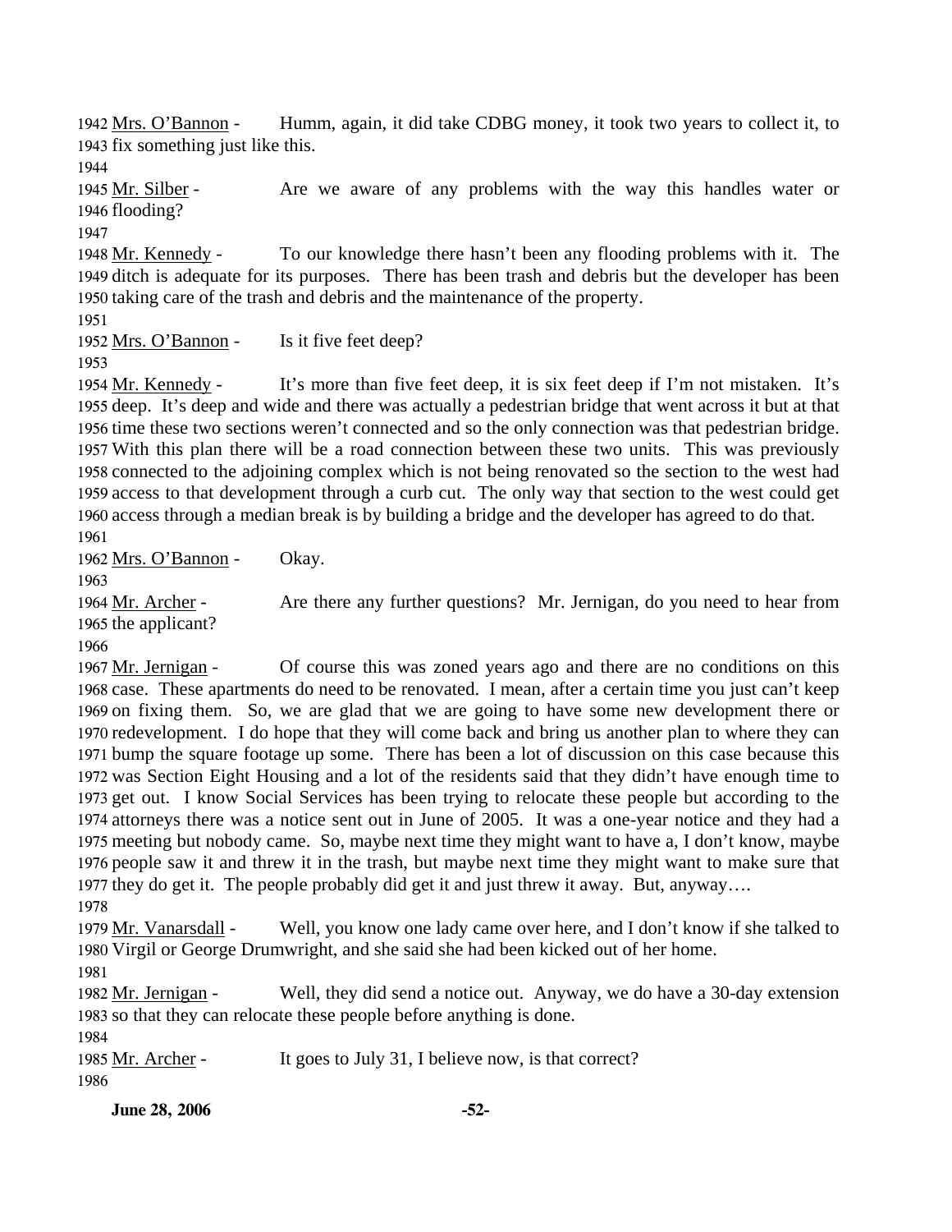1942 Mrs. O'Bannon - Humm, again, it did take CDBG money, it took two years to collect it, to
1943 fix something just like this.
1944
1945 Mr. Silber - Are we aware of any problems with the way this handles water or
1946 flooding?
1947
1948 Mr. Kennedy - To our knowledge there hasn't been any flooding problems with it. The
1949 ditch is adequate for its purposes. There has been trash and debris but the developer has been
1950 taking care of the trash and debris and the maintenance of the property.
1951
1952 Mrs. O'Bannon - Is it five feet deep?
1953
1954 Mr. Kennedy - It's more than five feet deep, it is six feet deep if I'm not mistaken. It's
1955 deep. It's deep and wide and there was actually a pedestrian bridge that went across it but at that
1956 time these two sections weren't connected and so the only connection was that pedestrian bridge.
1957 With this plan there will be a road connection between these two units. This was previously
1958 connected to the adjoining complex which is not being renovated so the section to the west had
1959 access to that development through a curb cut. The only way that section to the west could get
1960 access through a median break is by building a bridge and the developer has agreed to do that.
1961
1962 Mrs. O'Bannon - Okay.
1963
1964 Mr. Archer - Are there any further questions? Mr. Jernigan, do you need to hear from
1965 the applicant?
1966
1967 Mr. Jernigan - Of course this was zoned years ago and there are no conditions on this
1968 case. These apartments do need to be renovated. I mean, after a certain time you just can't keep
1969 on fixing them. So, we are glad that we are going to have some new development there or
1970 redevelopment. I do hope that they will come back and bring us another plan to where they can
1971 bump the square footage up some. There has been a lot of discussion on this case because this
1972 was Section Eight Housing and a lot of the residents said that they didn't have enough time to
1973 get out. I know Social Services has been trying to relocate these people but according to the
1974 attorneys there was a notice sent out in June of 2005. It was a one-year notice and they had a
1975 meeting but nobody came. So, maybe next time they might want to have a, I don't know, maybe
1976 people saw it and threw it in the trash, but maybe next time they might want to make sure that
1977 they do get it. The people probably did get it and just threw it away. But, anyway….
1978
1979 Mr. Vanarsdall - Well, you know one lady came over here, and I don't know if she talked to
1980 Virgil or George Drumwright, and she said she had been kicked out of her home.
1981
1982 Mr. Jernigan - Well, they did send a notice out. Anyway, we do have a 30-day extension
1983 so that they can relocate these people before anything is done.
1984
1985 Mr. Archer - It goes to July 31, I believe now, is that correct?
1986

**June 28, 2006**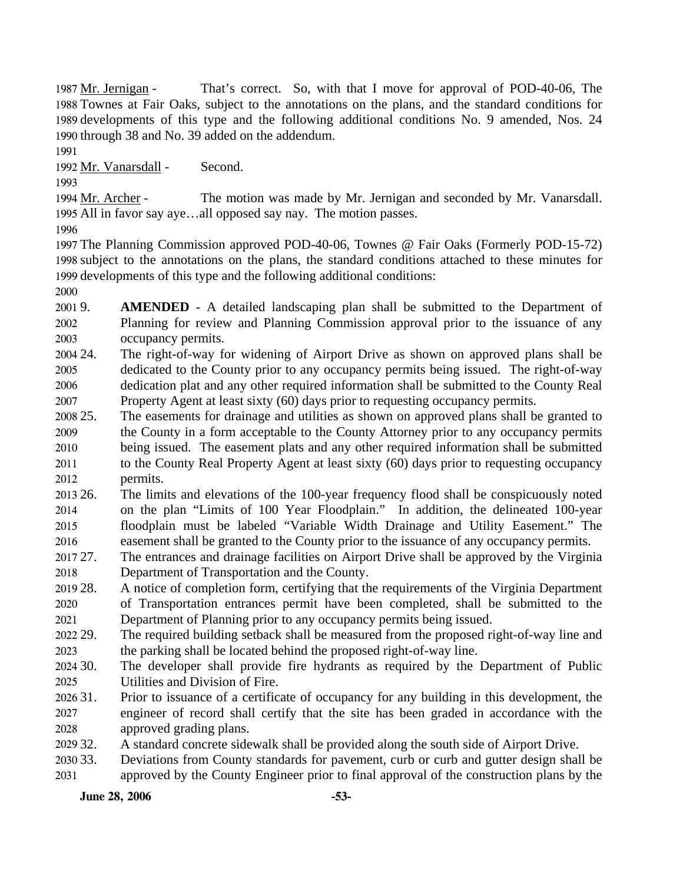Mr. Jernigan - That's correct. So, with that I move for approval of POD-40-06, The Townes at Fair Oaks, subject to the annotations on the plans, and the standard conditions for developments of this type and the following additional conditions No. 9 amended, Nos. 24 through 38 and No. 39 added on the addendum.

Mr. Vanarsdall - Second.

Mr. Archer - The motion was made by Mr. Jernigan and seconded by Mr. Vanarsdall. All in favor say aye…all opposed say nay. The motion passes.

The Planning Commission approved POD-40-06, Townes @ Fair Oaks (Formerly POD-15-72) subject to the annotations on the plans, the standard conditions attached to these minutes for developments of this type and the following additional conditions:

9. **AMENDED** - A detailed landscaping plan shall be submitted to the Department of Planning for review and Planning Commission approval prior to the issuance of any occupancy permits.
24. The right-of-way for widening of Airport Drive as shown on approved plans shall be dedicated to the County prior to any occupancy permits being issued. The right-of-way dedication plat and any other required information shall be submitted to the County Real Property Agent at least sixty (60) days prior to requesting occupancy permits.
25. The easements for drainage and utilities as shown on approved plans shall be granted to the County in a form acceptable to the County Attorney prior to any occupancy permits being issued. The easement plats and any other required information shall be submitted to the County Real Property Agent at least sixty (60) days prior to requesting occupancy permits.
26. The limits and elevations of the 100-year frequency flood shall be conspicuously noted on the plan "Limits of 100 Year Floodplain." In addition, the delineated 100-year floodplain must be labeled "Variable Width Drainage and Utility Easement." The easement shall be granted to the County prior to the issuance of any occupancy permits.
27. The entrances and drainage facilities on Airport Drive shall be approved by the Virginia Department of Transportation and the County.
28. A notice of completion form, certifying that the requirements of the Virginia Department of Transportation entrances permit have been completed, shall be submitted to the Department of Planning prior to any occupancy permits being issued.
29. The required building setback shall be measured from the proposed right-of-way line and the parking shall be located behind the proposed right-of-way line.
30. The developer shall provide fire hydrants as required by the Department of Public Utilities and Division of Fire.
31. Prior to issuance of a certificate of occupancy for any building in this development, the engineer of record shall certify that the site has been graded in accordance with the approved grading plans.
32. A standard concrete sidewalk shall be provided along the south side of Airport Drive.
33. Deviations from County standards for pavement, curb or curb and gutter design shall be approved by the County Engineer prior to final approval of the construction plans by the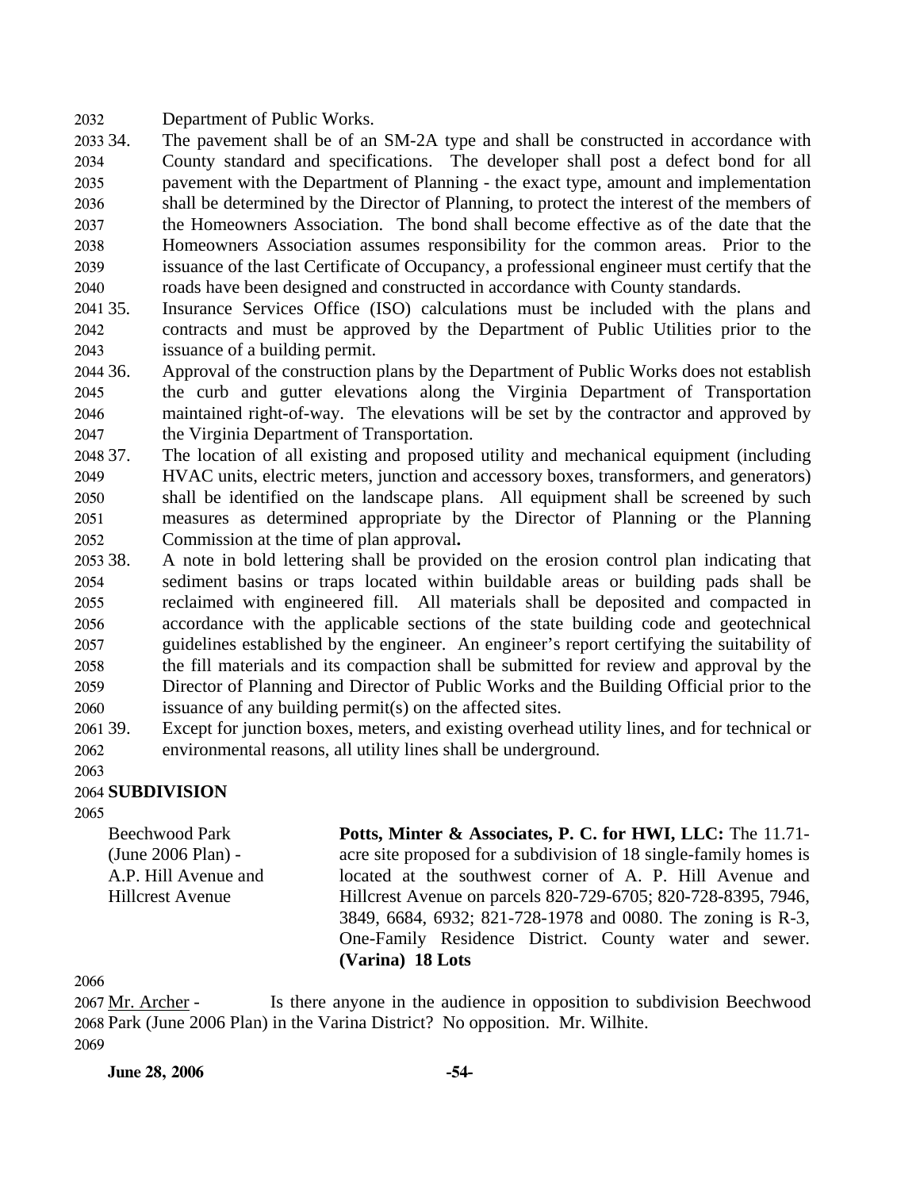Department of Public Works.

34. The pavement shall be of an SM-2A type and shall be constructed in accordance with County standard and specifications. The developer shall post a defect bond for all pavement with the Department of Planning - the exact type, amount and implementation shall be determined by the Director of Planning, to protect the interest of the members of the Homeowners Association. The bond shall become effective as of the date that the Homeowners Association assumes responsibility for the common areas. Prior to the issuance of the last Certificate of Occupancy, a professional engineer must certify that the roads have been designed and constructed in accordance with County standards.

35. Insurance Services Office (ISO) calculations must be included with the plans and contracts and must be approved by the Department of Public Utilities prior to the issuance of a building permit.

36. Approval of the construction plans by the Department of Public Works does not establish the curb and gutter elevations along the Virginia Department of Transportation maintained right-of-way. The elevations will be set by the contractor and approved by the Virginia Department of Transportation.

37. The location of all existing and proposed utility and mechanical equipment (including HVAC units, electric meters, junction and accessory boxes, transformers, and generators) shall be identified on the landscape plans. All equipment shall be screened by such measures as determined appropriate by the Director of Planning or the Planning Commission at the time of plan approval**.**

38. A note in bold lettering shall be provided on the erosion control plan indicating that sediment basins or traps located within buildable areas or building pads shall be reclaimed with engineered fill. All materials shall be deposited and compacted in accordance with the applicable sections of the state building code and geotechnical guidelines established by the engineer. An engineer's report certifying the suitability of the fill materials and its compaction shall be submitted for review and approval by the Director of Planning and Director of Public Works and the Building Official prior to the issuance of any building permit(s) on the affected sites.

39. Except for junction boxes, meters, and existing overhead utility lines, and for technical or environmental reasons, all utility lines shall be underground.

**SUBDIVISION**

Beechwood Park (June 2006 Plan) - A.P. Hill Avenue and Hillcrest Avenue

**Potts, Minter & Associates, P. C. for HWI, LLC:** The 11.71-acre site proposed for a subdivision of 18 single-family homes is located at the southwest corner of A. P. Hill Avenue and Hillcrest Avenue on parcels 820-729-6705; 820-728-8395, 7946, 3849, 6684, 6932; 821-728-1978 and 0080. The zoning is R-3, One-Family Residence District. County water and sewer. **(Varina) 18 Lots**

Mr. Archer - Is there anyone in the audience in opposition to subdivision Beechwood Park (June 2006 Plan) in the Varina District? No opposition. Mr. Wilhite.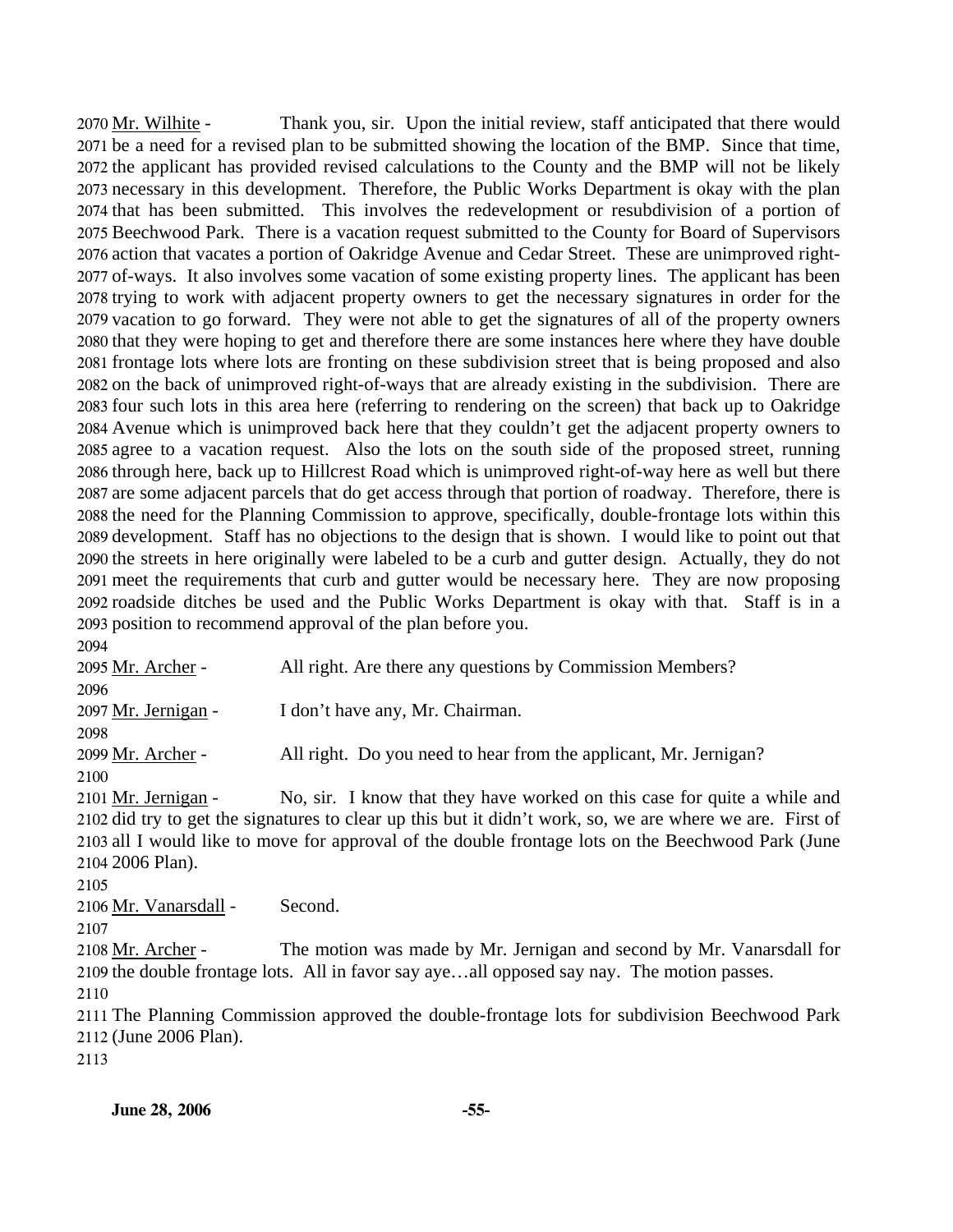2070 Mr. Wilhite - Thank you, sir. Upon the initial review, staff anticipated that there would 2071 be a need for a revised plan to be submitted showing the location of the BMP. Since that time, 2072 the applicant has provided revised calculations to the County and the BMP will not be likely 2073 necessary in this development. Therefore, the Public Works Department is okay with the plan 2074 that has been submitted. This involves the redevelopment or resubdivision of a portion of 2075 Beechwood Park. There is a vacation request submitted to the County for Board of Supervisors 2076 action that vacates a portion of Oakridge Avenue and Cedar Street. These are unimproved right-2077 of-ways. It also involves some vacation of some existing property lines. The applicant has been 2078 trying to work with adjacent property owners to get the necessary signatures in order for the 2079 vacation to go forward. They were not able to get the signatures of all of the property owners 2080 that they were hoping to get and therefore there are some instances here where they have double 2081 frontage lots where lots are fronting on these subdivision street that is being proposed and also 2082 on the back of unimproved right-of-ways that are already existing in the subdivision. There are 2083 four such lots in this area here (referring to rendering on the screen) that back up to Oakridge 2084 Avenue which is unimproved back here that they couldn't get the adjacent property owners to 2085 agree to a vacation request. Also the lots on the south side of the proposed street, running 2086 through here, back up to Hillcrest Road which is unimproved right-of-way here as well but there 2087 are some adjacent parcels that do get access through that portion of roadway. Therefore, there is 2088 the need for the Planning Commission to approve, specifically, double-frontage lots within this 2089 development. Staff has no objections to the design that is shown. I would like to point out that 2090 the streets in here originally were labeled to be a curb and gutter design. Actually, they do not 2091 meet the requirements that curb and gutter would be necessary here. They are now proposing 2092 roadside ditches be used and the Public Works Department is okay with that. Staff is in a 2093 position to recommend approval of the plan before you.

2094

2095 Mr. Archer - All right. Are there any questions by Commission Members?

2096

2097 Mr. Jernigan - I don't have any, Mr. Chairman.

2098

2099 Mr. Archer - All right. Do you need to hear from the applicant, Mr. Jernigan?

2100

2101 Mr. Jernigan - No, sir. I know that they have worked on this case for quite a while and 2102 did try to get the signatures to clear up this but it didn't work, so, we are where we are. First of 2103 all I would like to move for approval of the double frontage lots on the Beechwood Park (June 2104 2006 Plan).

2105

2106 Mr. Vanarsdall - Second.

2107

2108 Mr. Archer - The motion was made by Mr. Jernigan and second by Mr. Vanarsdall for 2109 the double frontage lots. All in favor say aye…all opposed say nay. The motion passes.

2110

2111 The Planning Commission approved the double-frontage lots for subdivision Beechwood Park 2112 (June 2006 Plan).

2113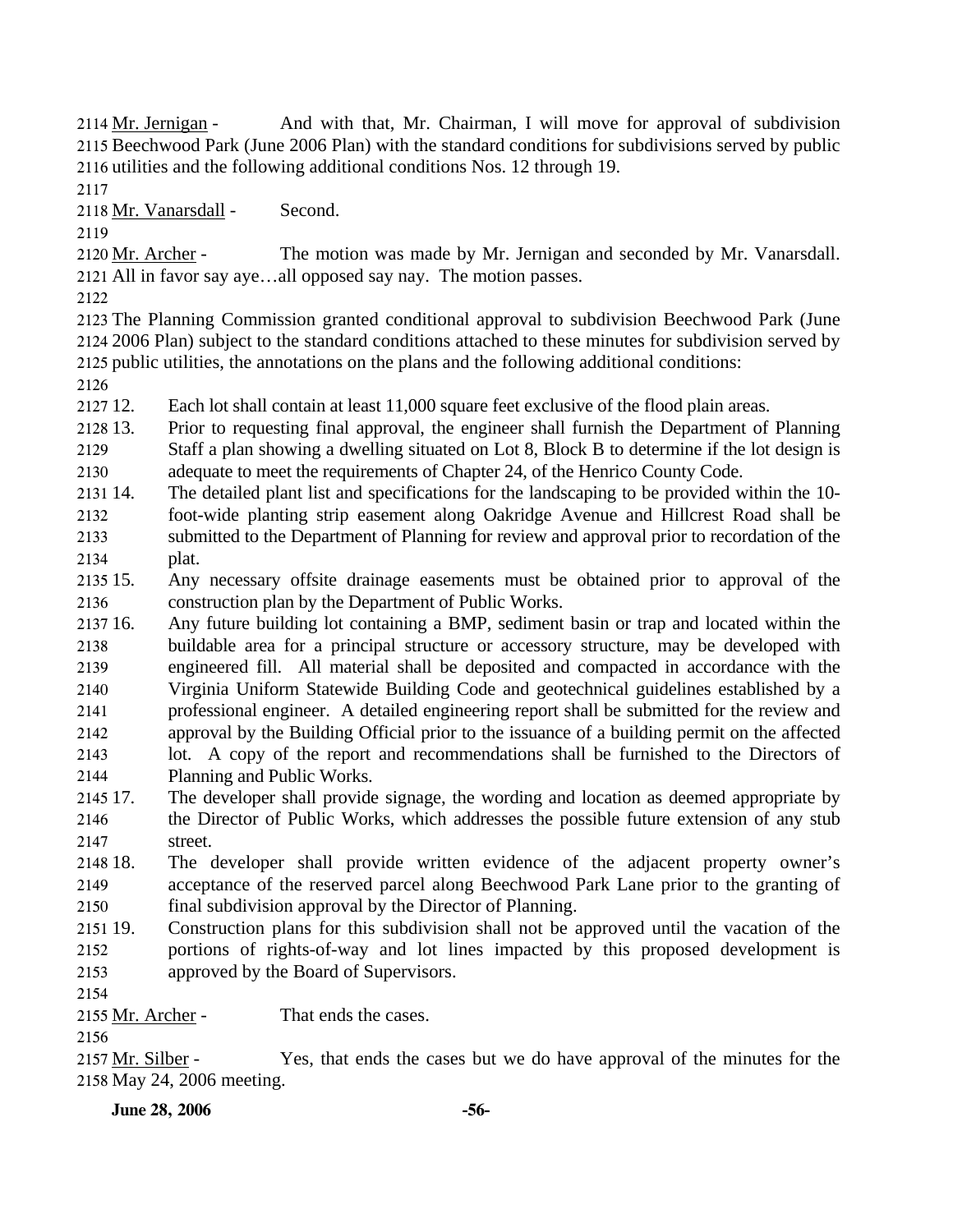Mr. Jernigan - And with that, Mr. Chairman, I will move for approval of subdivision Beechwood Park (June 2006 Plan) with the standard conditions for subdivisions served by public utilities and the following additional conditions Nos. 12 through 19.

Mr. Vanarsdall - Second.

Mr. Archer - The motion was made by Mr. Jernigan and seconded by Mr. Vanarsdall. All in favor say aye…all opposed say nay. The motion passes.

The Planning Commission granted conditional approval to subdivision Beechwood Park (June 2006 Plan) subject to the standard conditions attached to these minutes for subdivision served by public utilities, the annotations on the plans and the following additional conditions:

12. Each lot shall contain at least 11,000 square feet exclusive of the flood plain areas.
13. Prior to requesting final approval, the engineer shall furnish the Department of Planning Staff a plan showing a dwelling situated on Lot 8, Block B to determine if the lot design is adequate to meet the requirements of Chapter 24, of the Henrico County Code.
14. The detailed plant list and specifications for the landscaping to be provided within the 10-foot-wide planting strip easement along Oakridge Avenue and Hillcrest Road shall be submitted to the Department of Planning for review and approval prior to recordation of the plat.
15. Any necessary offsite drainage easements must be obtained prior to approval of the construction plan by the Department of Public Works.
16. Any future building lot containing a BMP, sediment basin or trap and located within the buildable area for a principal structure or accessory structure, may be developed with engineered fill. All material shall be deposited and compacted in accordance with the Virginia Uniform Statewide Building Code and geotechnical guidelines established by a professional engineer. A detailed engineering report shall be submitted for the review and approval by the Building Official prior to the issuance of a building permit on the affected lot. A copy of the report and recommendations shall be furnished to the Directors of Planning and Public Works.
17. The developer shall provide signage, the wording and location as deemed appropriate by the Director of Public Works, which addresses the possible future extension of any stub street.
18. The developer shall provide written evidence of the adjacent property owner's acceptance of the reserved parcel along Beechwood Park Lane prior to the granting of final subdivision approval by the Director of Planning.
19. Construction plans for this subdivision shall not be approved until the vacation of the portions of rights-of-way and lot lines impacted by this proposed development is approved by the Board of Supervisors.

Mr. Archer - That ends the cases.

Mr. Silber - Yes, that ends the cases but we do have approval of the minutes for the May 24, 2006 meeting.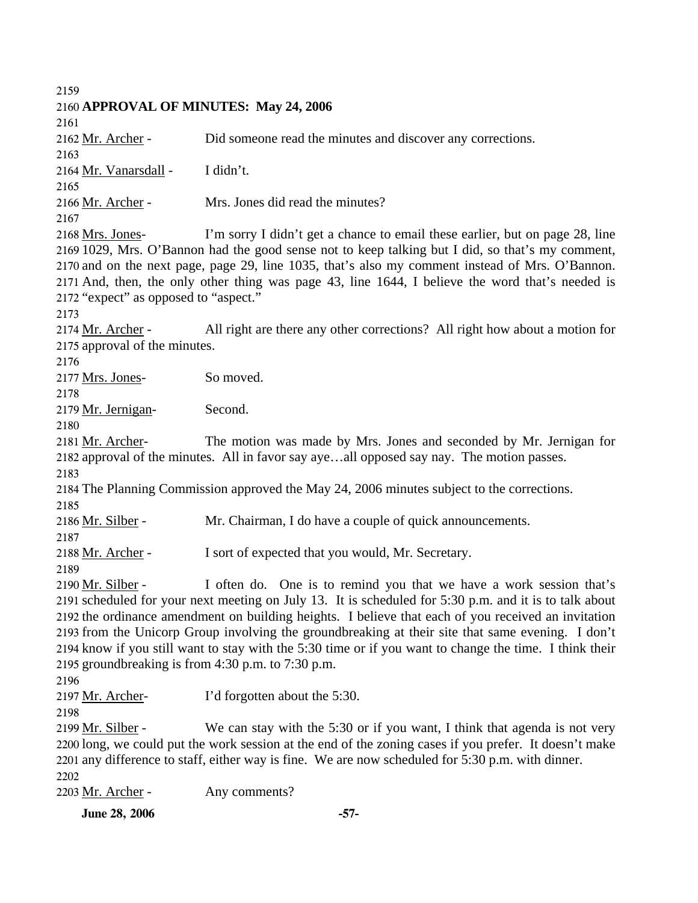**APPROVAL OF MINUTES: May 24, 2006**

Mr. Archer - Did someone read the minutes and discover any corrections.

Mr. Vanarsdall - I didn't.

Mr. Archer - Mrs. Jones did read the minutes?

Mrs. Jones- I'm sorry I didn't get a chance to email these earlier, but on page 28, line 1029, Mrs. O'Bannon had the good sense not to keep talking but I did, so that's my comment, and on the next page, page 29, line 1035, that's also my comment instead of Mrs. O'Bannon. And, then, the only other thing was page 43, line 1644, I believe the word that's needed is "expect" as opposed to "aspect."

Mr. Archer - All right are there any other corrections? All right how about a motion for approval of the minutes.

Mrs. Jones- So moved.

Mr. Jernigan- Second.

Mr. Archer- The motion was made by Mrs. Jones and seconded by Mr. Jernigan for approval of the minutes. All in favor say aye…all opposed say nay. The motion passes.

The Planning Commission approved the May 24, 2006 minutes subject to the corrections.

Mr. Silber - Mr. Chairman, I do have a couple of quick announcements.

Mr. Archer - I sort of expected that you would, Mr. Secretary.

Mr. Silber - I often do. One is to remind you that we have a work session that's scheduled for your next meeting on July 13. It is scheduled for 5:30 p.m. and it is to talk about the ordinance amendment on building heights. I believe that each of you received an invitation from the Unicorp Group involving the groundbreaking at their site that same evening. I don't know if you still want to stay with the 5:30 time or if you want to change the time. I think their groundbreaking is from 4:30 p.m. to 7:30 p.m.

Mr. Archer- I'd forgotten about the 5:30.

Mr. Silber - We can stay with the 5:30 or if you want, I think that agenda is not very long, we could put the work session at the end of the zoning cases if you prefer. It doesn't make any difference to staff, either way is fine. We are now scheduled for 5:30 p.m. with dinner.

Mr. Archer - Any comments?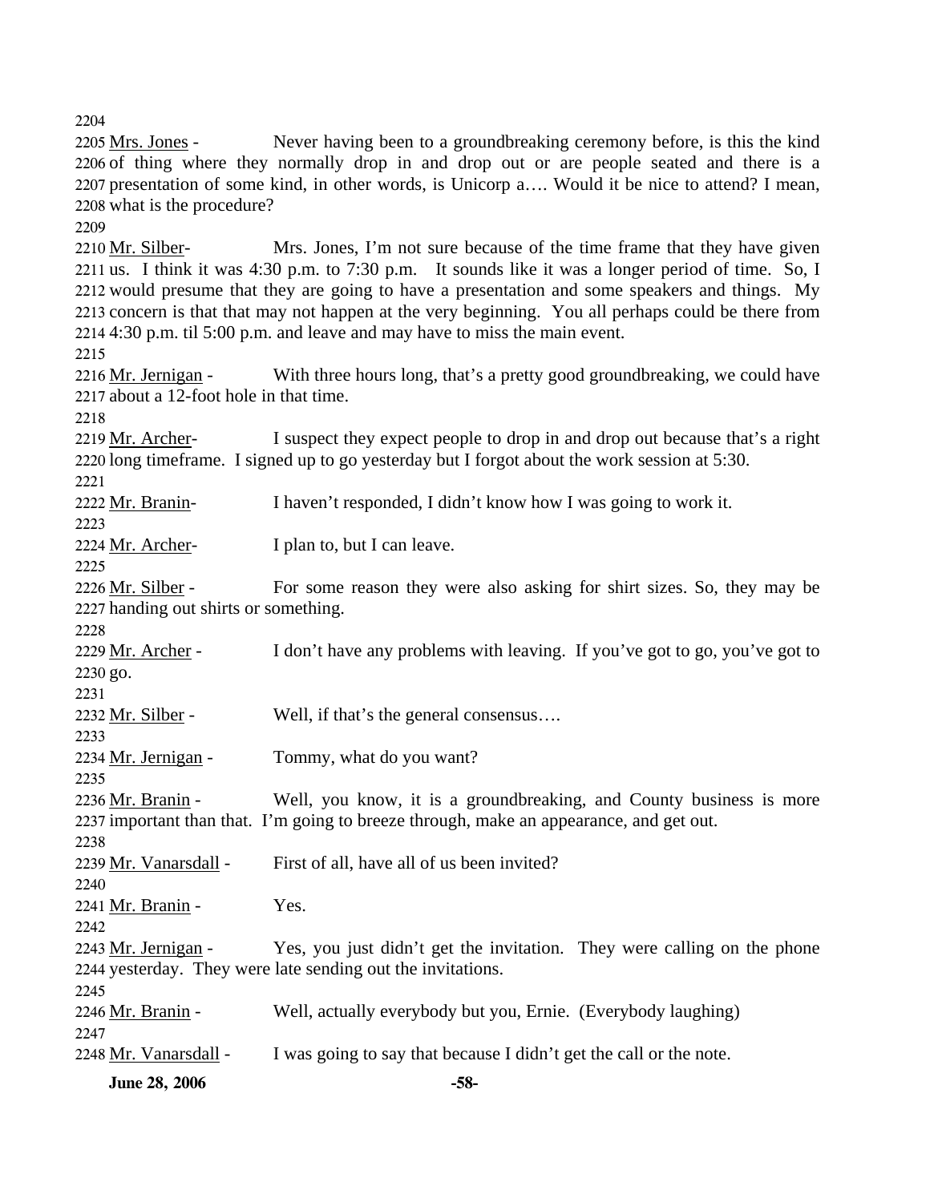2204

2205 Mrs. Jones - Never having been to a groundbreaking ceremony before, is this the kind
2206 of thing where they normally drop in and drop out or are people seated and there is a
2207 presentation of some kind, in other words, is Unicorp a…. Would it be nice to attend? I mean,
2208 what is the procedure?

2209

2210 Mr. Silber- Mrs. Jones, I'm not sure because of the time frame that they have given
2211 us. I think it was 4:30 p.m. to 7:30 p.m. It sounds like it was a longer period of time. So, I
2212 would presume that they are going to have a presentation and some speakers and things. My
2213 concern is that that may not happen at the very beginning. You all perhaps could be there from
2214 4:30 p.m. til 5:00 p.m. and leave and may have to miss the main event.

2215

2216 Mr. Jernigan - With three hours long, that's a pretty good groundbreaking, we could have
2217 about a 12-foot hole in that time.

2218

2219 Mr. Archer- I suspect they expect people to drop in and drop out because that's a right
2220 long timeframe. I signed up to go yesterday but I forgot about the work session at 5:30.

2221

2222 Mr. Branin- I haven't responded, I didn't know how I was going to work it.

2223

2224 Mr. Archer- I plan to, but I can leave.

2225

2226 Mr. Silber - For some reason they were also asking for shirt sizes. So, they may be
2227 handing out shirts or something.

2228

2229 Mr. Archer - I don't have any problems with leaving. If you've got to go, you've got to
2230 go.

2231

2232 Mr. Silber - Well, if that's the general consensus….

2233

2234 Mr. Jernigan - Tommy, what do you want?

2235

2236 Mr. Branin - Well, you know, it is a groundbreaking, and County business is more
2237 important than that. I'm going to breeze through, make an appearance, and get out.

2238

2239 Mr. Vanarsdall - First of all, have all of us been invited?

2240

2241 Mr. Branin - Yes.

2242

2243 Mr. Jernigan - Yes, you just didn't get the invitation. They were calling on the phone
2244 yesterday. They were late sending out the invitations.

2245

2246 Mr. Branin - Well, actually everybody but you, Ernie. (Everybody laughing)

2247

2248 Mr. Vanarsdall - I was going to say that because I didn't get the call or the note.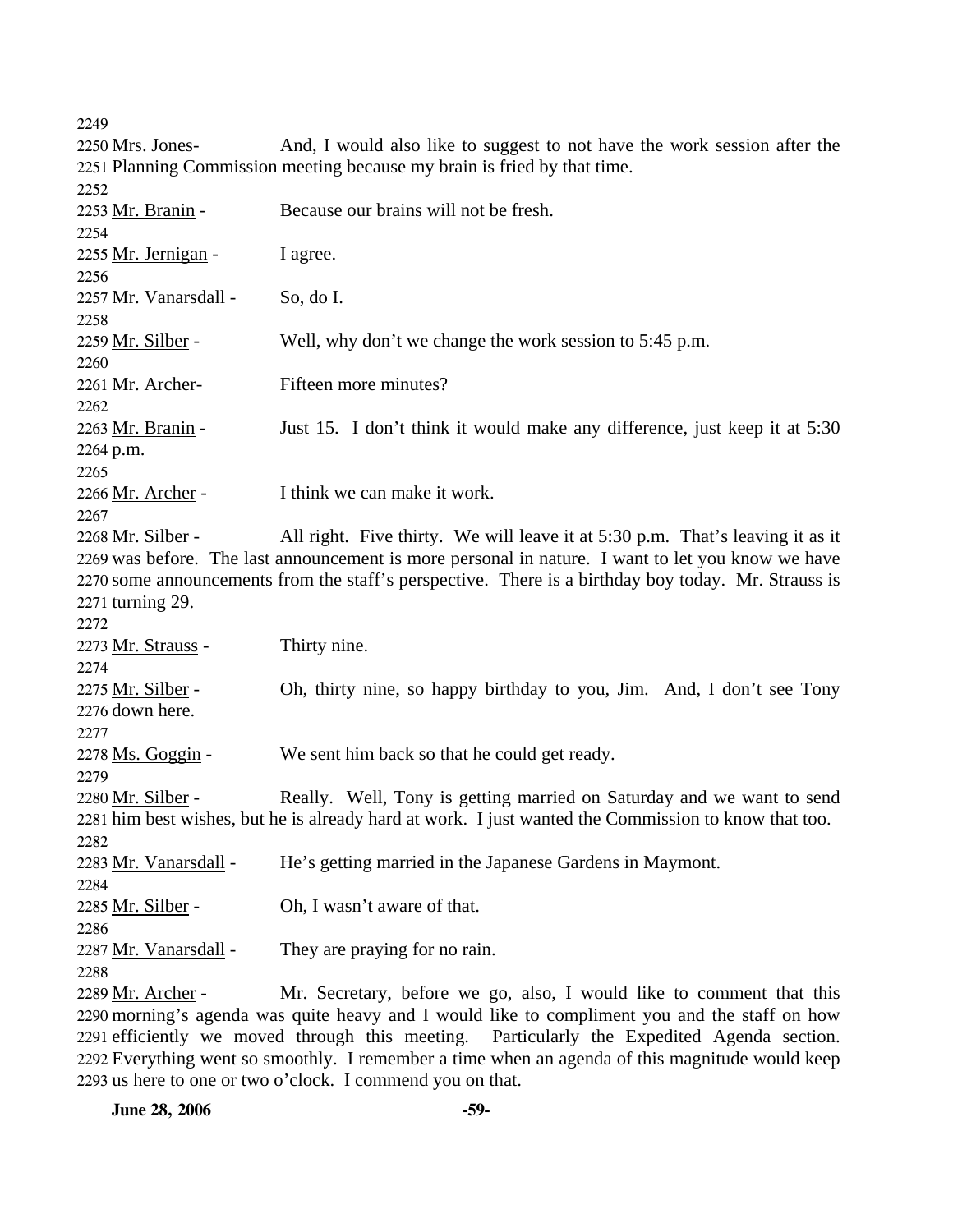2249

2250 Mrs. Jones- And, I would also like to suggest to not have the work session after the 2251 Planning Commission meeting because my brain is fried by that time.

2252

2253 Mr. Branin - Because our brains will not be fresh.

2254

2255 Mr. Jernigan - I agree.

2256

2257 Mr. Vanarsdall - So, do I.

2258

2259 Mr. Silber - Well, why don't we change the work session to 5:45 p.m.

2260

2261 Mr. Archer- Fifteen more minutes?

2262

2263 Mr. Branin - Just 15. I don't think it would make any difference, just keep it at 5:30 2264 p.m.

2265

2266 Mr. Archer - I think we can make it work.

2267

2268 Mr. Silber - All right. Five thirty. We will leave it at 5:30 p.m. That's leaving it as it 2269 was before. The last announcement is more personal in nature. I want to let you know we have 2270 some announcements from the staff's perspective. There is a birthday boy today. Mr. Strauss is 2271 turning 29.

2272

2273 Mr. Strauss - Thirty nine.

2274

2275 Mr. Silber - Oh, thirty nine, so happy birthday to you, Jim. And, I don't see Tony 2276 down here.

2277

2278 Ms. Goggin - We sent him back so that he could get ready.

2279

2280 Mr. Silber - Really. Well, Tony is getting married on Saturday and we want to send 2281 him best wishes, but he is already hard at work. I just wanted the Commission to know that too.

2282

2283 Mr. Vanarsdall - He's getting married in the Japanese Gardens in Maymont.

2284

2285 Mr. Silber - Oh, I wasn't aware of that.

2286

2287 Mr. Vanarsdall - They are praying for no rain.

2288

2289 Mr. Archer - Mr. Secretary, before we go, also, I would like to comment that this 2290 morning's agenda was quite heavy and I would like to compliment you and the staff on how 2291 efficiently we moved through this meeting. Particularly the Expedited Agenda section. 2292 Everything went so smoothly. I remember a time when an agenda of this magnitude would keep 2293 us here to one or two o'clock. I commend you on that.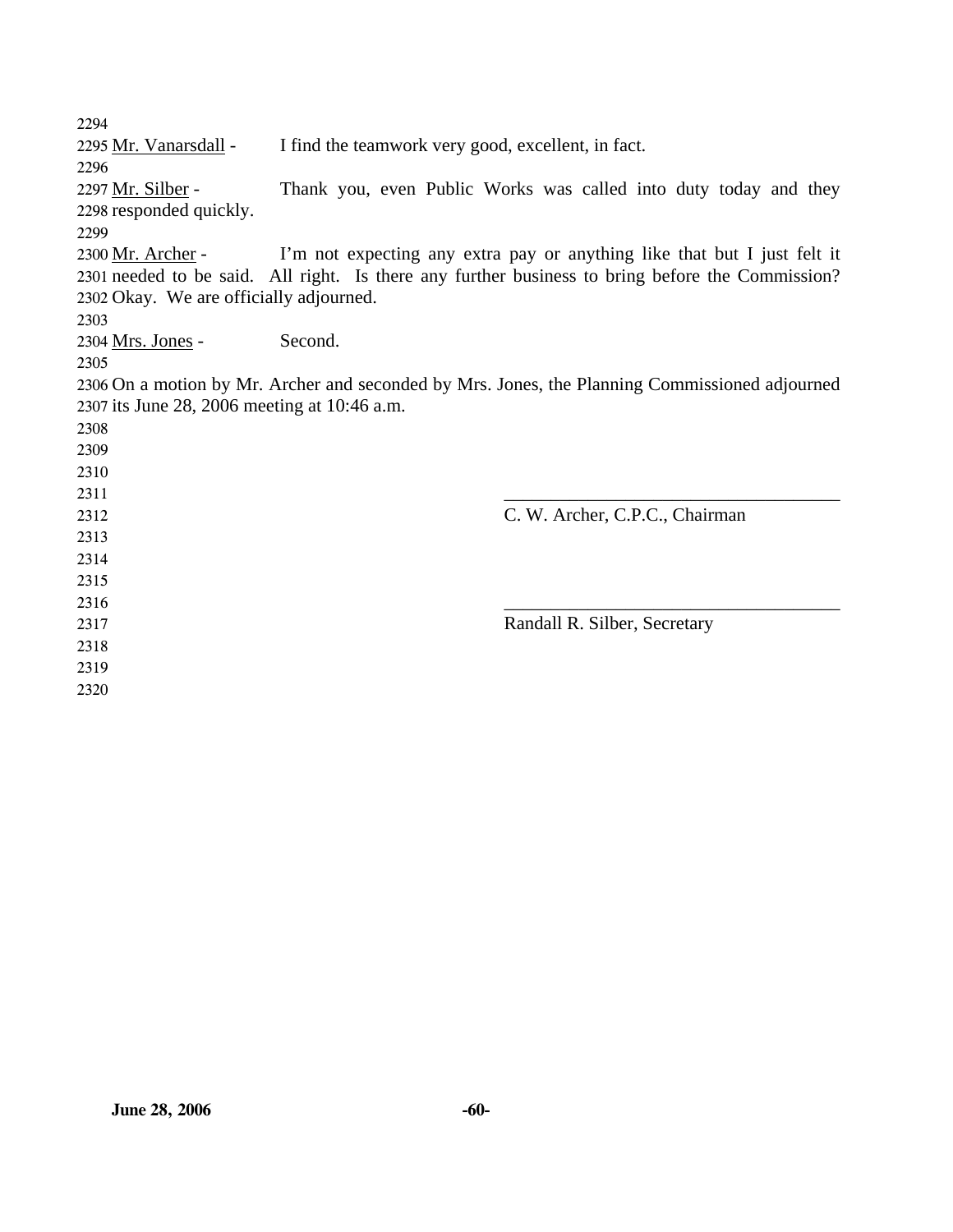2294

2295 Mr. Vanarsdall - I find the teamwork very good, excellent, in fact.

2296

2297 Mr. Silber - Thank you, even Public Works was called into duty today and they
2298 responded quickly.

2299

2300 Mr. Archer - I'm not expecting any extra pay or anything like that but I just felt it
2301 needed to be said. All right. Is there any further business to bring before the Commission?
2302 Okay. We are officially adjourned.

2303

2304 Mrs. Jones - Second.

2305

2306 On a motion by Mr. Archer and seconded by Mrs. Jones, the Planning Commissioned adjourned
2307 its June 28, 2006 meeting at 10:46 a.m.

2308
2309
2310
2311 \_\_\_\_\_\_\_\_\_\_\_\_\_\_\_\_\_\_\_\_\_\_\_\_\_\_\_\_\_\_\_\_\_\_\_\_\_\_\_\_
2312 C. W. Archer, C.P.C., Chairman
2313
2314
2315
2316 \_\_\_\_\_\_\_\_\_\_\_\_\_\_\_\_\_\_\_\_\_\_\_\_\_\_\_\_\_\_\_\_\_\_\_\_\_\_\_\_
2317 Randall R. Silber, Secretary
2318
2319
2320